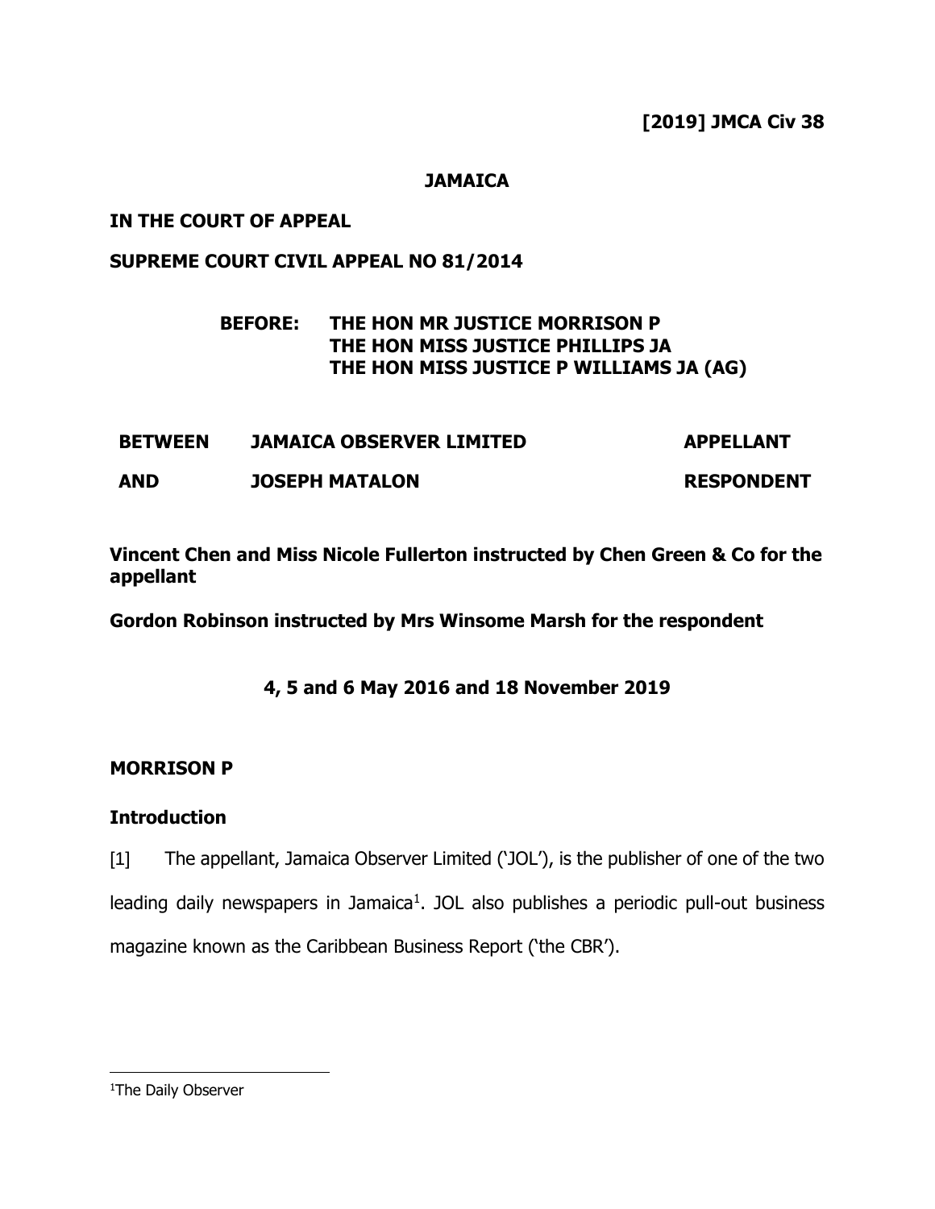**[2019] JMCA Civ 38**

**JAMAICA**

**IN THE COURT OF APPEAL**

**SUPREME COURT CIVIL APPEAL NO 81/2014**

**BEFORE: THE HON MR JUSTICE MORRISON P**
**THE HON MISS JUSTICE PHILLIPS JA**
**THE HON MISS JUSTICE P WILLIAMS JA (AG)**

| | | |
|---|---|---|
| **BETWEEN** | **JAMAICA OBSERVER LIMITED** | **APPELLANT** |
| **AND** | **JOSEPH MATALON** | **RESPONDENT** |

**Vincent Chen and Miss Nicole Fullerton instructed by Chen Green & Co for the appellant**

**Gordon Robinson instructed by Mrs Winsome Marsh for the respondent**

**4, 5 and 6 May 2016 and 18 November 2019**

## MORRISON P

### Introduction

[1] The appellant, Jamaica Observer Limited ('JOL'), is the publisher of one of the two leading daily newspapers in Jamaica[1]. JOL also publishes a periodic pull-out business magazine known as the Caribbean Business Report ('the CBR').

[1] The Daily Observer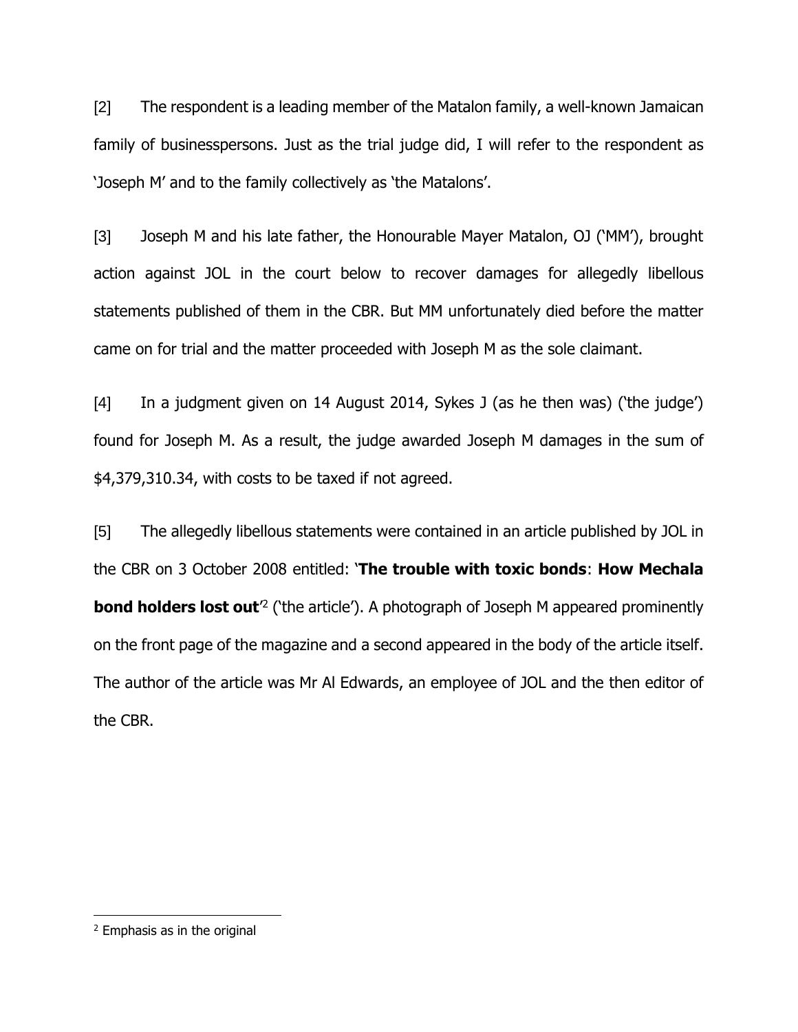[2] The respondent is a leading member of the Matalon family, a well-known Jamaican family of businesspersons. Just as the trial judge did, I will refer to the respondent as 'Joseph M' and to the family collectively as 'the Matalons'.

[3] Joseph M and his late father, the Honourable Mayer Matalon, OJ ('MM'), brought action against JOL in the court below to recover damages for allegedly libellous statements published of them in the CBR. But MM unfortunately died before the matter came on for trial and the matter proceeded with Joseph M as the sole claimant.

[4] In a judgment given on 14 August 2014, Sykes J (as he then was) ('the judge') found for Joseph M. As a result, the judge awarded Joseph M damages in the sum of $4,379,310.34, with costs to be taxed if not agreed.

[5] The allegedly libellous statements were contained in an article published by JOL in the CBR on 3 October 2008 entitled: '**The trouble with toxic bonds**: **How Mechala bond holders lost out**'[2] ('the article'). A photograph of Joseph M appeared prominently on the front page of the magazine and a second appeared in the body of the article itself. The author of the article was Mr Al Edwards, an employee of JOL and the then editor of the CBR.

---

[2] Emphasis as in the original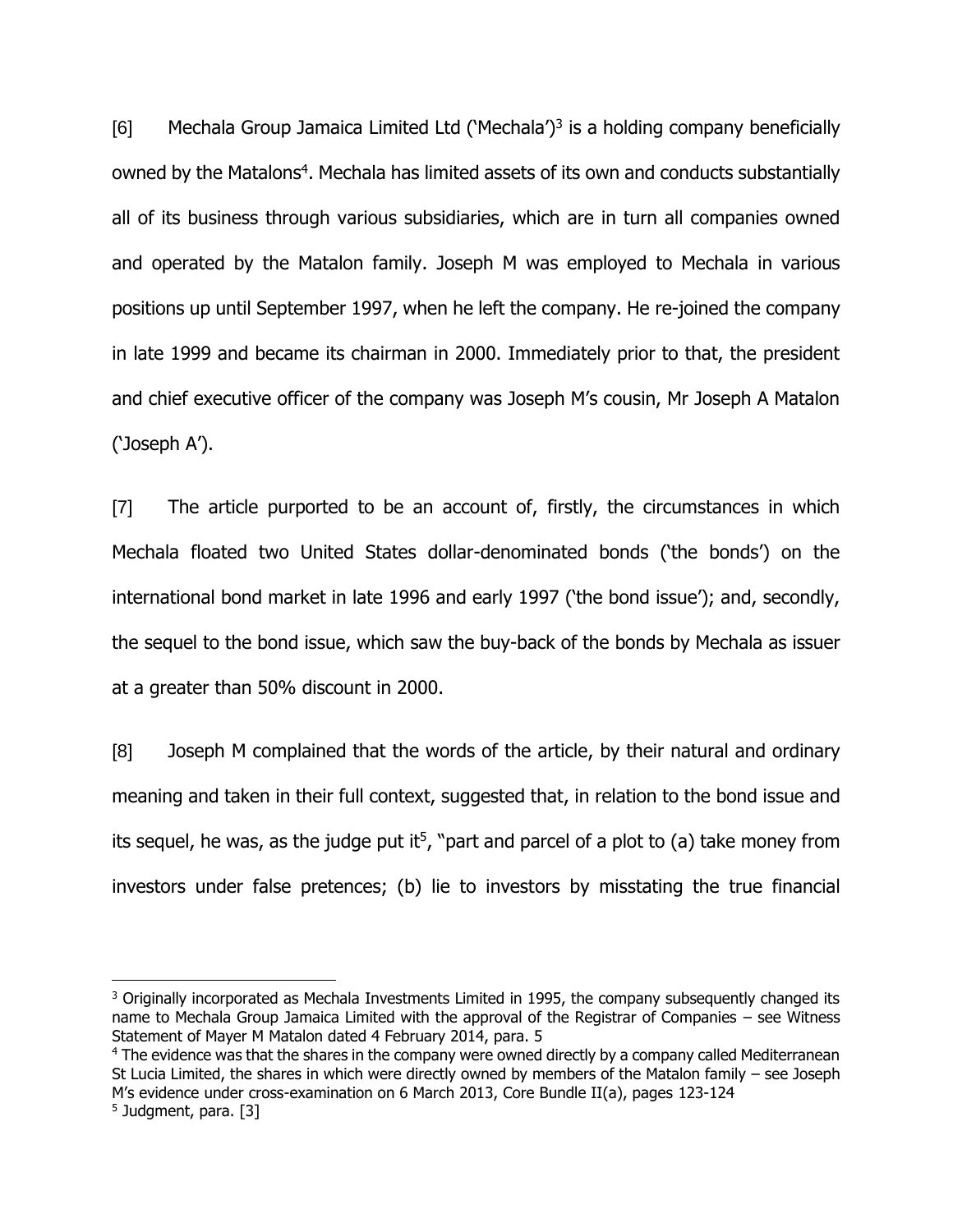[6] Mechala Group Jamaica Limited Ltd ('Mechala')[3] is a holding company beneficially owned by the Matalons[4]. Mechala has limited assets of its own and conducts substantially all of its business through various subsidiaries, which are in turn all companies owned and operated by the Matalon family. Joseph M was employed to Mechala in various positions up until September 1997, when he left the company. He re-joined the company in late 1999 and became its chairman in 2000. Immediately prior to that, the president and chief executive officer of the company was Joseph M's cousin, Mr Joseph A Matalon ('Joseph A').

[7] The article purported to be an account of, firstly, the circumstances in which Mechala floated two United States dollar-denominated bonds ('the bonds') on the international bond market in late 1996 and early 1997 ('the bond issue'); and, secondly, the sequel to the bond issue, which saw the buy-back of the bonds by Mechala as issuer at a greater than 50% discount in 2000.

[8] Joseph M complained that the words of the article, by their natural and ordinary meaning and taken in their full context, suggested that, in relation to the bond issue and its sequel, he was, as the judge put it[5], "part and parcel of a plot to (a) take money from investors under false pretences; (b) lie to investors by misstating the true financial

---

[3] Originally incorporated as Mechala Investments Limited in 1995, the company subsequently changed its name to Mechala Group Jamaica Limited with the approval of the Registrar of Companies – see Witness Statement of Mayer M Matalon dated 4 February 2014, para. 5

[4] The evidence was that the shares in the company were owned directly by a company called Mediterranean St Lucia Limited, the shares in which were directly owned by members of the Matalon family – see Joseph M's evidence under cross-examination on 6 March 2013, Core Bundle II(a), pages 123-124

[5] Judgment, para. [3]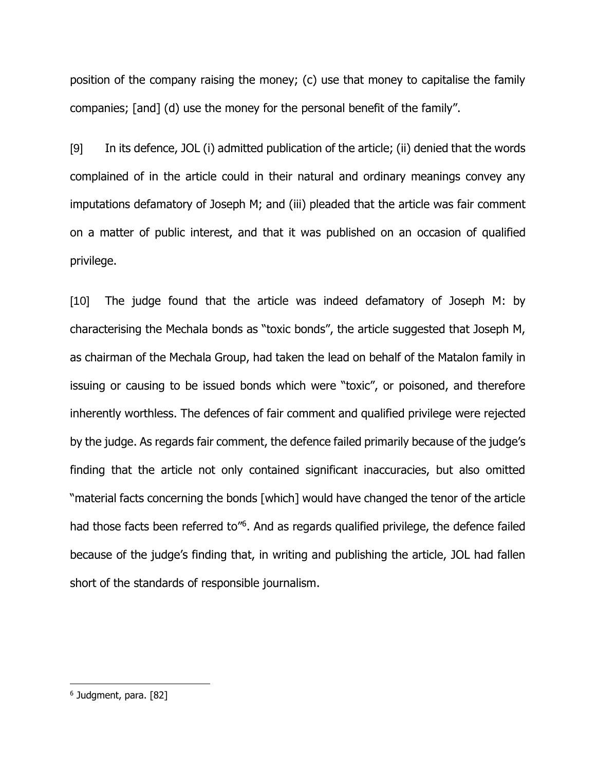position of the company raising the money; (c) use that money to capitalise the family companies; [and] (d) use the money for the personal benefit of the family".

[9] In its defence, JOL (i) admitted publication of the article; (ii) denied that the words complained of in the article could in their natural and ordinary meanings convey any imputations defamatory of Joseph M; and (iii) pleaded that the article was fair comment on a matter of public interest, and that it was published on an occasion of qualified privilege.

[10] The judge found that the article was indeed defamatory of Joseph M: by characterising the Mechala bonds as "toxic bonds", the article suggested that Joseph M, as chairman of the Mechala Group, had taken the lead on behalf of the Matalon family in issuing or causing to be issued bonds which were "toxic", or poisoned, and therefore inherently worthless. The defences of fair comment and qualified privilege were rejected by the judge. As regards fair comment, the defence failed primarily because of the judge's finding that the article not only contained significant inaccuracies, but also omitted "material facts concerning the bonds [which] would have changed the tenor of the article had those facts been referred to"[6]. And as regards qualified privilege, the defence failed because of the judge's finding that, in writing and publishing the article, JOL had fallen short of the standards of responsible journalism.

---

[6] Judgment, para. [82]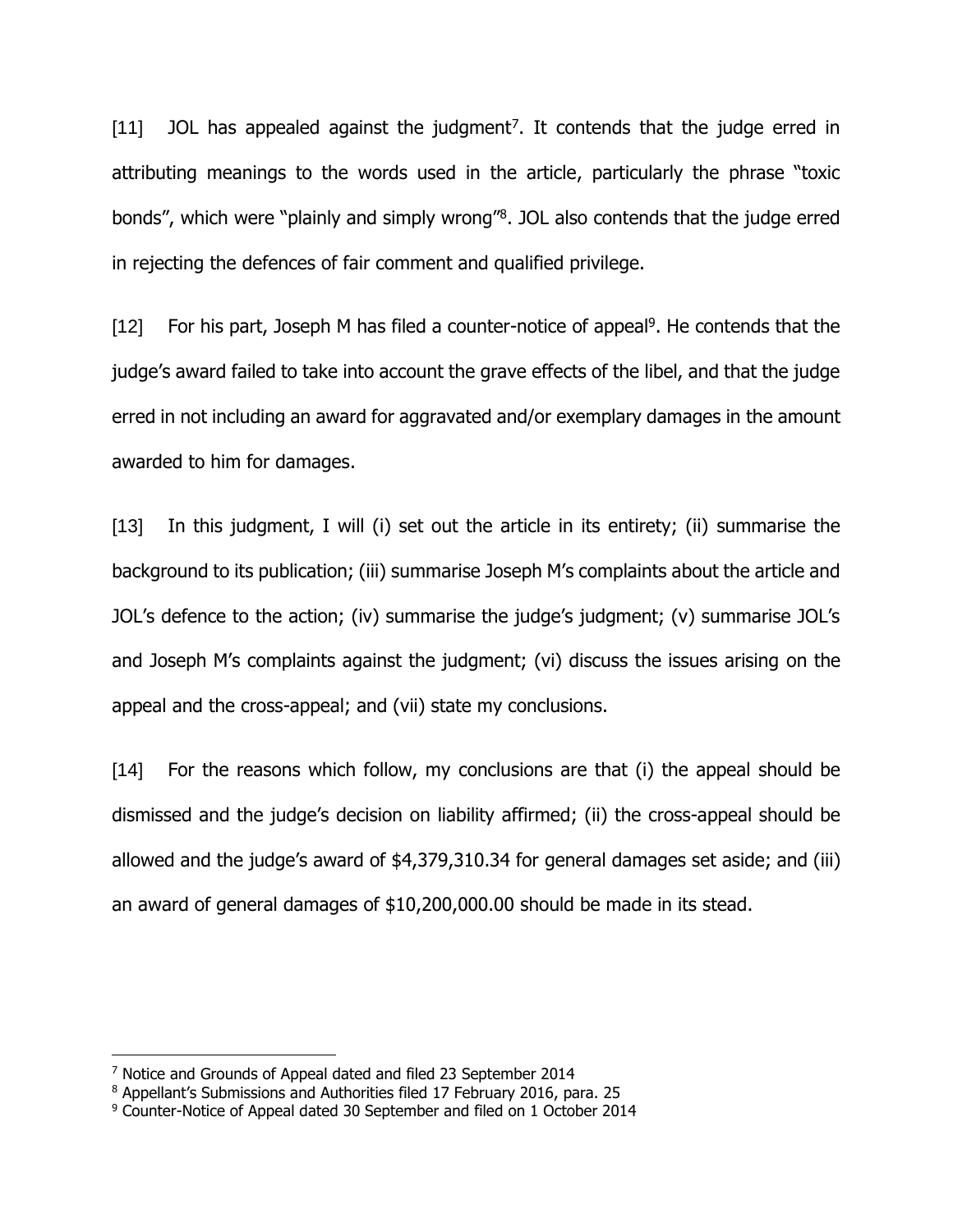[11] JOL has appealed against the judgment[7]. It contends that the judge erred in attributing meanings to the words used in the article, particularly the phrase "toxic bonds", which were "plainly and simply wrong"[8]. JOL also contends that the judge erred in rejecting the defences of fair comment and qualified privilege.

[12] For his part, Joseph M has filed a counter-notice of appeal[9]. He contends that the judge's award failed to take into account the grave effects of the libel, and that the judge erred in not including an award for aggravated and/or exemplary damages in the amount awarded to him for damages.

[13] In this judgment, I will (i) set out the article in its entirety; (ii) summarise the background to its publication; (iii) summarise Joseph M's complaints about the article and JOL's defence to the action; (iv) summarise the judge's judgment; (v) summarise JOL's and Joseph M's complaints against the judgment; (vi) discuss the issues arising on the appeal and the cross-appeal; and (vii) state my conclusions.

[14] For the reasons which follow, my conclusions are that (i) the appeal should be dismissed and the judge's decision on liability affirmed; (ii) the cross-appeal should be allowed and the judge's award of $4,379,310.34 for general damages set aside; and (iii) an award of general damages of $10,200,000.00 should be made in its stead.

---

[7] Notice and Grounds of Appeal dated and filed 23 September 2014

[8] Appellant's Submissions and Authorities filed 17 February 2016, para. 25

[9] Counter-Notice of Appeal dated 30 September and filed on 1 October 2014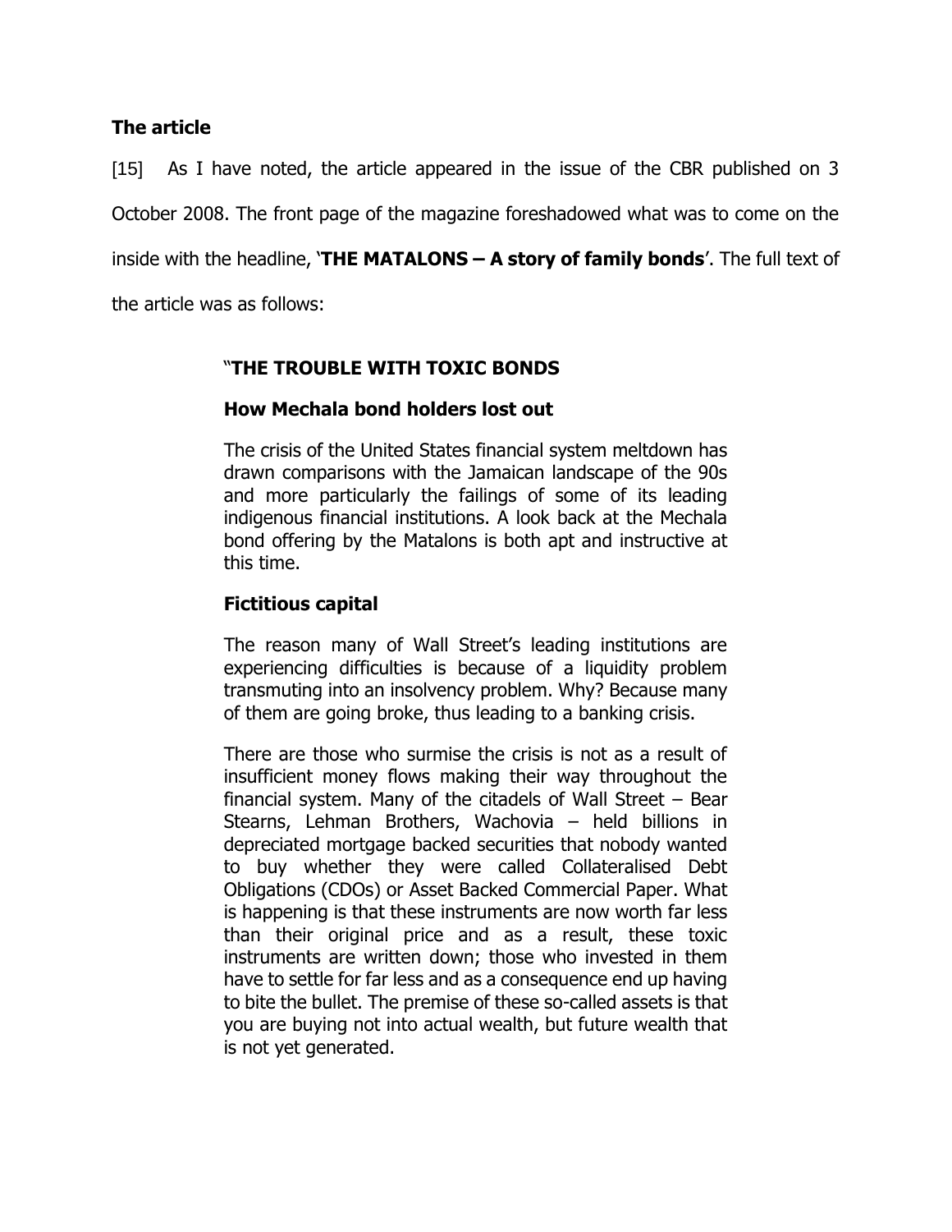## The article

[15] As I have noted, the article appeared in the issue of the CBR published on 3 October 2008. The front page of the magazine foreshadowed what was to come on the inside with the headline, '**THE MATALONS – A story of family bonds**'. The full text of the article was as follows:

> "**THE TROUBLE WITH TOXIC BONDS**
>
> **How Mechala bond holders lost out**
>
> The crisis of the United States financial system meltdown has drawn comparisons with the Jamaican landscape of the 90s and more particularly the failings of some of its leading indigenous financial institutions. A look back at the Mechala bond offering by the Matalons is both apt and instructive at this time.
>
> **Fictitious capital**
>
> The reason many of Wall Street's leading institutions are experiencing difficulties is because of a liquidity problem transmuting into an insolvency problem. Why? Because many of them are going broke, thus leading to a banking crisis.
>
> There are those who surmise the crisis is not as a result of insufficient money flows making their way throughout the financial system. Many of the citadels of Wall Street – Bear Stearns, Lehman Brothers, Wachovia – held billions in depreciated mortgage backed securities that nobody wanted to buy whether they were called Collateralised Debt Obligations (CDOs) or Asset Backed Commercial Paper. What is happening is that these instruments are now worth far less than their original price and as a result, these toxic instruments are written down; those who invested in them have to settle for far less and as a consequence end up having to bite the bullet. The premise of these so-called assets is that you are buying not into actual wealth, but future wealth that is not yet generated.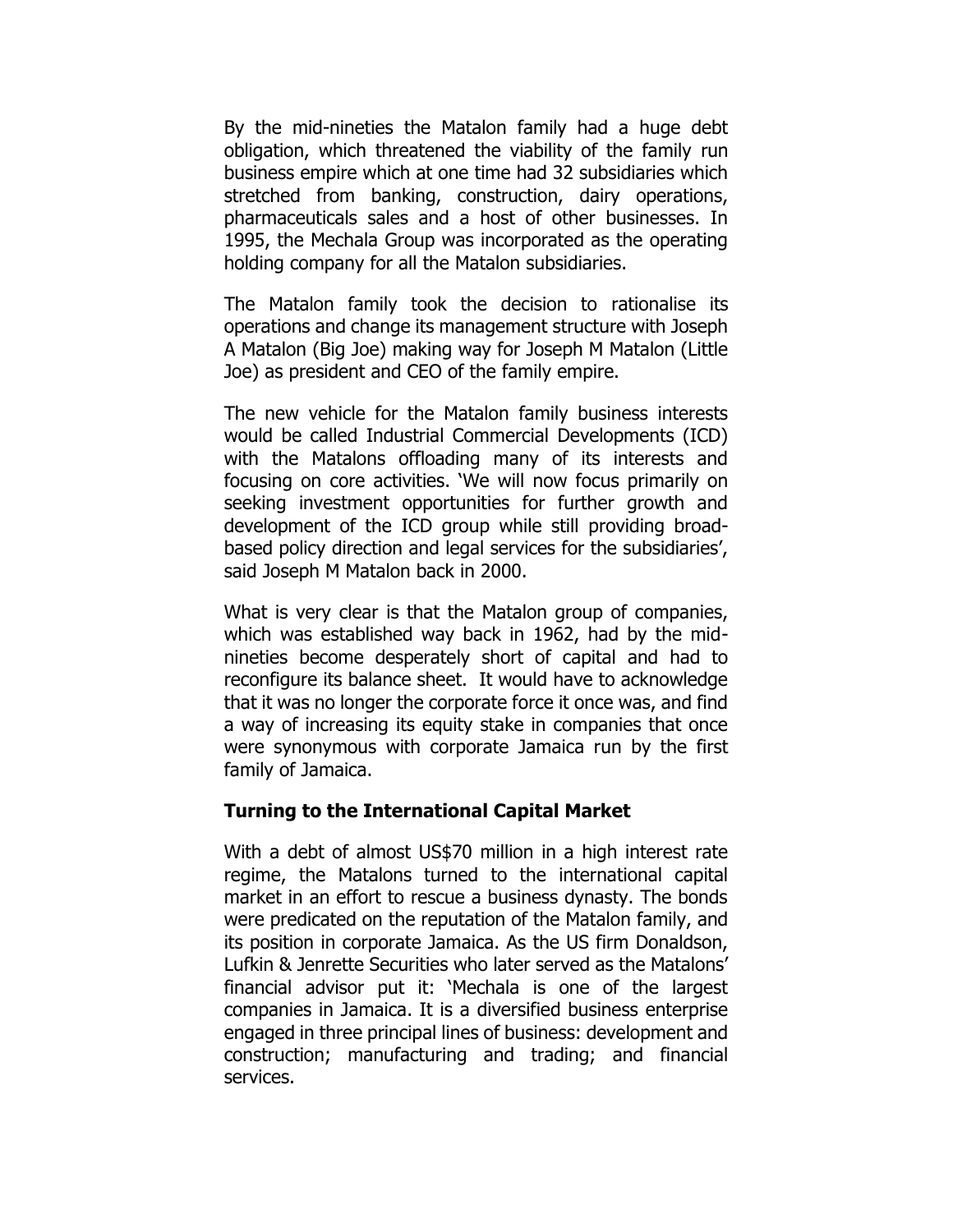By the mid-nineties the Matalon family had a huge debt obligation, which threatened the viability of the family run business empire which at one time had 32 subsidiaries which stretched from banking, construction, dairy operations, pharmaceuticals sales and a host of other businesses. In 1995, the Mechala Group was incorporated as the operating holding company for all the Matalon subsidiaries.

The Matalon family took the decision to rationalise its operations and change its management structure with Joseph A Matalon (Big Joe) making way for Joseph M Matalon (Little Joe) as president and CEO of the family empire.

The new vehicle for the Matalon family business interests would be called Industrial Commercial Developments (ICD) with the Matalons offloading many of its interests and focusing on core activities. 'We will now focus primarily on seeking investment opportunities for further growth and development of the ICD group while still providing broad-based policy direction and legal services for the subsidiaries', said Joseph M Matalon back in 2000.

What is very clear is that the Matalon group of companies, which was established way back in 1962, had by the mid-nineties become desperately short of capital and had to reconfigure its balance sheet. It would have to acknowledge that it was no longer the corporate force it once was, and find a way of increasing its equity stake in companies that once were synonymous with corporate Jamaica run by the first family of Jamaica.

**Turning to the International Capital Market**

With a debt of almost US$70 million in a high interest rate regime, the Matalons turned to the international capital market in an effort to rescue a business dynasty. The bonds were predicated on the reputation of the Matalon family, and its position in corporate Jamaica. As the US firm Donaldson, Lufkin & Jenrette Securities who later served as the Matalons' financial advisor put it: 'Mechala is one of the largest companies in Jamaica. It is a diversified business enterprise engaged in three principal lines of business: development and construction; manufacturing and trading; and financial services.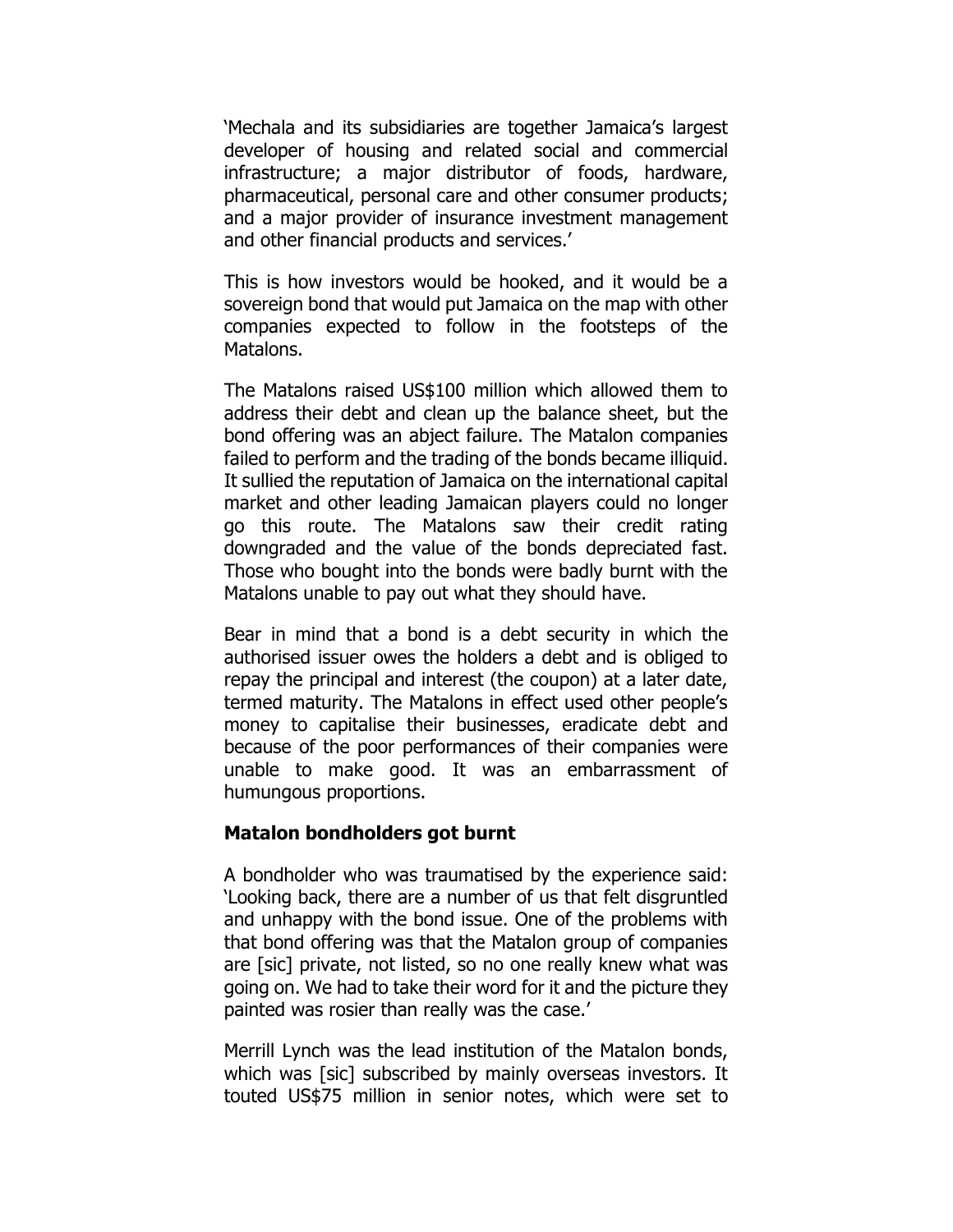'Mechala and its subsidiaries are together Jamaica's largest developer of housing and related social and commercial infrastructure; a major distributor of foods, hardware, pharmaceutical, personal care and other consumer products; and a major provider of insurance investment management and other financial products and services.'

This is how investors would be hooked, and it would be a sovereign bond that would put Jamaica on the map with other companies expected to follow in the footsteps of the Matalons.

The Matalons raised US$100 million which allowed them to address their debt and clean up the balance sheet, but the bond offering was an abject failure. The Matalon companies failed to perform and the trading of the bonds became illiquid. It sullied the reputation of Jamaica on the international capital market and other leading Jamaican players could no longer go this route. The Matalons saw their credit rating downgraded and the value of the bonds depreciated fast. Those who bought into the bonds were badly burnt with the Matalons unable to pay out what they should have.

Bear in mind that a bond is a debt security in which the authorised issuer owes the holders a debt and is obliged to repay the principal and interest (the coupon) at a later date, termed maturity. The Matalons in effect used other people's money to capitalise their businesses, eradicate debt and because of the poor performances of their companies were unable to make good. It was an embarrassment of humungous proportions.

### Matalon bondholders got burnt

A bondholder who was traumatised by the experience said: 'Looking back, there are a number of us that felt disgruntled and unhappy with the bond issue. One of the problems with that bond offering was that the Matalon group of companies are [sic] private, not listed, so no one really knew what was going on. We had to take their word for it and the picture they painted was rosier than really was the case.'

Merrill Lynch was the lead institution of the Matalon bonds, which was [sic] subscribed by mainly overseas investors. It touted US$75 million in senior notes, which were set to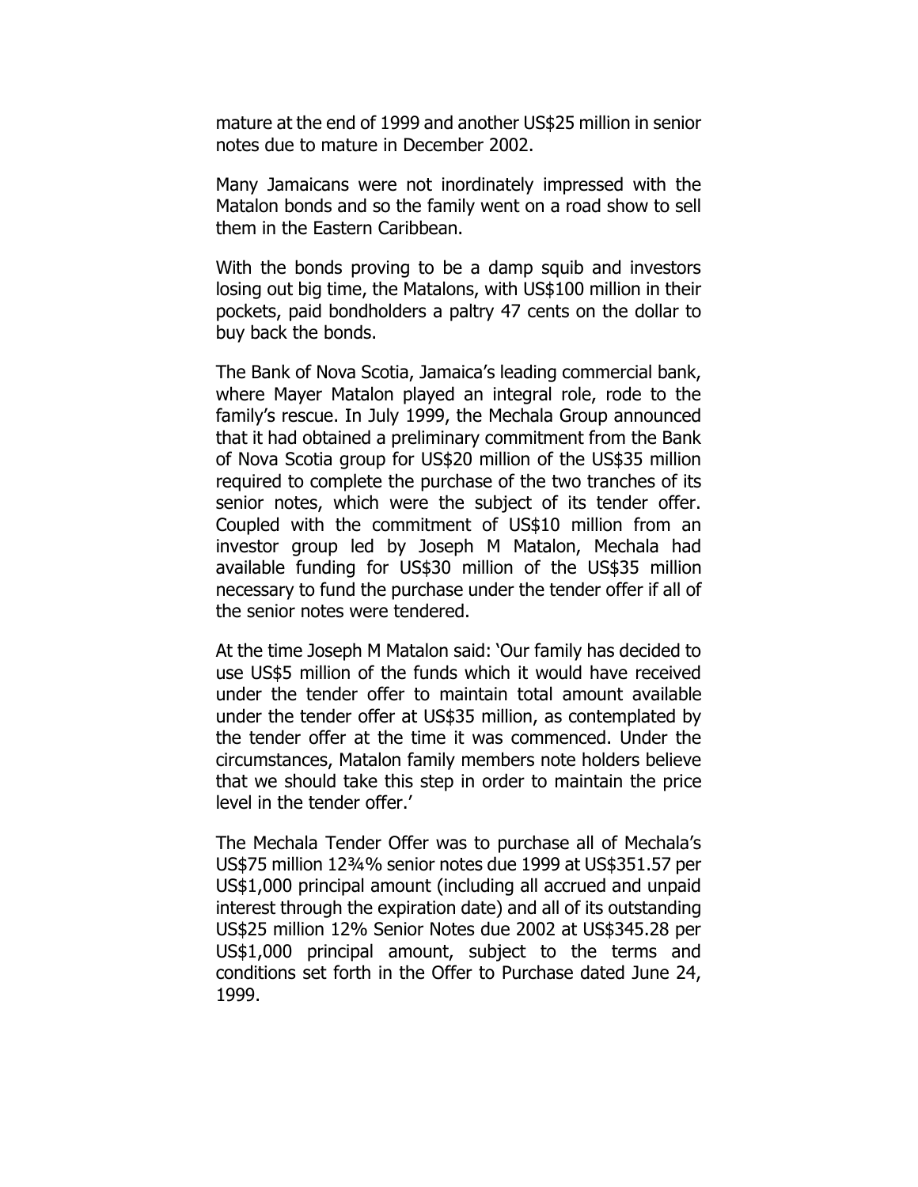mature at the end of 1999 and another US$25 million in senior notes due to mature in December 2002.

Many Jamaicans were not inordinately impressed with the Matalon bonds and so the family went on a road show to sell them in the Eastern Caribbean.

With the bonds proving to be a damp squib and investors losing out big time, the Matalons, with US$100 million in their pockets, paid bondholders a paltry 47 cents on the dollar to buy back the bonds.

The Bank of Nova Scotia, Jamaica's leading commercial bank, where Mayer Matalon played an integral role, rode to the family's rescue. In July 1999, the Mechala Group announced that it had obtained a preliminary commitment from the Bank of Nova Scotia group for US$20 million of the US$35 million required to complete the purchase of the two tranches of its senior notes, which were the subject of its tender offer. Coupled with the commitment of US$10 million from an investor group led by Joseph M Matalon, Mechala had available funding for US$30 million of the US$35 million necessary to fund the purchase under the tender offer if all of the senior notes were tendered.

At the time Joseph M Matalon said: 'Our family has decided to use US$5 million of the funds which it would have received under the tender offer to maintain total amount available under the tender offer at US$35 million, as contemplated by the tender offer at the time it was commenced. Under the circumstances, Matalon family members note holders believe that we should take this step in order to maintain the price level in the tender offer.'

The Mechala Tender Offer was to purchase all of Mechala's US$75 million 12¾% senior notes due 1999 at US$351.57 per US$1,000 principal amount (including all accrued and unpaid interest through the expiration date) and all of its outstanding US$25 million 12% Senior Notes due 2002 at US$345.28 per US$1,000 principal amount, subject to the terms and conditions set forth in the Offer to Purchase dated June 24, 1999.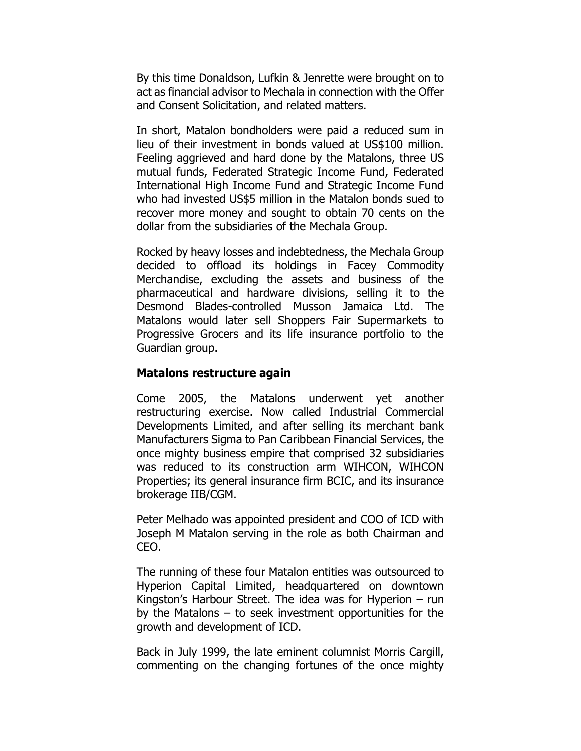By this time Donaldson, Lufkin & Jenrette were brought on to act as financial advisor to Mechala in connection with the Offer and Consent Solicitation, and related matters.

In short, Matalon bondholders were paid a reduced sum in lieu of their investment in bonds valued at US$100 million. Feeling aggrieved and hard done by the Matalons, three US mutual funds, Federated Strategic Income Fund, Federated International High Income Fund and Strategic Income Fund who had invested US$5 million in the Matalon bonds sued to recover more money and sought to obtain 70 cents on the dollar from the subsidiaries of the Mechala Group.

Rocked by heavy losses and indebtedness, the Mechala Group decided to offload its holdings in Facey Commodity Merchandise, excluding the assets and business of the pharmaceutical and hardware divisions, selling it to the Desmond Blades-controlled Musson Jamaica Ltd. The Matalons would later sell Shoppers Fair Supermarkets to Progressive Grocers and its life insurance portfolio to the Guardian group.

**Matalons restructure again**

Come 2005, the Matalons underwent yet another restructuring exercise. Now called Industrial Commercial Developments Limited, and after selling its merchant bank Manufacturers Sigma to Pan Caribbean Financial Services, the once mighty business empire that comprised 32 subsidiaries was reduced to its construction arm WIHCON, WIHCON Properties; its general insurance firm BCIC, and its insurance brokerage IIB/CGM.

Peter Melhado was appointed president and COO of ICD with Joseph M Matalon serving in the role as both Chairman and CEO.

The running of these four Matalon entities was outsourced to Hyperion Capital Limited, headquartered on downtown Kingston's Harbour Street. The idea was for Hyperion – run by the Matalons – to seek investment opportunities for the growth and development of ICD.

Back in July 1999, the late eminent columnist Morris Cargill, commenting on the changing fortunes of the once mighty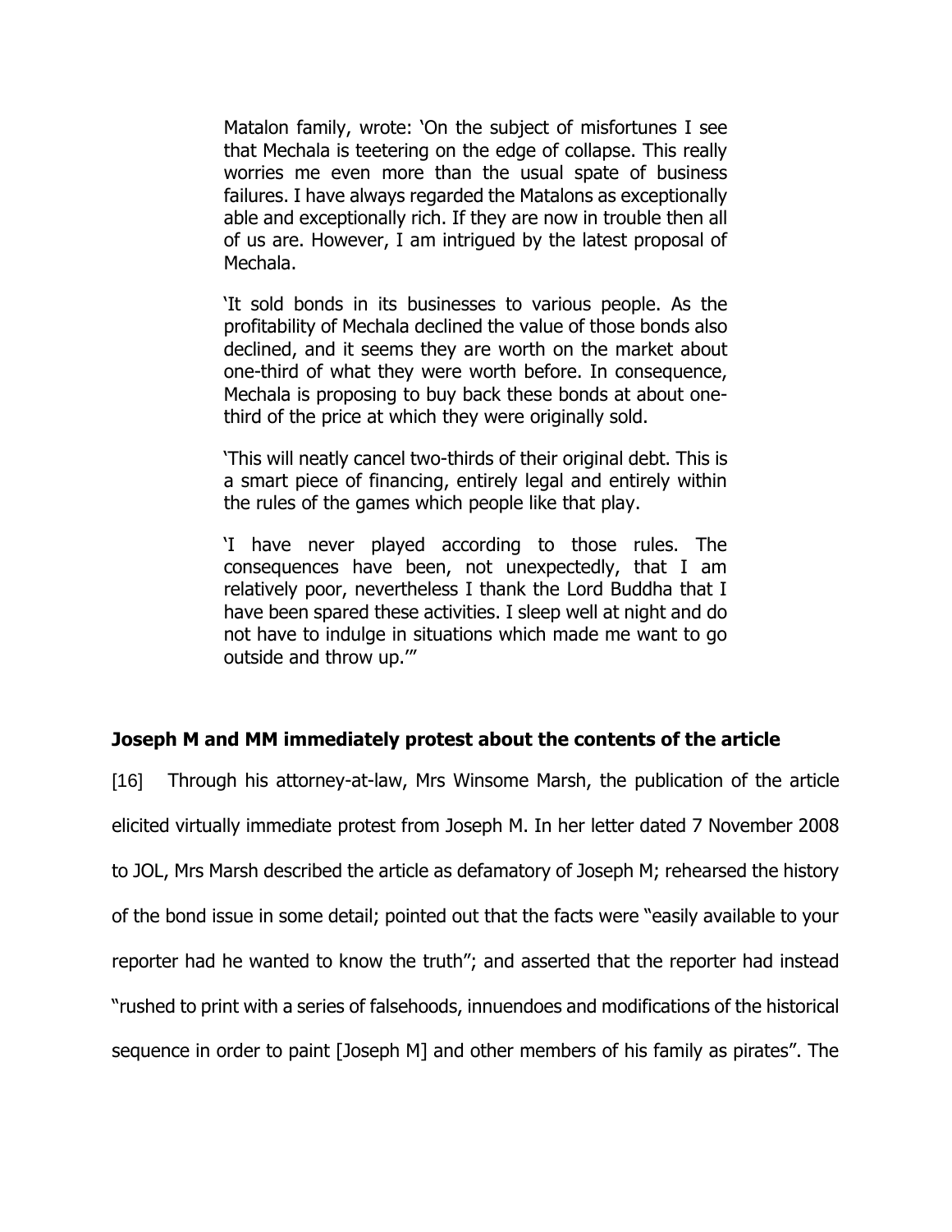> Matalon family, wrote: 'On the subject of misfortunes I see that Mechala is teetering on the edge of collapse. This really worries me even more than the usual spate of business failures. I have always regarded the Matalons as exceptionally able and exceptionally rich. If they are now in trouble then all of us are. However, I am intrigued by the latest proposal of Mechala.
>
> 'It sold bonds in its businesses to various people. As the profitability of Mechala declined the value of those bonds also declined, and it seems they are worth on the market about one-third of what they were worth before. In consequence, Mechala is proposing to buy back these bonds at about one-third of the price at which they were originally sold.
>
> 'This will neatly cancel two-thirds of their original debt. This is a smart piece of financing, entirely legal and entirely within the rules of the games which people like that play.
>
> 'I have never played according to those rules. The consequences have been, not unexpectedly, that I am relatively poor, nevertheless I thank the Lord Buddha that I have been spared these activities. I sleep well at night and do not have to indulge in situations which made me want to go outside and throw up.'"

**Joseph M and MM immediately protest about the contents of the article**

[16] Through his attorney-at-law, Mrs Winsome Marsh, the publication of the article elicited virtually immediate protest from Joseph M. In her letter dated 7 November 2008 to JOL, Mrs Marsh described the article as defamatory of Joseph M; rehearsed the history of the bond issue in some detail; pointed out that the facts were "easily available to your reporter had he wanted to know the truth"; and asserted that the reporter had instead "rushed to print with a series of falsehoods, innuendoes and modifications of the historical sequence in order to paint [Joseph M] and other members of his family as pirates". The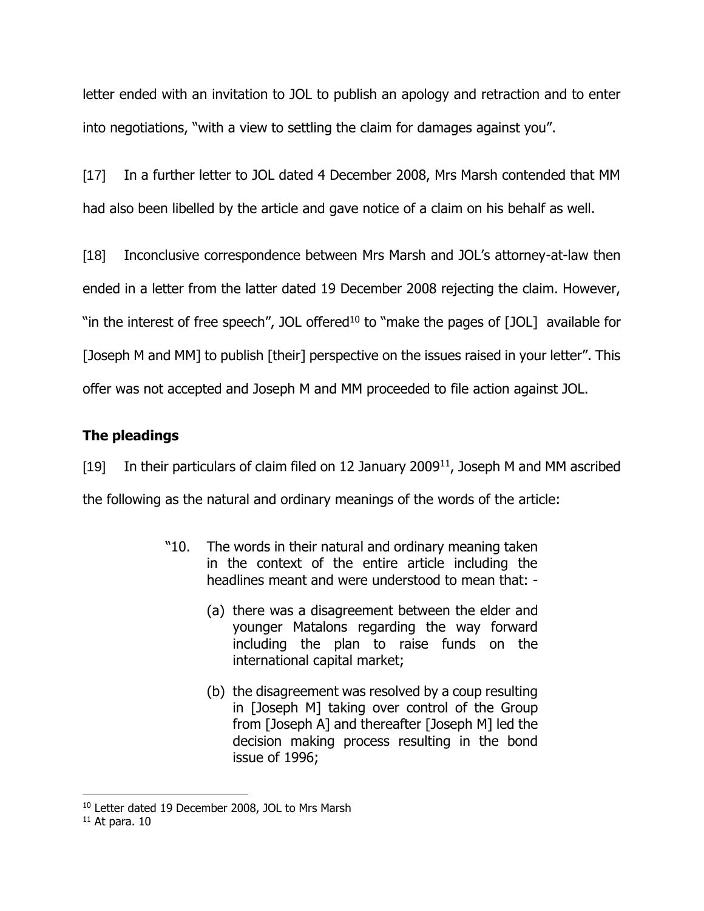letter ended with an invitation to JOL to publish an apology and retraction and to enter into negotiations, "with a view to settling the claim for damages against you".

[17] In a further letter to JOL dated 4 December 2008, Mrs Marsh contended that MM had also been libelled by the article and gave notice of a claim on his behalf as well.

[18] Inconclusive correspondence between Mrs Marsh and JOL's attorney-at-law then ended in a letter from the latter dated 19 December 2008 rejecting the claim. However, "in the interest of free speech", JOL offered[10] to "make the pages of [JOL] available for [Joseph M and MM] to publish [their] perspective on the issues raised in your letter". This offer was not accepted and Joseph M and MM proceeded to file action against JOL.

## The pleadings

[19] In their particulars of claim filed on 12 January 2009[11], Joseph M and MM ascribed the following as the natural and ordinary meanings of the words of the article:

> "10. The words in their natural and ordinary meaning taken in the context of the entire article including the headlines meant and were understood to mean that: -
>
> (a) there was a disagreement between the elder and younger Matalons regarding the way forward including the plan to raise funds on the international capital market;
>
> (b) the disagreement was resolved by a coup resulting in [Joseph M] taking over control of the Group from [Joseph A] and thereafter [Joseph M] led the decision making process resulting in the bond issue of 1996;

[10] Letter dated 19 December 2008, JOL to Mrs Marsh

[11] At para. 10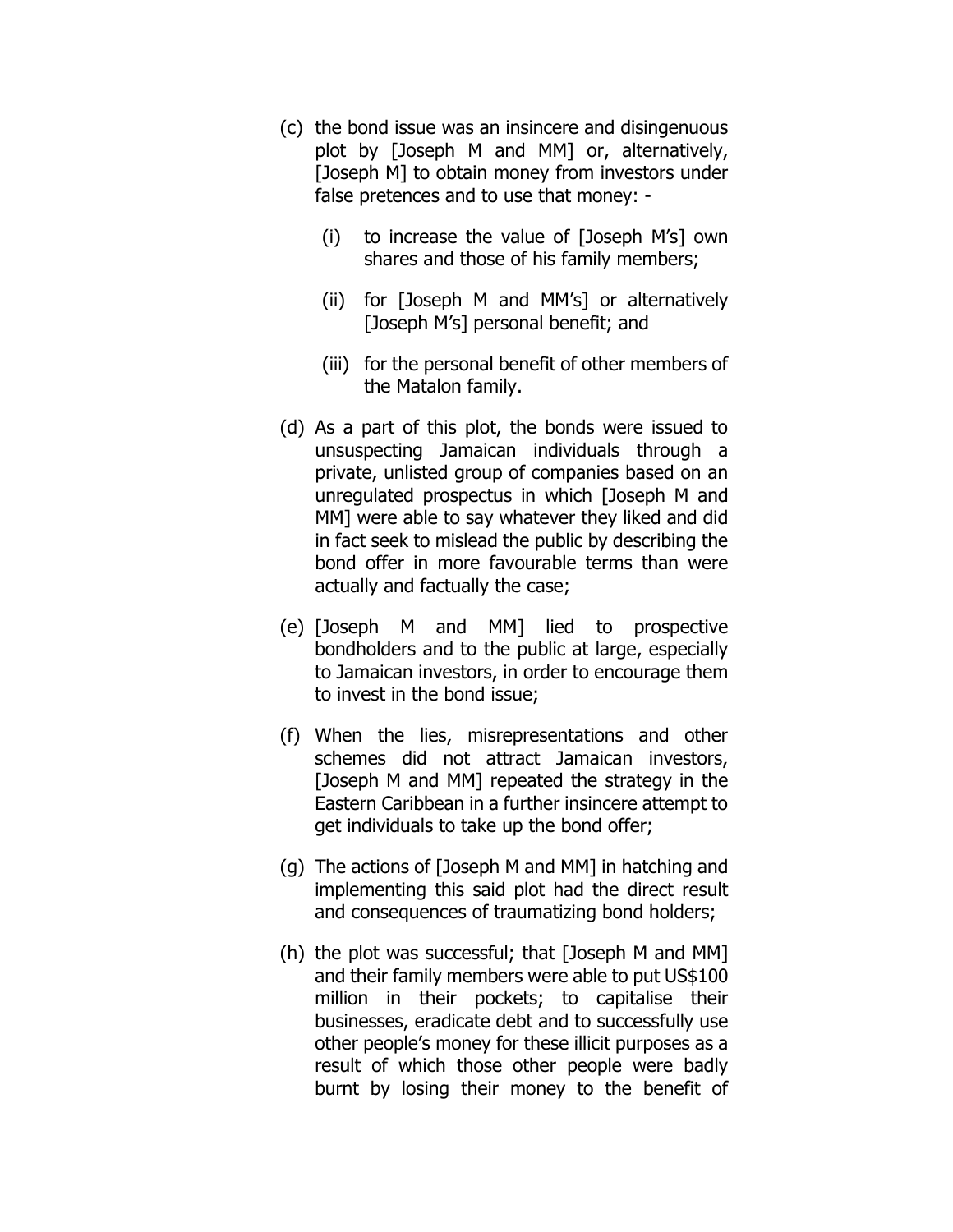(c) the bond issue was an insincere and disingenuous plot by [Joseph M and MM] or, alternatively, [Joseph M] to obtain money from investors under false pretences and to use that money: -

   (i) to increase the value of [Joseph M's] own shares and those of his family members;

   (ii) for [Joseph M and MM's] or alternatively [Joseph M's] personal benefit; and

   (iii) for the personal benefit of other members of the Matalon family.

(d) As a part of this plot, the bonds were issued to unsuspecting Jamaican individuals through a private, unlisted group of companies based on an unregulated prospectus in which [Joseph M and MM] were able to say whatever they liked and did in fact seek to mislead the public by describing the bond offer in more favourable terms than were actually and factually the case;

(e) [Joseph M and MM] lied to prospective bondholders and to the public at large, especially to Jamaican investors, in order to encourage them to invest in the bond issue;

(f) When the lies, misrepresentations and other schemes did not attract Jamaican investors, [Joseph M and MM] repeated the strategy in the Eastern Caribbean in a further insincere attempt to get individuals to take up the bond offer;

(g) The actions of [Joseph M and MM] in hatching and implementing this said plot had the direct result and consequences of traumatizing bond holders;

(h) the plot was successful; that [Joseph M and MM] and their family members were able to put US$100 million in their pockets; to capitalise their businesses, eradicate debt and to successfully use other people's money for these illicit purposes as a result of which those other people were badly burnt by losing their money to the benefit of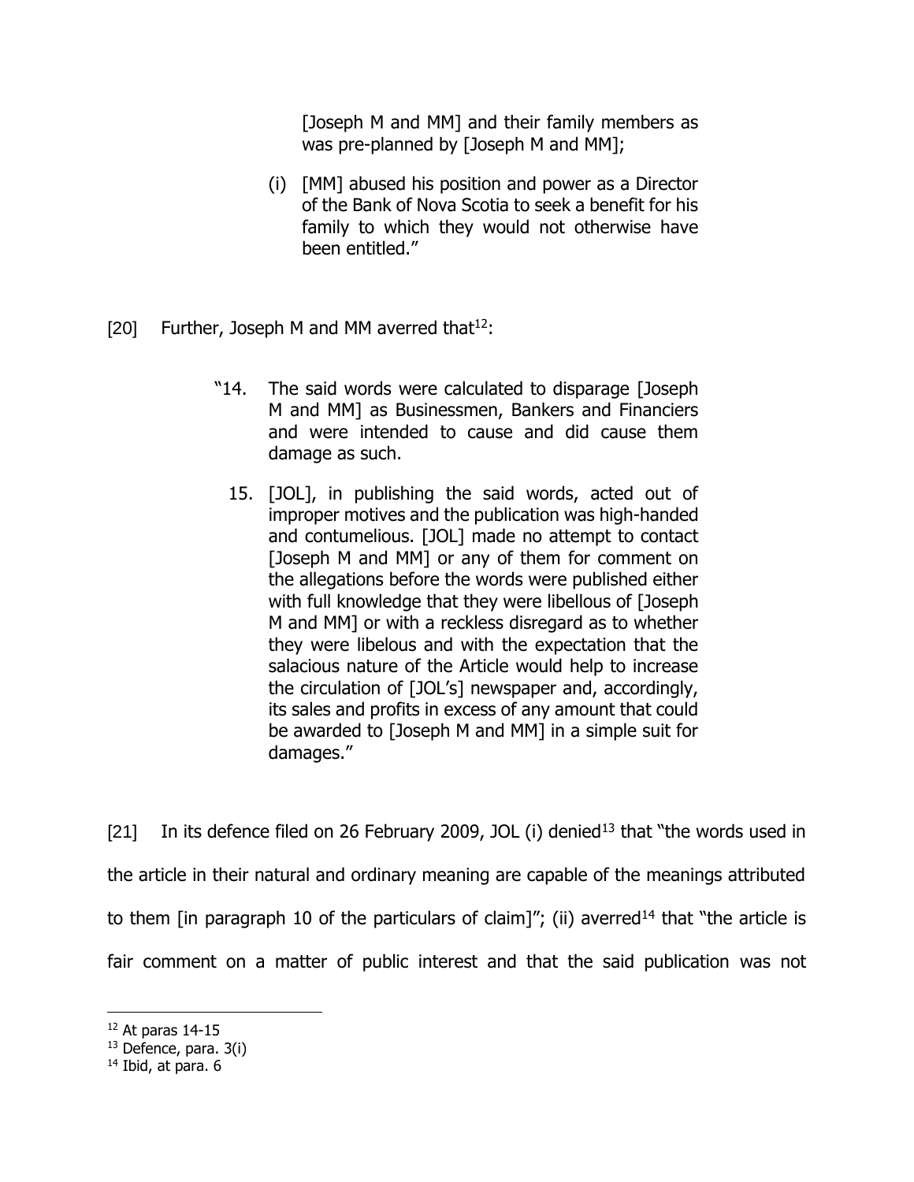[Joseph M and MM] and their family members as was pre-planned by [Joseph M and MM];

(i) [MM] abused his position and power as a Director of the Bank of Nova Scotia to seek a benefit for his family to which they would not otherwise have been entitled."

[20] Further, Joseph M and MM averred that[12]:

> "14. The said words were calculated to disparage [Joseph M and MM] as Businessmen, Bankers and Financiers and were intended to cause and did cause them damage as such.
>
> 15. [JOL], in publishing the said words, acted out of improper motives and the publication was high-handed and contumelious. [JOL] made no attempt to contact [Joseph M and MM] or any of them for comment on the allegations before the words were published either with full knowledge that they were libellous of [Joseph M and MM] or with a reckless disregard as to whether they were libelous and with the expectation that the salacious nature of the Article would help to increase the circulation of [JOL's] newspaper and, accordingly, its sales and profits in excess of any amount that could be awarded to [Joseph M and MM] in a simple suit for damages."

[21] In its defence filed on 26 February 2009, JOL (i) denied[13] that "the words used in the article in their natural and ordinary meaning are capable of the meanings attributed to them [in paragraph 10 of the particulars of claim]"; (ii) averred[14] that "the article is fair comment on a matter of public interest and that the said publication was not

---

[12] At paras 14-15

[13] Defence, para. 3(i)

[14] Ibid, at para. 6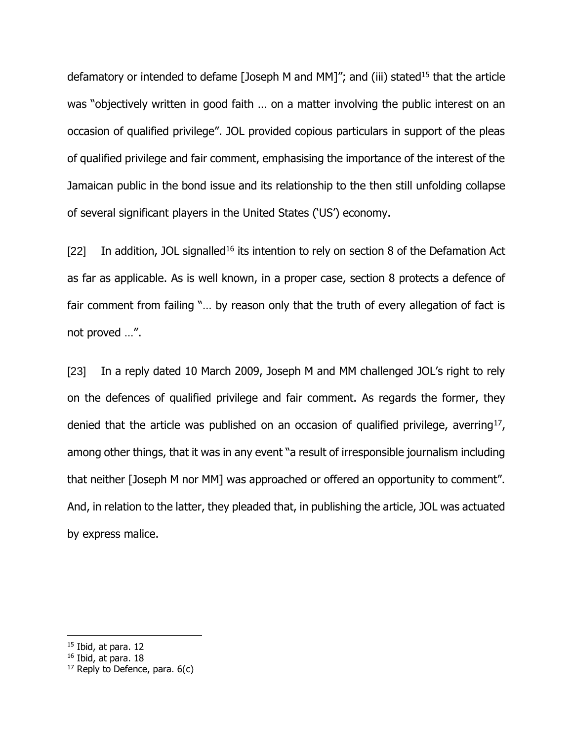defamatory or intended to defame [Joseph M and MM]"; and (iii) stated[15] that the article was "objectively written in good faith … on a matter involving the public interest on an occasion of qualified privilege". JOL provided copious particulars in support of the pleas of qualified privilege and fair comment, emphasising the importance of the interest of the Jamaican public in the bond issue and its relationship to the then still unfolding collapse of several significant players in the United States ('US') economy.

[22] In addition, JOL signalled[16] its intention to rely on section 8 of the Defamation Act as far as applicable. As is well known, in a proper case, section 8 protects a defence of fair comment from failing "… by reason only that the truth of every allegation of fact is not proved …".

[23] In a reply dated 10 March 2009, Joseph M and MM challenged JOL's right to rely on the defences of qualified privilege and fair comment. As regards the former, they denied that the article was published on an occasion of qualified privilege, averring[17], among other things, that it was in any event "a result of irresponsible journalism including that neither [Joseph M nor MM] was approached or offered an opportunity to comment". And, in relation to the latter, they pleaded that, in publishing the article, JOL was actuated by express malice.

---

[15] Ibid, at para. 12

[16] Ibid, at para. 18

[17] Reply to Defence, para. 6(c)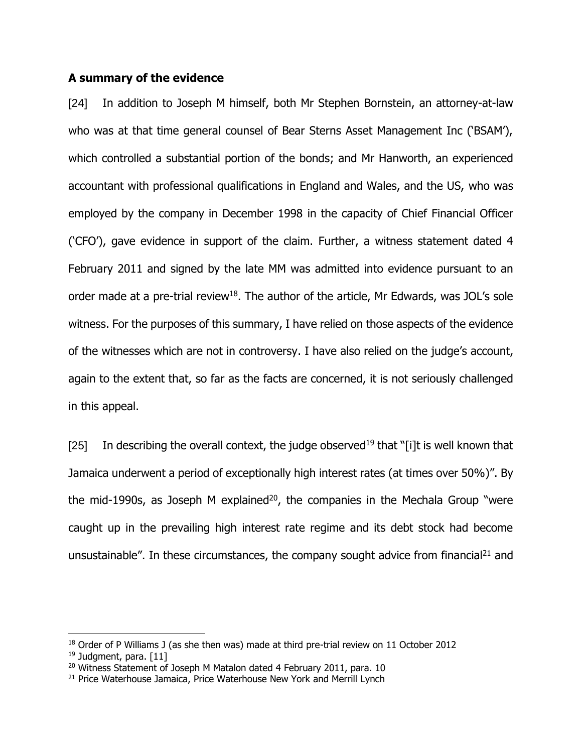**A summary of the evidence**

[24] In addition to Joseph M himself, both Mr Stephen Bornstein, an attorney-at-law who was at that time general counsel of Bear Sterns Asset Management Inc ('BSAM'), which controlled a substantial portion of the bonds; and Mr Hanworth, an experienced accountant with professional qualifications in England and Wales, and the US, who was employed by the company in December 1998 in the capacity of Chief Financial Officer ('CFO'), gave evidence in support of the claim. Further, a witness statement dated 4 February 2011 and signed by the late MM was admitted into evidence pursuant to an order made at a pre-trial review[18]. The author of the article, Mr Edwards, was JOL's sole witness. For the purposes of this summary, I have relied on those aspects of the evidence of the witnesses which are not in controversy. I have also relied on the judge's account, again to the extent that, so far as the facts are concerned, it is not seriously challenged in this appeal.

[25] In describing the overall context, the judge observed[19] that "[i]t is well known that Jamaica underwent a period of exceptionally high interest rates (at times over 50%)". By the mid-1990s, as Joseph M explained[20], the companies in the Mechala Group "were caught up in the prevailing high interest rate regime and its debt stock had become unsustainable". In these circumstances, the company sought advice from financial[21] and

---

[18] Order of P Williams J (as she then was) made at third pre-trial review on 11 October 2012

[19] Judgment, para. [11]

[20] Witness Statement of Joseph M Matalon dated 4 February 2011, para. 10

[21] Price Waterhouse Jamaica, Price Waterhouse New York and Merrill Lynch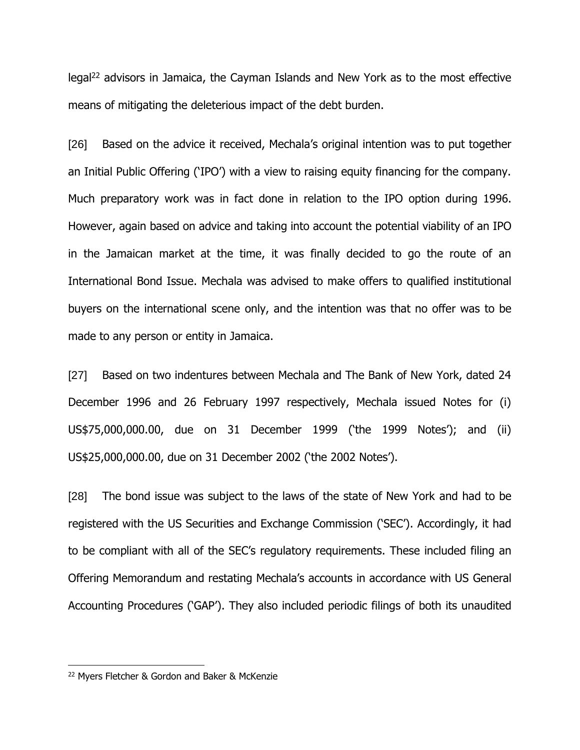legal[22] advisors in Jamaica, the Cayman Islands and New York as to the most effective means of mitigating the deleterious impact of the debt burden.

[26] Based on the advice it received, Mechala's original intention was to put together an Initial Public Offering ('IPO') with a view to raising equity financing for the company. Much preparatory work was in fact done in relation to the IPO option during 1996. However, again based on advice and taking into account the potential viability of an IPO in the Jamaican market at the time, it was finally decided to go the route of an International Bond Issue. Mechala was advised to make offers to qualified institutional buyers on the international scene only, and the intention was that no offer was to be made to any person or entity in Jamaica.

[27] Based on two indentures between Mechala and The Bank of New York, dated 24 December 1996 and 26 February 1997 respectively, Mechala issued Notes for (i) US$75,000,000.00, due on 31 December 1999 ('the 1999 Notes'); and (ii) US$25,000,000.00, due on 31 December 2002 ('the 2002 Notes').

[28] The bond issue was subject to the laws of the state of New York and had to be registered with the US Securities and Exchange Commission ('SEC'). Accordingly, it had to be compliant with all of the SEC's regulatory requirements. These included filing an Offering Memorandum and restating Mechala's accounts in accordance with US General Accounting Procedures ('GAP'). They also included periodic filings of both its unaudited

---

[22] Myers Fletcher & Gordon and Baker & McKenzie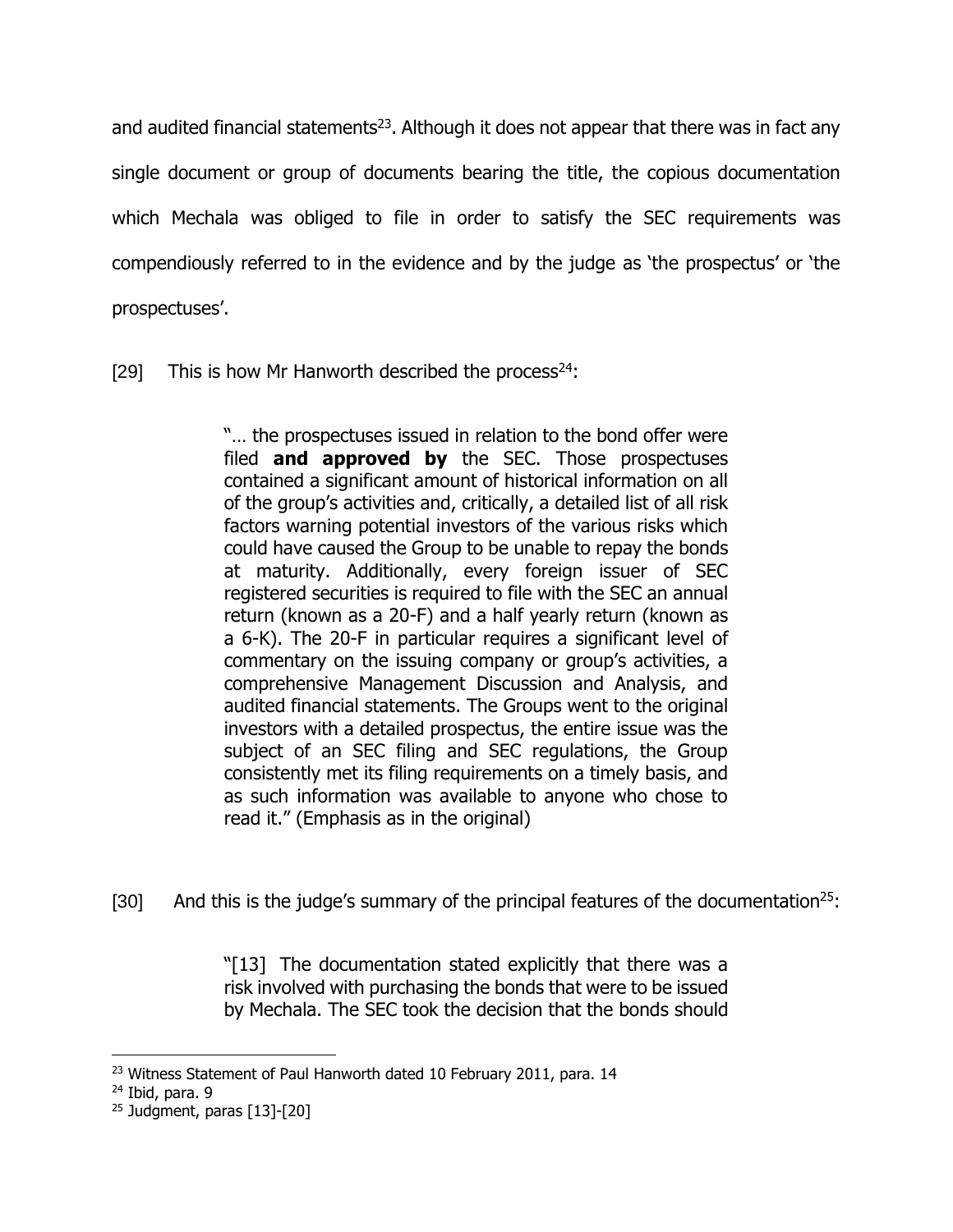and audited financial statements[23]. Although it does not appear that there was in fact any single document or group of documents bearing the title, the copious documentation which Mechala was obliged to file in order to satisfy the SEC requirements was compendiously referred to in the evidence and by the judge as 'the prospectus' or 'the prospectuses'.

[29] This is how Mr Hanworth described the process[24]:

> "… the prospectuses issued in relation to the bond offer were filed **and approved by** the SEC. Those prospectuses contained a significant amount of historical information on all of the group's activities and, critically, a detailed list of all risk factors warning potential investors of the various risks which could have caused the Group to be unable to repay the bonds at maturity. Additionally, every foreign issuer of SEC registered securities is required to file with the SEC an annual return (known as a 20-F) and a half yearly return (known as a 6-K). The 20-F in particular requires a significant level of commentary on the issuing company or group's activities, a comprehensive Management Discussion and Analysis, and audited financial statements. The Groups went to the original investors with a detailed prospectus, the entire issue was the subject of an SEC filing and SEC regulations, the Group consistently met its filing requirements on a timely basis, and as such information was available to anyone who chose to read it." (Emphasis as in the original)

[30] And this is the judge's summary of the principal features of the documentation[25]:

> "[13] The documentation stated explicitly that there was a risk involved with purchasing the bonds that were to be issued by Mechala. The SEC took the decision that the bonds should

---

[23] Witness Statement of Paul Hanworth dated 10 February 2011, para. 14

[24] Ibid, para. 9

[25] Judgment, paras [13]-[20]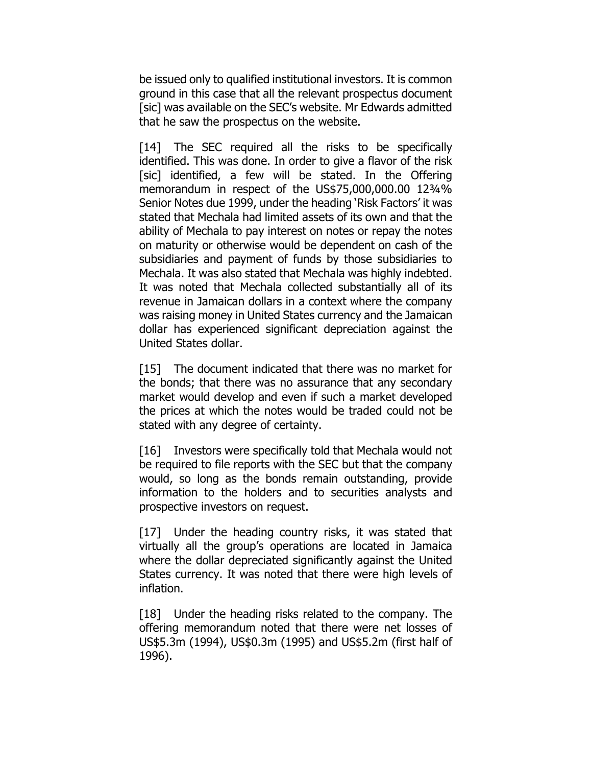be issued only to qualified institutional investors. It is common ground in this case that all the relevant prospectus document [sic] was available on the SEC's website. Mr Edwards admitted that he saw the prospectus on the website.

[14] The SEC required all the risks to be specifically identified. This was done. In order to give a flavor of the risk [sic] identified, a few will be stated. In the Offering memorandum in respect of the US$75,000,000.00 12¾% Senior Notes due 1999, under the heading 'Risk Factors' it was stated that Mechala had limited assets of its own and that the ability of Mechala to pay interest on notes or repay the notes on maturity or otherwise would be dependent on cash of the subsidiaries and payment of funds by those subsidiaries to Mechala. It was also stated that Mechala was highly indebted. It was noted that Mechala collected substantially all of its revenue in Jamaican dollars in a context where the company was raising money in United States currency and the Jamaican dollar has experienced significant depreciation against the United States dollar.

[15] The document indicated that there was no market for the bonds; that there was no assurance that any secondary market would develop and even if such a market developed the prices at which the notes would be traded could not be stated with any degree of certainty.

[16] Investors were specifically told that Mechala would not be required to file reports with the SEC but that the company would, so long as the bonds remain outstanding, provide information to the holders and to securities analysts and prospective investors on request.

[17] Under the heading country risks, it was stated that virtually all the group's operations are located in Jamaica where the dollar depreciated significantly against the United States currency. It was noted that there were high levels of inflation.

[18] Under the heading risks related to the company. The offering memorandum noted that there were net losses of US$5.3m (1994), US$0.3m (1995) and US$5.2m (first half of 1996).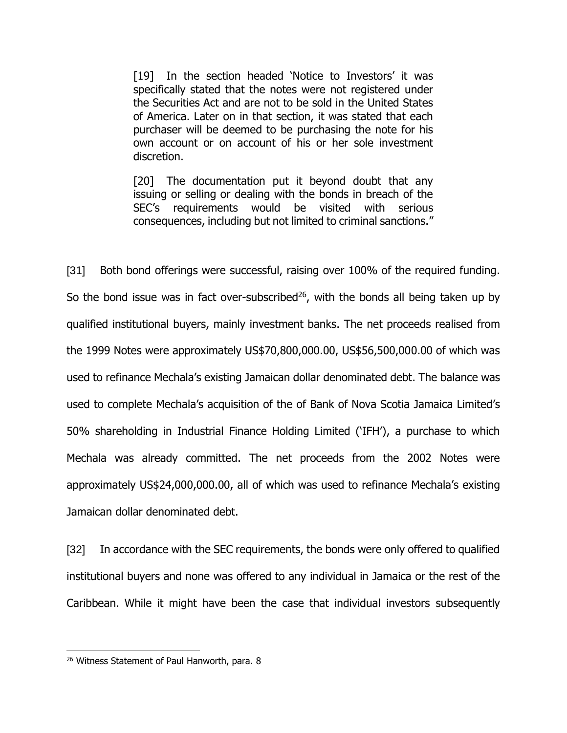> [19] In the section headed 'Notice to Investors' it was specifically stated that the notes were not registered under the Securities Act and are not to be sold in the United States of America. Later on in that section, it was stated that each purchaser will be deemed to be purchasing the note for his own account or on account of his or her sole investment discretion.
>
> [20] The documentation put it beyond doubt that any issuing or selling or dealing with the bonds in breach of the SEC's requirements would be visited with serious consequences, including but not limited to criminal sanctions."

[31] Both bond offerings were successful, raising over 100% of the required funding. So the bond issue was in fact over-subscribed[26], with the bonds all being taken up by qualified institutional buyers, mainly investment banks. The net proceeds realised from the 1999 Notes were approximately US$70,800,000.00, US$56,500,000.00 of which was used to refinance Mechala's existing Jamaican dollar denominated debt. The balance was used to complete Mechala's acquisition of the of Bank of Nova Scotia Jamaica Limited's 50% shareholding in Industrial Finance Holding Limited ('IFH'), a purchase to which Mechala was already committed. The net proceeds from the 2002 Notes were approximately US$24,000,000.00, all of which was used to refinance Mechala's existing Jamaican dollar denominated debt.

[32] In accordance with the SEC requirements, the bonds were only offered to qualified institutional buyers and none was offered to any individual in Jamaica or the rest of the Caribbean. While it might have been the case that individual investors subsequently

---

[26] Witness Statement of Paul Hanworth, para. 8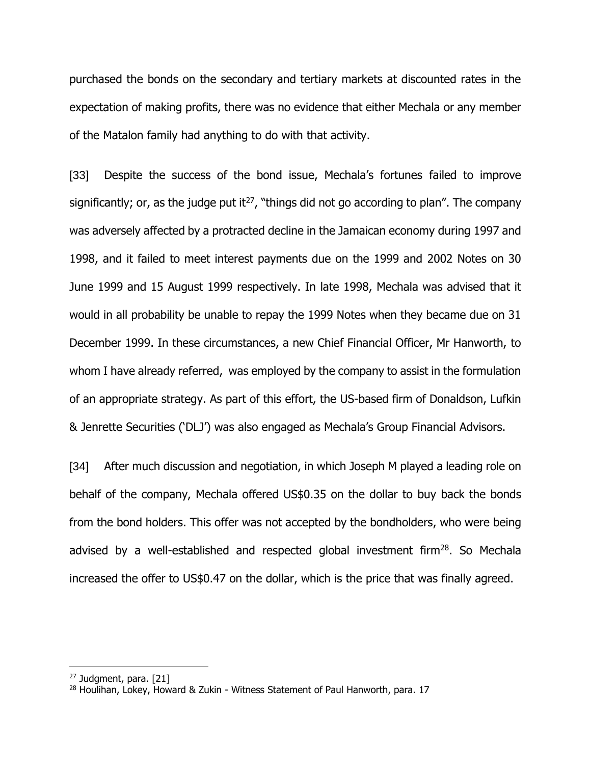purchased the bonds on the secondary and tertiary markets at discounted rates in the expectation of making profits, there was no evidence that either Mechala or any member of the Matalon family had anything to do with that activity.

[33] Despite the success of the bond issue, Mechala's fortunes failed to improve significantly; or, as the judge put it[27], "things did not go according to plan". The company was adversely affected by a protracted decline in the Jamaican economy during 1997 and 1998, and it failed to meet interest payments due on the 1999 and 2002 Notes on 30 June 1999 and 15 August 1999 respectively. In late 1998, Mechala was advised that it would in all probability be unable to repay the 1999 Notes when they became due on 31 December 1999. In these circumstances, a new Chief Financial Officer, Mr Hanworth, to whom I have already referred, was employed by the company to assist in the formulation of an appropriate strategy. As part of this effort, the US-based firm of Donaldson, Lufkin & Jenrette Securities ('DLJ') was also engaged as Mechala's Group Financial Advisors.

[34] After much discussion and negotiation, in which Joseph M played a leading role on behalf of the company, Mechala offered US$0.35 on the dollar to buy back the bonds from the bond holders. This offer was not accepted by the bondholders, who were being advised by a well-established and respected global investment firm[28]. So Mechala increased the offer to US$0.47 on the dollar, which is the price that was finally agreed.

---

[27] Judgment, para. [21]

[28] Houlihan, Lokey, Howard & Zukin - Witness Statement of Paul Hanworth, para. 17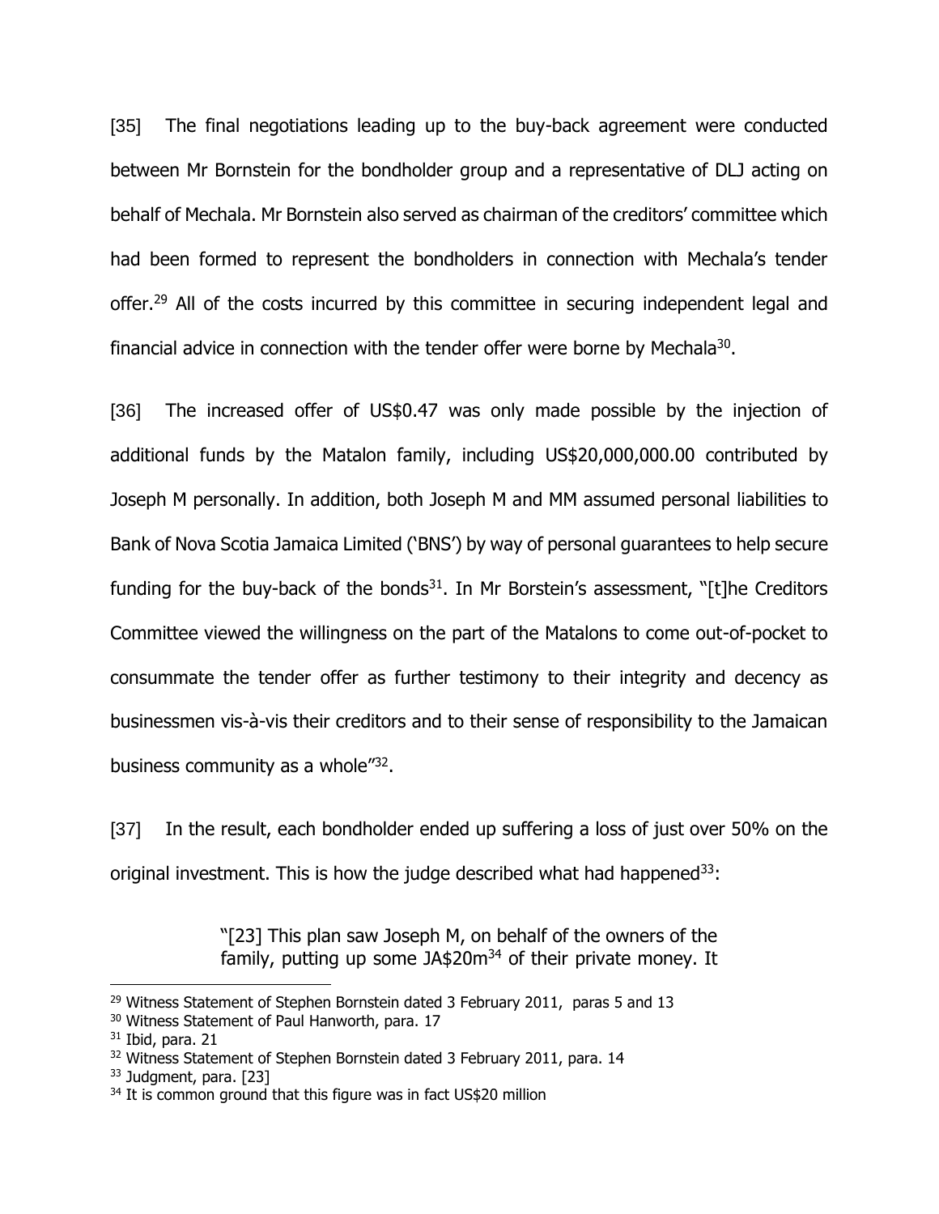[35] The final negotiations leading up to the buy-back agreement were conducted between Mr Bornstein for the bondholder group and a representative of DLJ acting on behalf of Mechala. Mr Bornstein also served as chairman of the creditors' committee which had been formed to represent the bondholders in connection with Mechala's tender offer.[29] All of the costs incurred by this committee in securing independent legal and financial advice in connection with the tender offer were borne by Mechala[30].

[36] The increased offer of US$0.47 was only made possible by the injection of additional funds by the Matalon family, including US$20,000,000.00 contributed by Joseph M personally. In addition, both Joseph M and MM assumed personal liabilities to Bank of Nova Scotia Jamaica Limited ('BNS') by way of personal guarantees to help secure funding for the buy-back of the bonds[31]. In Mr Borstein's assessment, "[t]he Creditors Committee viewed the willingness on the part of the Matalons to come out-of-pocket to consummate the tender offer as further testimony to their integrity and decency as businessmen vis-à-vis their creditors and to their sense of responsibility to the Jamaican business community as a whole"[32].

[37] In the result, each bondholder ended up suffering a loss of just over 50% on the original investment. This is how the judge described what had happened[33]:

> "[23] This plan saw Joseph M, on behalf of the owners of the family, putting up some JA$20m[34] of their private money. It

---

[29] Witness Statement of Stephen Bornstein dated 3 February 2011, paras 5 and 13

[30] Witness Statement of Paul Hanworth, para. 17

[31] Ibid, para. 21

[32] Witness Statement of Stephen Bornstein dated 3 February 2011, para. 14

[33] Judgment, para. [23]

[34] It is common ground that this figure was in fact US$20 million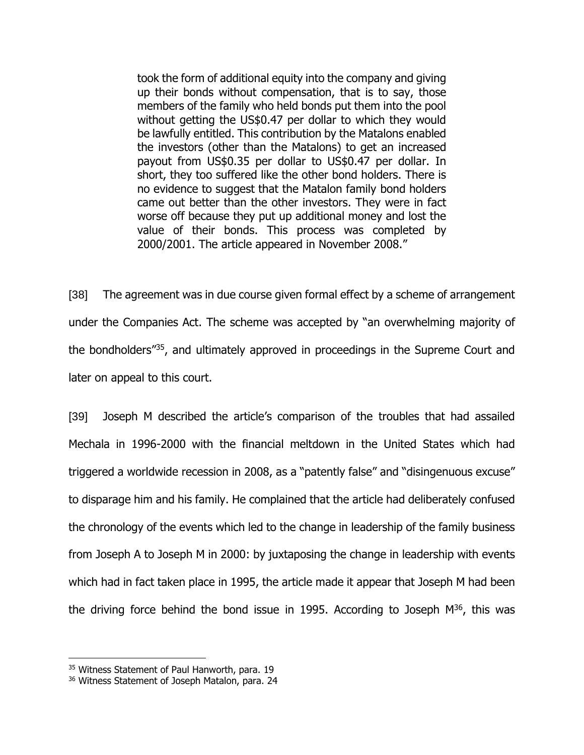> took the form of additional equity into the company and giving up their bonds without compensation, that is to say, those members of the family who held bonds put them into the pool without getting the US$0.47 per dollar to which they would be lawfully entitled. This contribution by the Matalons enabled the investors (other than the Matalons) to get an increased payout from US$0.35 per dollar to US$0.47 per dollar. In short, they too suffered like the other bond holders. There is no evidence to suggest that the Matalon family bond holders came out better than the other investors. They were in fact worse off because they put up additional money and lost the value of their bonds. This process was completed by 2000/2001. The article appeared in November 2008."

[38] The agreement was in due course given formal effect by a scheme of arrangement under the Companies Act. The scheme was accepted by "an overwhelming majority of the bondholders"[35], and ultimately approved in proceedings in the Supreme Court and later on appeal to this court.

[39] Joseph M described the article's comparison of the troubles that had assailed Mechala in 1996-2000 with the financial meltdown in the United States which had triggered a worldwide recession in 2008, as a "patently false" and "disingenuous excuse" to disparage him and his family. He complained that the article had deliberately confused the chronology of the events which led to the change in leadership of the family business from Joseph A to Joseph M in 2000: by juxtaposing the change in leadership with events which had in fact taken place in 1995, the article made it appear that Joseph M had been the driving force behind the bond issue in 1995. According to Joseph M[36], this was

---

[35] Witness Statement of Paul Hanworth, para. 19

[36] Witness Statement of Joseph Matalon, para. 24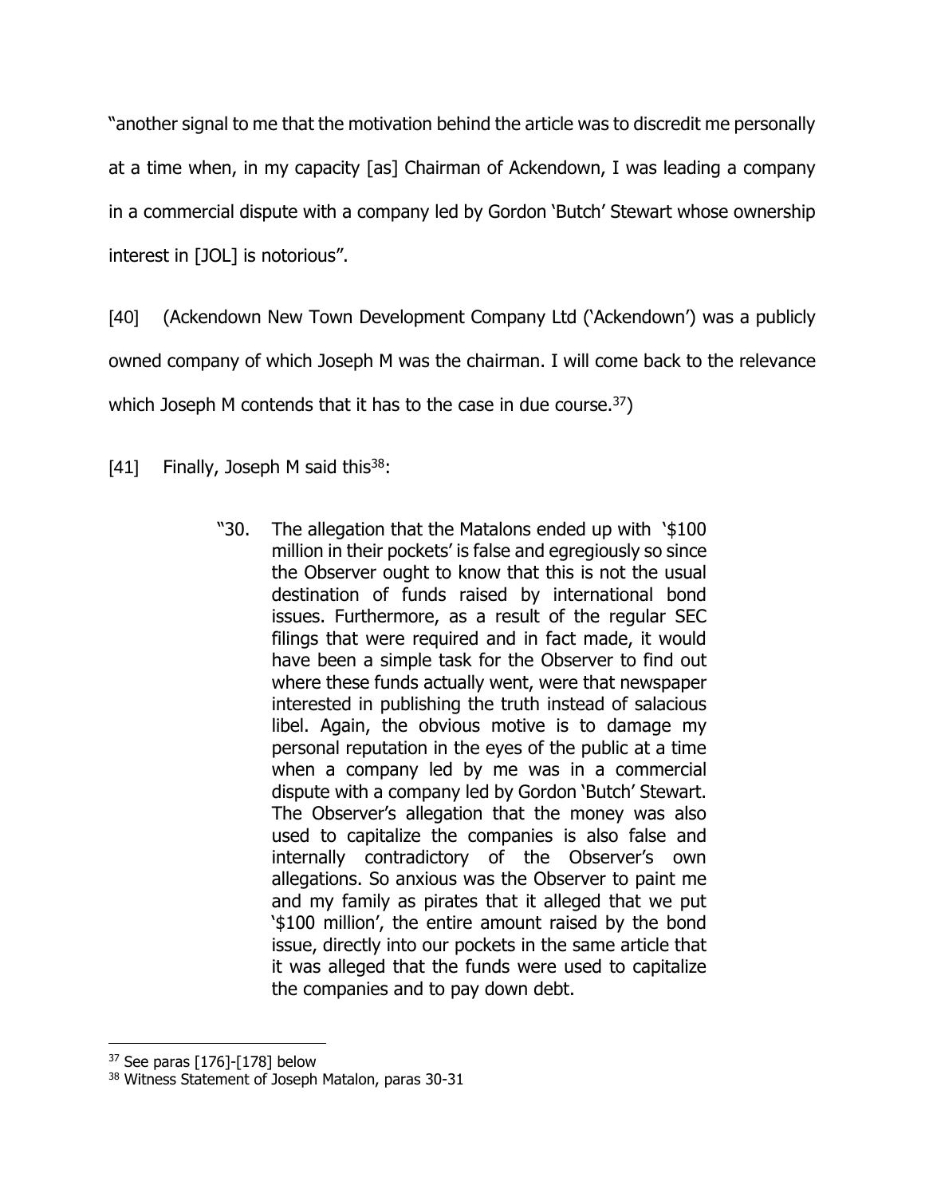"another signal to me that the motivation behind the article was to discredit me personally at a time when, in my capacity [as] Chairman of Ackendown, I was leading a company in a commercial dispute with a company led by Gordon 'Butch' Stewart whose ownership interest in [JOL] is notorious".

[40] (Ackendown New Town Development Company Ltd ('Ackendown') was a publicly owned company of which Joseph M was the chairman. I will come back to the relevance which Joseph M contends that it has to the case in due course.[37])

[41] Finally, Joseph M said this[38]:

> "30. The allegation that the Matalons ended up with '$100 million in their pockets' is false and egregiously so since the Observer ought to know that this is not the usual destination of funds raised by international bond issues. Furthermore, as a result of the regular SEC filings that were required and in fact made, it would have been a simple task for the Observer to find out where these funds actually went, were that newspaper interested in publishing the truth instead of salacious libel. Again, the obvious motive is to damage my personal reputation in the eyes of the public at a time when a company led by me was in a commercial dispute with a company led by Gordon 'Butch' Stewart. The Observer's allegation that the money was also used to capitalize the companies is also false and internally contradictory of the Observer's own allegations. So anxious was the Observer to paint me and my family as pirates that it alleged that we put '$100 million', the entire amount raised by the bond issue, directly into our pockets in the same article that it was alleged that the funds were used to capitalize the companies and to pay down debt.

---

[37] See paras [176]-[178] below

[38] Witness Statement of Joseph Matalon, paras 30-31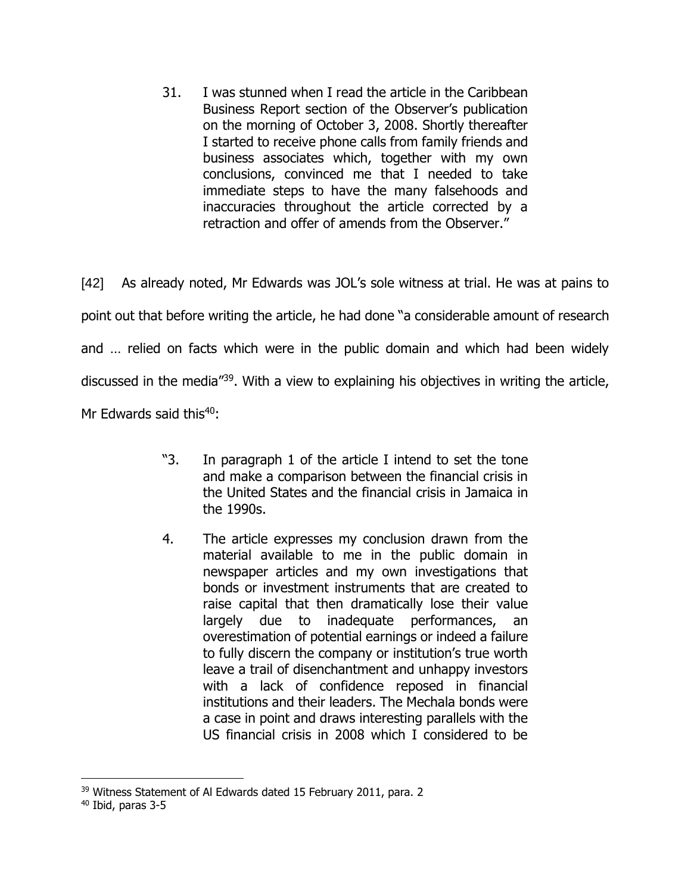> 31. I was stunned when I read the article in the Caribbean Business Report section of the Observer's publication on the morning of October 3, 2008. Shortly thereafter I started to receive phone calls from family friends and business associates which, together with my own conclusions, convinced me that I needed to take immediate steps to have the many falsehoods and inaccuracies throughout the article corrected by a retraction and offer of amends from the Observer."

[42] As already noted, Mr Edwards was JOL's sole witness at trial. He was at pains to point out that before writing the article, he had done "a considerable amount of research and … relied on facts which were in the public domain and which had been widely discussed in the media"[39]. With a view to explaining his objectives in writing the article, Mr Edwards said this[40]:

> "3. In paragraph 1 of the article I intend to set the tone and make a comparison between the financial crisis in the United States and the financial crisis in Jamaica in the 1990s.
>
> 4. The article expresses my conclusion drawn from the material available to me in the public domain in newspaper articles and my own investigations that bonds or investment instruments that are created to raise capital that then dramatically lose their value largely due to inadequate performances, an overestimation of potential earnings or indeed a failure to fully discern the company or institution's true worth leave a trail of disenchantment and unhappy investors with a lack of confidence reposed in financial institutions and their leaders. The Mechala bonds were a case in point and draws interesting parallels with the US financial crisis in 2008 which I considered to be

---

[39] Witness Statement of Al Edwards dated 15 February 2011, para. 2

[40] Ibid, paras 3-5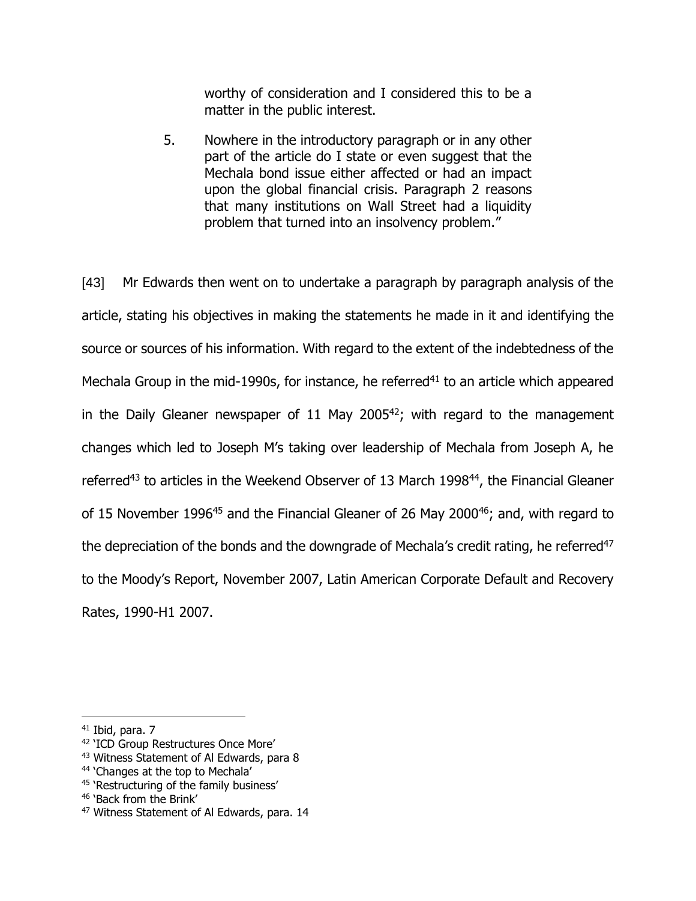> worthy of consideration and I considered this to be a matter in the public interest.
>
> 5. Nowhere in the introductory paragraph or in any other part of the article do I state or even suggest that the Mechala bond issue either affected or had an impact upon the global financial crisis. Paragraph 2 reasons that many institutions on Wall Street had a liquidity problem that turned into an insolvency problem."

[43] Mr Edwards then went on to undertake a paragraph by paragraph analysis of the article, stating his objectives in making the statements he made in it and identifying the source or sources of his information. With regard to the extent of the indebtedness of the Mechala Group in the mid-1990s, for instance, he referred[41] to an article which appeared in the Daily Gleaner newspaper of 11 May 2005[42]; with regard to the management changes which led to Joseph M's taking over leadership of Mechala from Joseph A, he referred[43] to articles in the Weekend Observer of 13 March 1998[44], the Financial Gleaner of 15 November 1996[45] and the Financial Gleaner of 26 May 2000[46]; and, with regard to the depreciation of the bonds and the downgrade of Mechala's credit rating, he referred[47] to the Moody's Report, November 2007, Latin American Corporate Default and Recovery Rates, 1990-H1 2007.

---

[41] Ibid, para. 7

[42] 'ICD Group Restructures Once More'

[43] Witness Statement of Al Edwards, para 8

[44] 'Changes at the top to Mechala'

[45] 'Restructuring of the family business'

[46] 'Back from the Brink'

[47] Witness Statement of Al Edwards, para. 14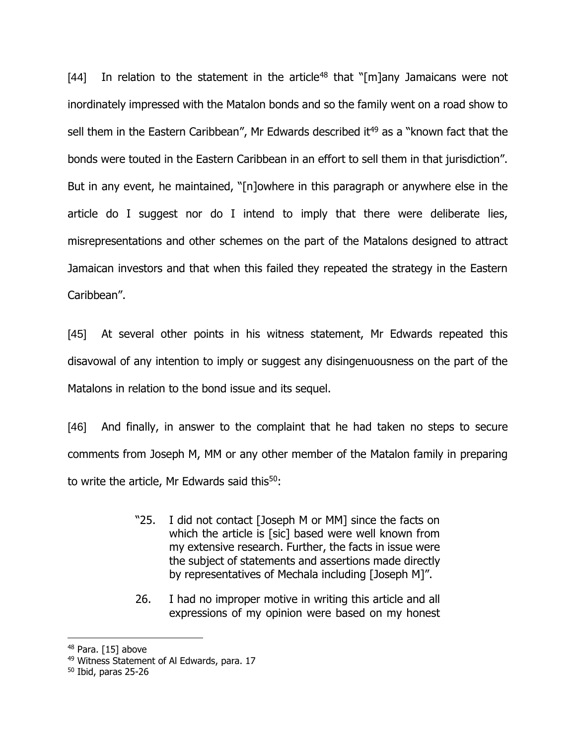[44] In relation to the statement in the article[48] that "[m]any Jamaicans were not inordinately impressed with the Matalon bonds and so the family went on a road show to sell them in the Eastern Caribbean", Mr Edwards described it[49] as a "known fact that the bonds were touted in the Eastern Caribbean in an effort to sell them in that jurisdiction". But in any event, he maintained, "[n]owhere in this paragraph or anywhere else in the article do I suggest nor do I intend to imply that there were deliberate lies, misrepresentations and other schemes on the part of the Matalons designed to attract Jamaican investors and that when this failed they repeated the strategy in the Eastern Caribbean".

[45] At several other points in his witness statement, Mr Edwards repeated this disavowal of any intention to imply or suggest any disingenuousness on the part of the Matalons in relation to the bond issue and its sequel.

[46] And finally, in answer to the complaint that he had taken no steps to secure comments from Joseph M, MM or any other member of the Matalon family in preparing to write the article, Mr Edwards said this[50]:

> "25. I did not contact [Joseph M or MM] since the facts on which the article is [sic] based were well known from my extensive research. Further, the facts in issue were the subject of statements and assertions made directly by representatives of Mechala including [Joseph M]".
>
> 26. I had no improper motive in writing this article and all expressions of my opinion were based on my honest

---

[48] Para. [15] above

[49] Witness Statement of Al Edwards, para. 17

[50] Ibid, paras 25-26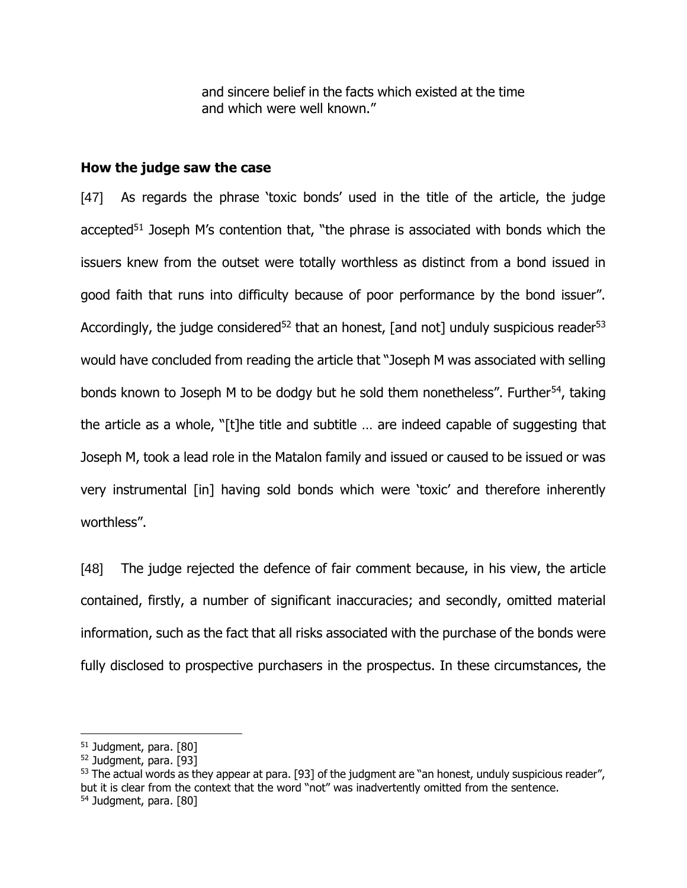and sincere belief in the facts which existed at the time and which were well known."

### How the judge saw the case

[47] As regards the phrase 'toxic bonds' used in the title of the article, the judge accepted[51] Joseph M's contention that, "the phrase is associated with bonds which the issuers knew from the outset were totally worthless as distinct from a bond issued in good faith that runs into difficulty because of poor performance by the bond issuer". Accordingly, the judge considered[52] that an honest, [and not] unduly suspicious reader[53] would have concluded from reading the article that "Joseph M was associated with selling bonds known to Joseph M to be dodgy but he sold them nonetheless". Further[54], taking the article as a whole, "[t]he title and subtitle … are indeed capable of suggesting that Joseph M, took a lead role in the Matalon family and issued or caused to be issued or was very instrumental [in] having sold bonds which were 'toxic' and therefore inherently worthless".

[48] The judge rejected the defence of fair comment because, in his view, the article contained, firstly, a number of significant inaccuracies; and secondly, omitted material information, such as the fact that all risks associated with the purchase of the bonds were fully disclosed to prospective purchasers in the prospectus. In these circumstances, the

---

[51] Judgment, para. [80]

[52] Judgment, para. [93]

[53] The actual words as they appear at para. [93] of the judgment are "an honest, unduly suspicious reader", but it is clear from the context that the word "not" was inadvertently omitted from the sentence.

[54] Judgment, para. [80]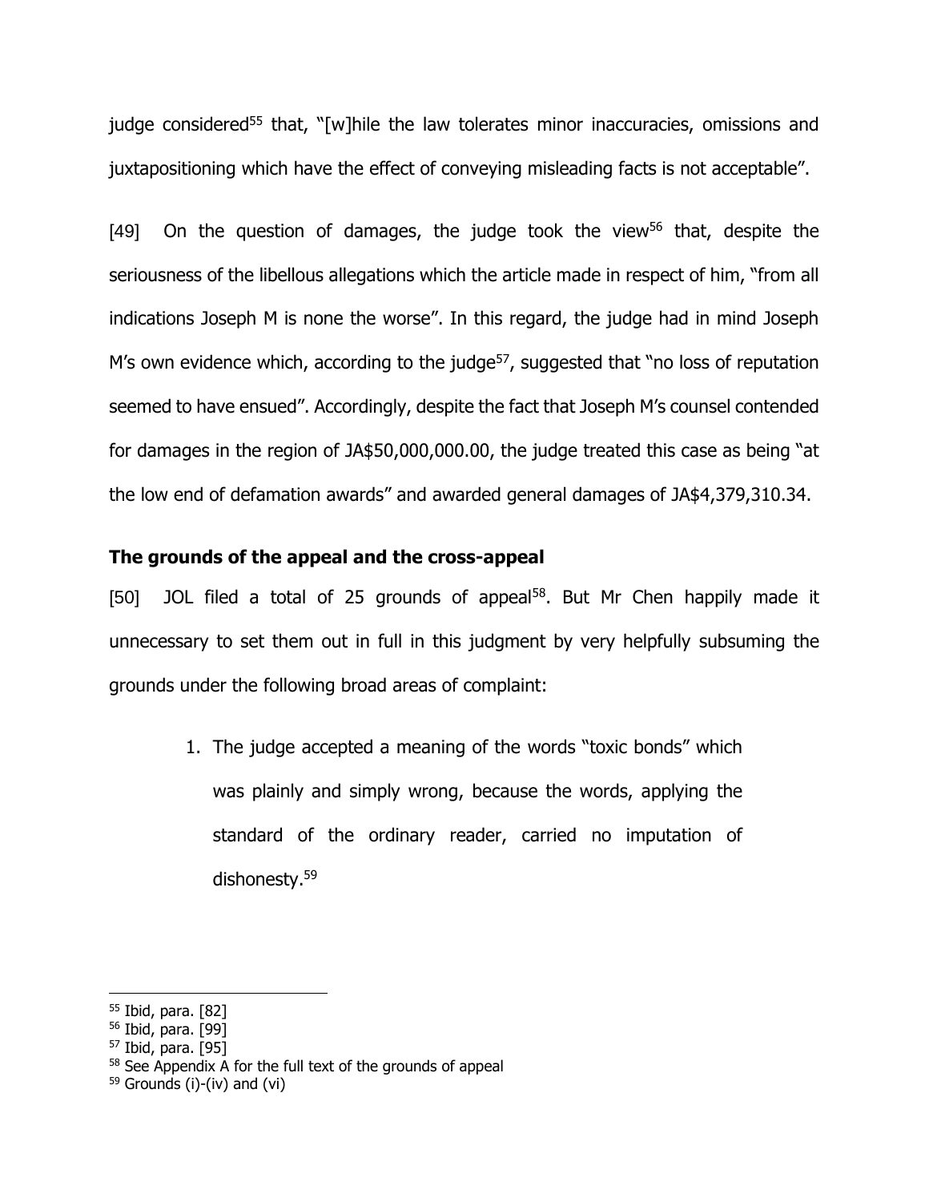judge considered[55] that, "[w]hile the law tolerates minor inaccuracies, omissions and juxtapositioning which have the effect of conveying misleading facts is not acceptable".

[49] On the question of damages, the judge took the view[56] that, despite the seriousness of the libellous allegations which the article made in respect of him, "from all indications Joseph M is none the worse". In this regard, the judge had in mind Joseph M's own evidence which, according to the judge[57], suggested that "no loss of reputation seemed to have ensued". Accordingly, despite the fact that Joseph M's counsel contended for damages in the region of JA$50,000,000.00, the judge treated this case as being "at the low end of defamation awards" and awarded general damages of JA$4,379,310.34.

**The grounds of the appeal and the cross-appeal**

[50] JOL filed a total of 25 grounds of appeal[58]. But Mr Chen happily made it unnecessary to set them out in full in this judgment by very helpfully subsuming the grounds under the following broad areas of complaint:

1. The judge accepted a meaning of the words "toxic bonds" which was plainly and simply wrong, because the words, applying the standard of the ordinary reader, carried no imputation of dishonesty.[59]

---

[55] Ibid, para. [82]

[56] Ibid, para. [99]

[57] Ibid, para. [95]

[58] See Appendix A for the full text of the grounds of appeal

[59] Grounds (i)-(iv) and (vi)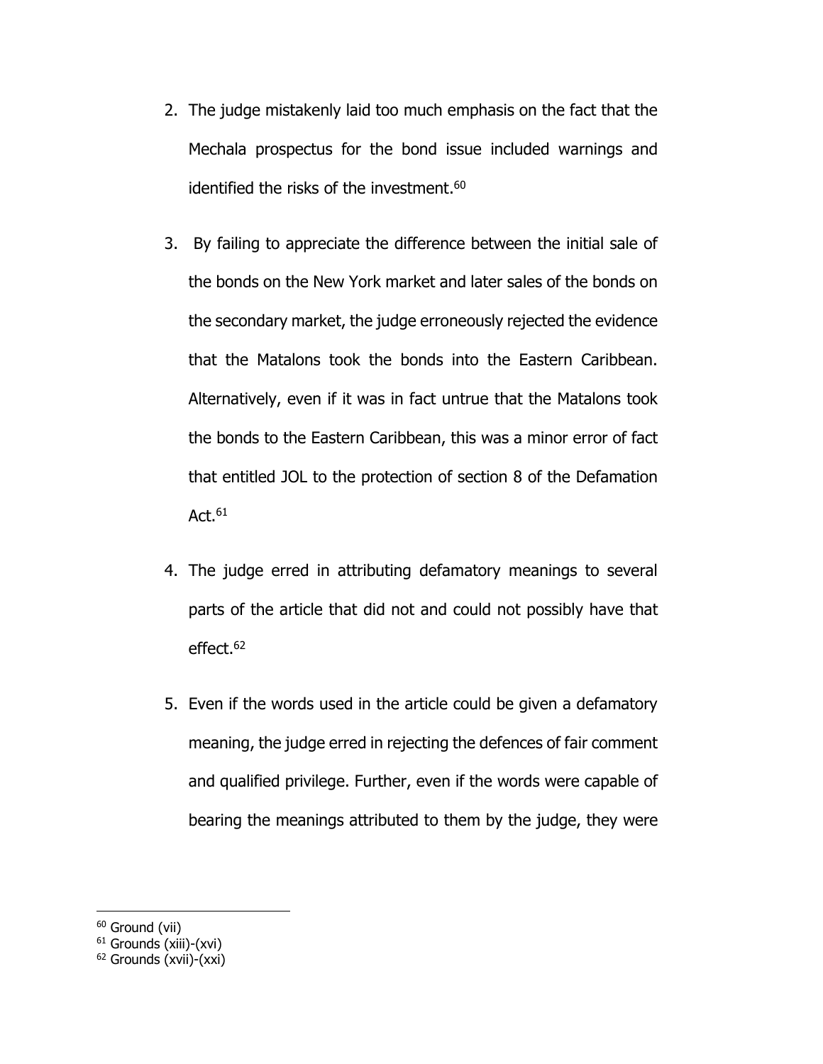2. The judge mistakenly laid too much emphasis on the fact that the Mechala prospectus for the bond issue included warnings and identified the risks of the investment.[60]

3. By failing to appreciate the difference between the initial sale of the bonds on the New York market and later sales of the bonds on the secondary market, the judge erroneously rejected the evidence that the Matalons took the bonds into the Eastern Caribbean. Alternatively, even if it was in fact untrue that the Matalons took the bonds to the Eastern Caribbean, this was a minor error of fact that entitled JOL to the protection of section 8 of the Defamation Act.[61]

4. The judge erred in attributing defamatory meanings to several parts of the article that did not and could not possibly have that effect.[62]

5. Even if the words used in the article could be given a defamatory meaning, the judge erred in rejecting the defences of fair comment and qualified privilege. Further, even if the words were capable of bearing the meanings attributed to them by the judge, they were

---

[60] Ground (vii)

[61] Grounds (xiii)-(xvi)

[62] Grounds (xvii)-(xxi)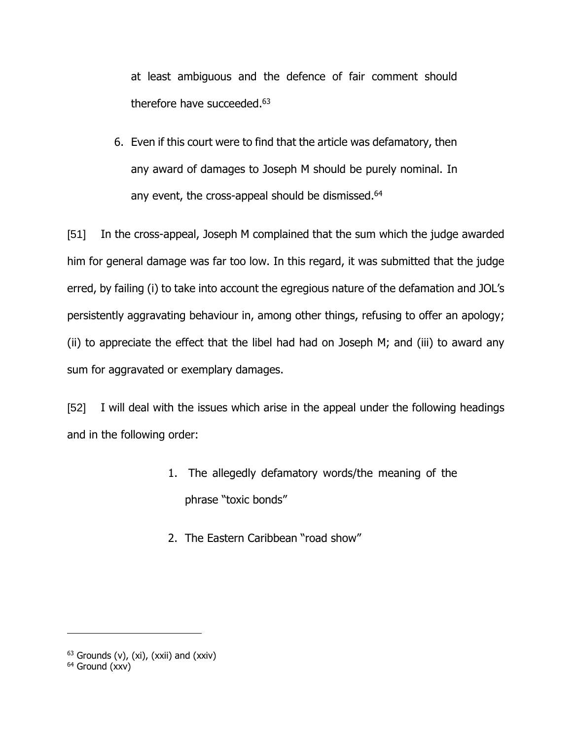at least ambiguous and the defence of fair comment should therefore have succeeded.[63]

6. Even if this court were to find that the article was defamatory, then any award of damages to Joseph M should be purely nominal. In any event, the cross-appeal should be dismissed.[64]

[51] In the cross-appeal, Joseph M complained that the sum which the judge awarded him for general damage was far too low. In this regard, it was submitted that the judge erred, by failing (i) to take into account the egregious nature of the defamation and JOL's persistently aggravating behaviour in, among other things, refusing to offer an apology; (ii) to appreciate the effect that the libel had had on Joseph M; and (iii) to award any sum for aggravated or exemplary damages.

[52] I will deal with the issues which arise in the appeal under the following headings and in the following order:

1. The allegedly defamatory words/the meaning of the phrase "toxic bonds"
2. The Eastern Caribbean "road show"

---

[63] Grounds (v), (xi), (xxii) and (xxiv)

[64] Ground (xxv)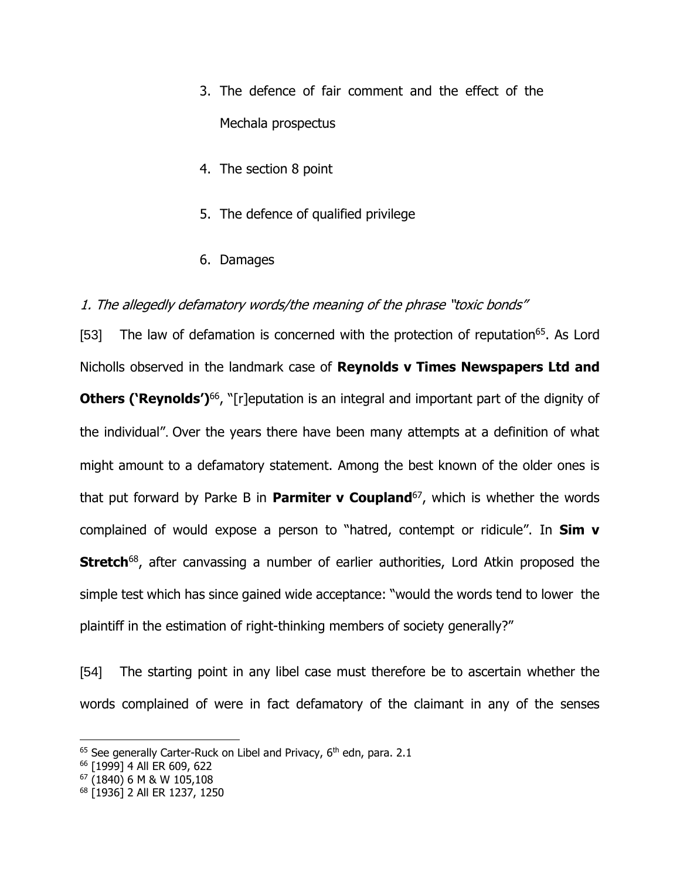3. The defence of fair comment and the effect of the Mechala prospectus

4. The section 8 point

5. The defence of qualified privilege

6. Damages

*1. The allegedly defamatory words/the meaning of the phrase "toxic bonds"*

[53] The law of defamation is concerned with the protection of reputation[65]. As Lord Nicholls observed in the landmark case of **Reynolds v Times Newspapers Ltd and Others ('Reynolds')**[66], "[r]eputation is an integral and important part of the dignity of the individual". Over the years there have been many attempts at a definition of what might amount to a defamatory statement. Among the best known of the older ones is that put forward by Parke B in **Parmiter v Coupland**[67], which is whether the words complained of would expose a person to "hatred, contempt or ridicule". In **Sim v Stretch**[68], after canvassing a number of earlier authorities, Lord Atkin proposed the simple test which has since gained wide acceptance: "would the words tend to lower the plaintiff in the estimation of right-thinking members of society generally?"

[54] The starting point in any libel case must therefore be to ascertain whether the words complained of were in fact defamatory of the claimant in any of the senses

---

[65] See generally Carter-Ruck on Libel and Privacy, 6th edn, para. 2.1

[66] [1999] 4 All ER 609, 622

[67] (1840) 6 M & W 105,108

[68] [1936] 2 All ER 1237, 1250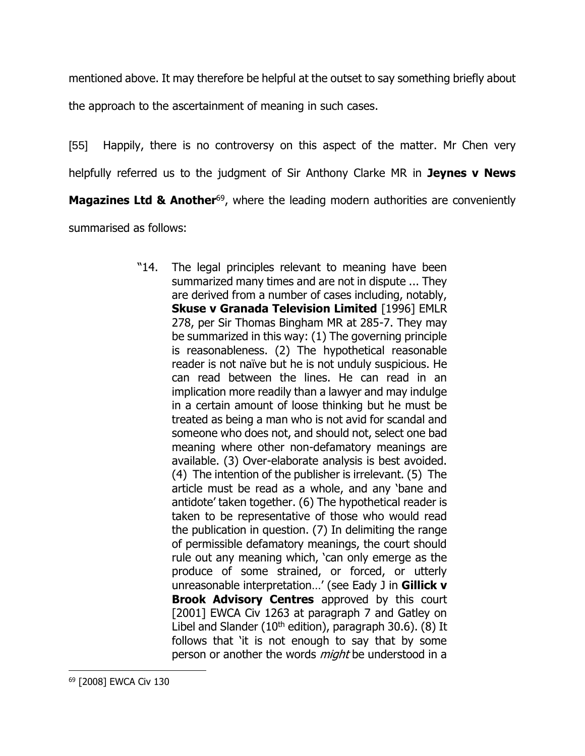mentioned above. It may therefore be helpful at the outset to say something briefly about the approach to the ascertainment of meaning in such cases.

[55] Happily, there is no controversy on this aspect of the matter. Mr Chen very helpfully referred us to the judgment of Sir Anthony Clarke MR in **Jeynes v News Magazines Ltd & Another**[69], where the leading modern authorities are conveniently summarised as follows:

> "14. The legal principles relevant to meaning have been summarized many times and are not in dispute ... They are derived from a number of cases including, notably, **Skuse v Granada Television Limited** [1996] EMLR 278, per Sir Thomas Bingham MR at 285-7. They may be summarized in this way: (1) The governing principle is reasonableness. (2) The hypothetical reasonable reader is not naïve but he is not unduly suspicious. He can read between the lines. He can read in an implication more readily than a lawyer and may indulge in a certain amount of loose thinking but he must be treated as being a man who is not avid for scandal and someone who does not, and should not, select one bad meaning where other non-defamatory meanings are available. (3) Over-elaborate analysis is best avoided. (4) The intention of the publisher is irrelevant. (5) The article must be read as a whole, and any 'bane and antidote' taken together. (6) The hypothetical reader is taken to be representative of those who would read the publication in question. (7) In delimiting the range of permissible defamatory meanings, the court should rule out any meaning which, 'can only emerge as the produce of some strained, or forced, or utterly unreasonable interpretation…' (see Eady J in **Gillick v Brook Advisory Centres** approved by this court [2001] EWCA Civ 1263 at paragraph 7 and Gatley on Libel and Slander (10th edition), paragraph 30.6). (8) It follows that 'it is not enough to say that by some person or another the words *might* be understood in a

[69] [2008] EWCA Civ 130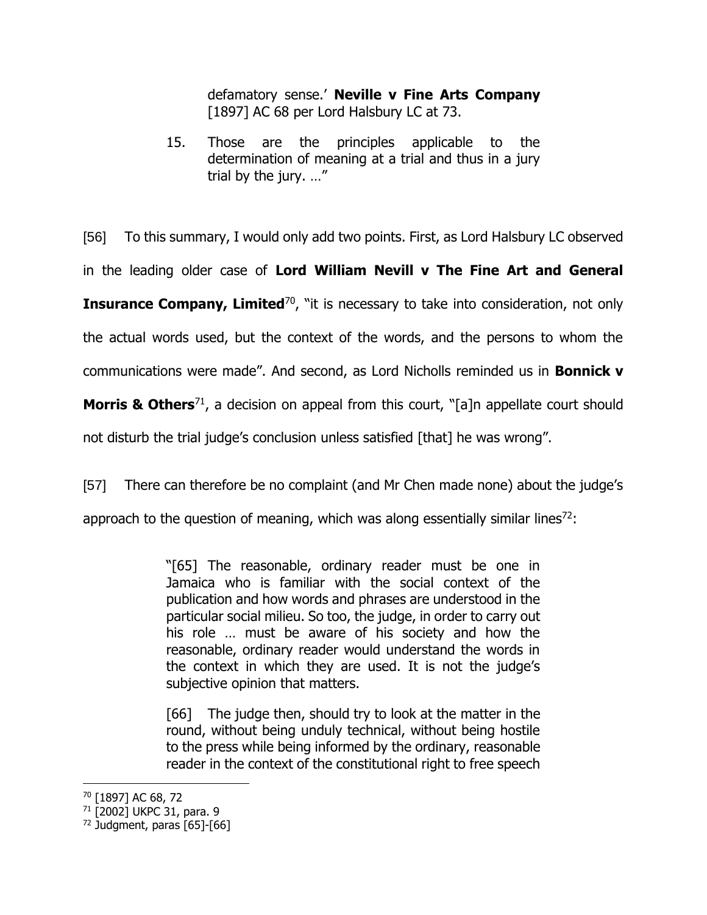> defamatory sense.' **Neville v Fine Arts Company** [1897] AC 68 per Lord Halsbury LC at 73.
>
> 15. Those are the principles applicable to the determination of meaning at a trial and thus in a jury trial by the jury. …"

[56] To this summary, I would only add two points. First, as Lord Halsbury LC observed in the leading older case of **Lord William Nevill v The Fine Art and General Insurance Company, Limited**[70], "it is necessary to take into consideration, not only the actual words used, but the context of the words, and the persons to whom the communications were made". And second, as Lord Nicholls reminded us in **Bonnick v Morris & Others**[71], a decision on appeal from this court, "[a]n appellate court should not disturb the trial judge's conclusion unless satisfied [that] he was wrong".

[57] There can therefore be no complaint (and Mr Chen made none) about the judge's approach to the question of meaning, which was along essentially similar lines[72]:

> "[65] The reasonable, ordinary reader must be one in Jamaica who is familiar with the social context of the publication and how words and phrases are understood in the particular social milieu. So too, the judge, in order to carry out his role … must be aware of his society and how the reasonable, ordinary reader would understand the words in the context in which they are used. It is not the judge's subjective opinion that matters.
>
> [66] The judge then, should try to look at the matter in the round, without being unduly technical, without being hostile to the press while being informed by the ordinary, reasonable reader in the context of the constitutional right to free speech

---

[70] [1897] AC 68, 72

[71] [2002] UKPC 31, para. 9

[72] Judgment, paras [65]-[66]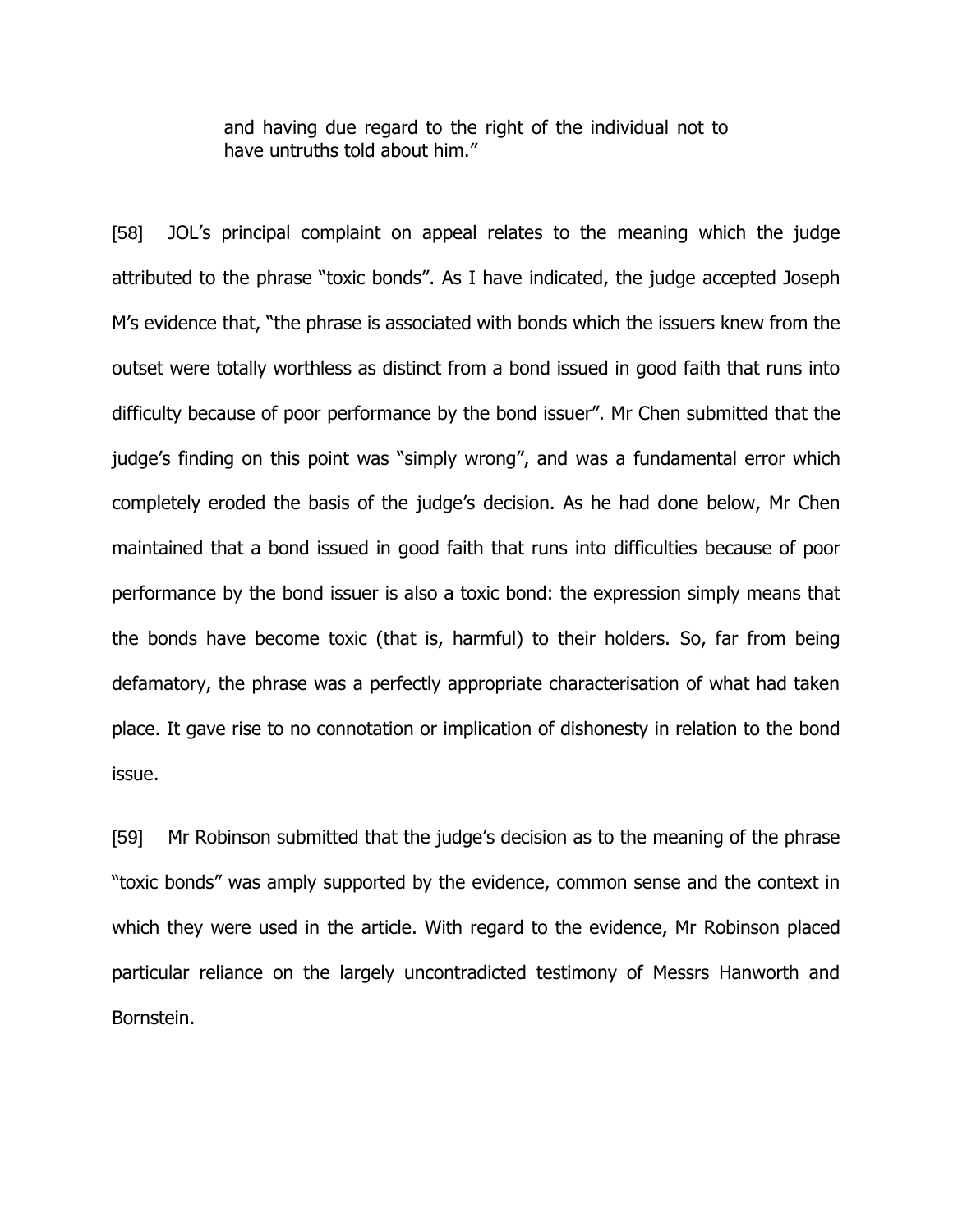> and having due regard to the right of the individual not to have untruths told about him."

[58] JOL's principal complaint on appeal relates to the meaning which the judge attributed to the phrase "toxic bonds". As I have indicated, the judge accepted Joseph M's evidence that, "the phrase is associated with bonds which the issuers knew from the outset were totally worthless as distinct from a bond issued in good faith that runs into difficulty because of poor performance by the bond issuer". Mr Chen submitted that the judge's finding on this point was "simply wrong", and was a fundamental error which completely eroded the basis of the judge's decision. As he had done below, Mr Chen maintained that a bond issued in good faith that runs into difficulties because of poor performance by the bond issuer is also a toxic bond: the expression simply means that the bonds have become toxic (that is, harmful) to their holders. So, far from being defamatory, the phrase was a perfectly appropriate characterisation of what had taken place. It gave rise to no connotation or implication of dishonesty in relation to the bond issue.

[59] Mr Robinson submitted that the judge's decision as to the meaning of the phrase "toxic bonds" was amply supported by the evidence, common sense and the context in which they were used in the article. With regard to the evidence, Mr Robinson placed particular reliance on the largely uncontradicted testimony of Messrs Hanworth and Bornstein.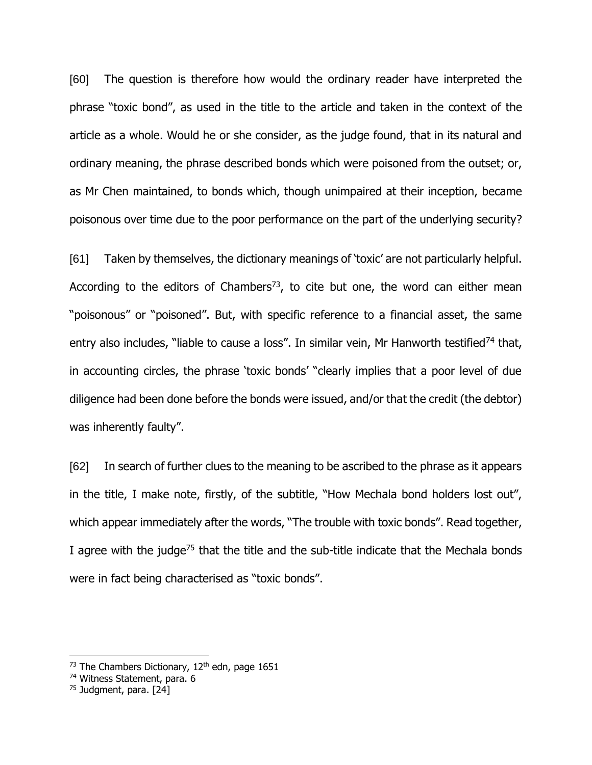[60] The question is therefore how would the ordinary reader have interpreted the phrase "toxic bond", as used in the title to the article and taken in the context of the article as a whole. Would he or she consider, as the judge found, that in its natural and ordinary meaning, the phrase described bonds which were poisoned from the outset; or, as Mr Chen maintained, to bonds which, though unimpaired at their inception, became poisonous over time due to the poor performance on the part of the underlying security?

[61] Taken by themselves, the dictionary meanings of 'toxic' are not particularly helpful. According to the editors of Chambers[73], to cite but one, the word can either mean "poisonous" or "poisoned". But, with specific reference to a financial asset, the same entry also includes, "liable to cause a loss". In similar vein, Mr Hanworth testified[74] that, in accounting circles, the phrase 'toxic bonds' "clearly implies that a poor level of due diligence had been done before the bonds were issued, and/or that the credit (the debtor) was inherently faulty".

[62] In search of further clues to the meaning to be ascribed to the phrase as it appears in the title, I make note, firstly, of the subtitle, "How Mechala bond holders lost out", which appear immediately after the words, "The trouble with toxic bonds". Read together, I agree with the judge[75] that the title and the sub-title indicate that the Mechala bonds were in fact being characterised as "toxic bonds".

---

[73] The Chambers Dictionary, 12th edn, page 1651

[74] Witness Statement, para. 6

[75] Judgment, para. [24]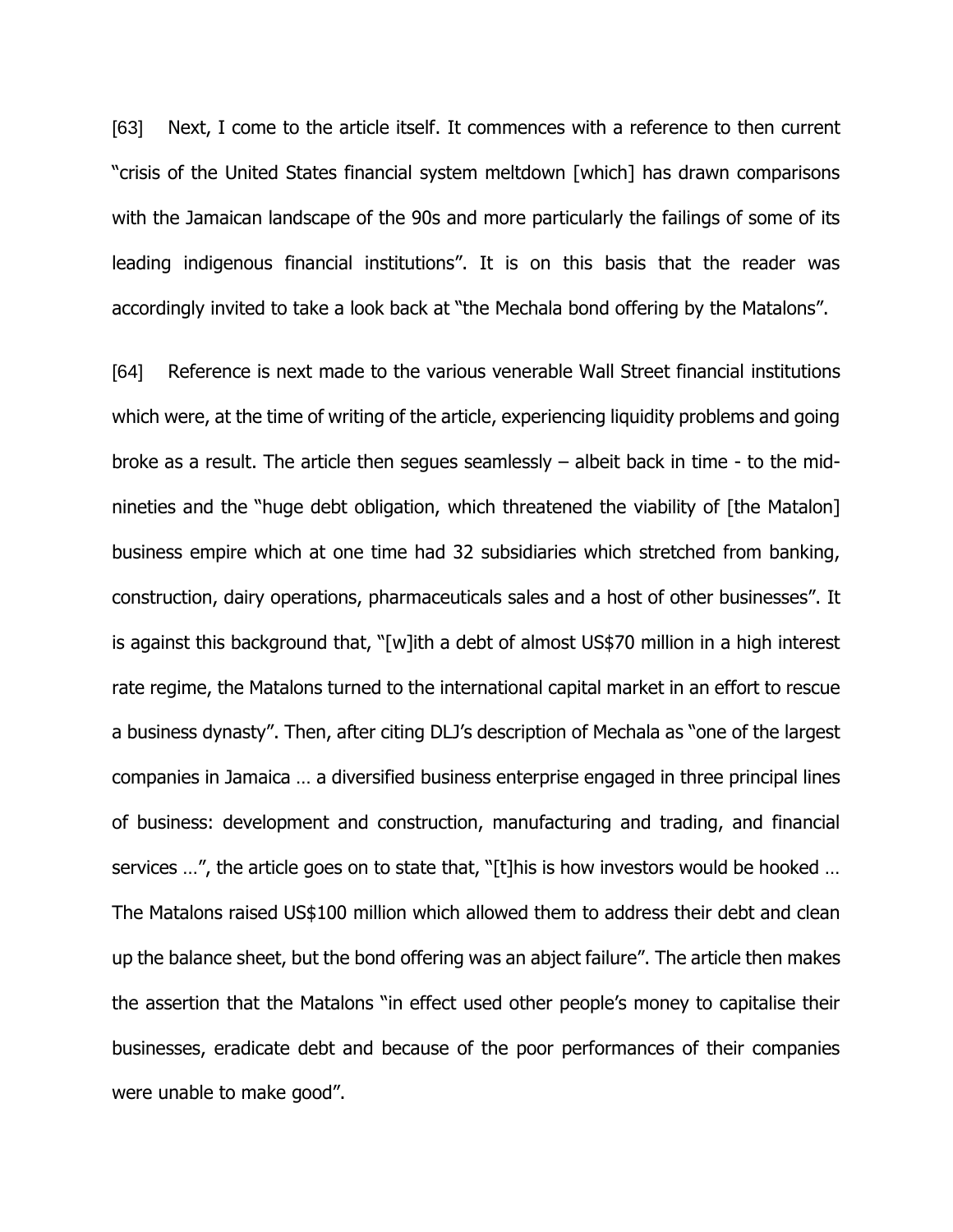[63] Next, I come to the article itself. It commences with a reference to then current "crisis of the United States financial system meltdown [which] has drawn comparisons with the Jamaican landscape of the 90s and more particularly the failings of some of its leading indigenous financial institutions". It is on this basis that the reader was accordingly invited to take a look back at "the Mechala bond offering by the Matalons".

[64] Reference is next made to the various venerable Wall Street financial institutions which were, at the time of writing of the article, experiencing liquidity problems and going broke as a result. The article then segues seamlessly – albeit back in time - to the mid-nineties and the "huge debt obligation, which threatened the viability of [the Matalon] business empire which at one time had 32 subsidiaries which stretched from banking, construction, dairy operations, pharmaceuticals sales and a host of other businesses". It is against this background that, "[w]ith a debt of almost US$70 million in a high interest rate regime, the Matalons turned to the international capital market in an effort to rescue a business dynasty". Then, after citing DLJ's description of Mechala as "one of the largest companies in Jamaica … a diversified business enterprise engaged in three principal lines of business: development and construction, manufacturing and trading, and financial services …", the article goes on to state that, "[t]his is how investors would be hooked … The Matalons raised US$100 million which allowed them to address their debt and clean up the balance sheet, but the bond offering was an abject failure". The article then makes the assertion that the Matalons "in effect used other people's money to capitalise their businesses, eradicate debt and because of the poor performances of their companies were unable to make good".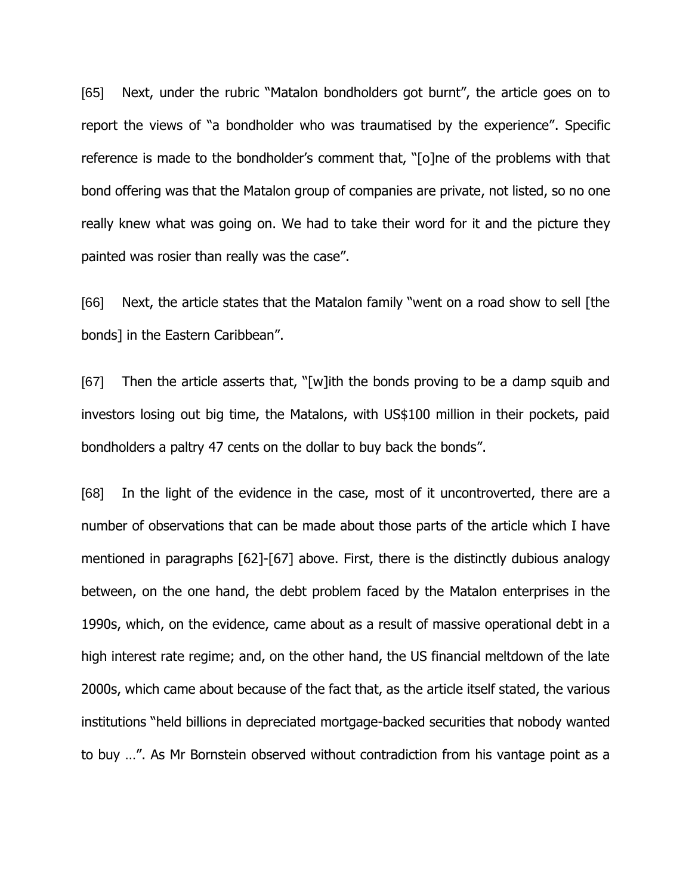[65] Next, under the rubric "Matalon bondholders got burnt", the article goes on to report the views of "a bondholder who was traumatised by the experience". Specific reference is made to the bondholder's comment that, "[o]ne of the problems with that bond offering was that the Matalon group of companies are private, not listed, so no one really knew what was going on. We had to take their word for it and the picture they painted was rosier than really was the case".

[66] Next, the article states that the Matalon family "went on a road show to sell [the bonds] in the Eastern Caribbean".

[67] Then the article asserts that, "[w]ith the bonds proving to be a damp squib and investors losing out big time, the Matalons, with US$100 million in their pockets, paid bondholders a paltry 47 cents on the dollar to buy back the bonds".

[68] In the light of the evidence in the case, most of it uncontroverted, there are a number of observations that can be made about those parts of the article which I have mentioned in paragraphs [62]-[67] above. First, there is the distinctly dubious analogy between, on the one hand, the debt problem faced by the Matalon enterprises in the 1990s, which, on the evidence, came about as a result of massive operational debt in a high interest rate regime; and, on the other hand, the US financial meltdown of the late 2000s, which came about because of the fact that, as the article itself stated, the various institutions "held billions in depreciated mortgage-backed securities that nobody wanted to buy …". As Mr Bornstein observed without contradiction from his vantage point as a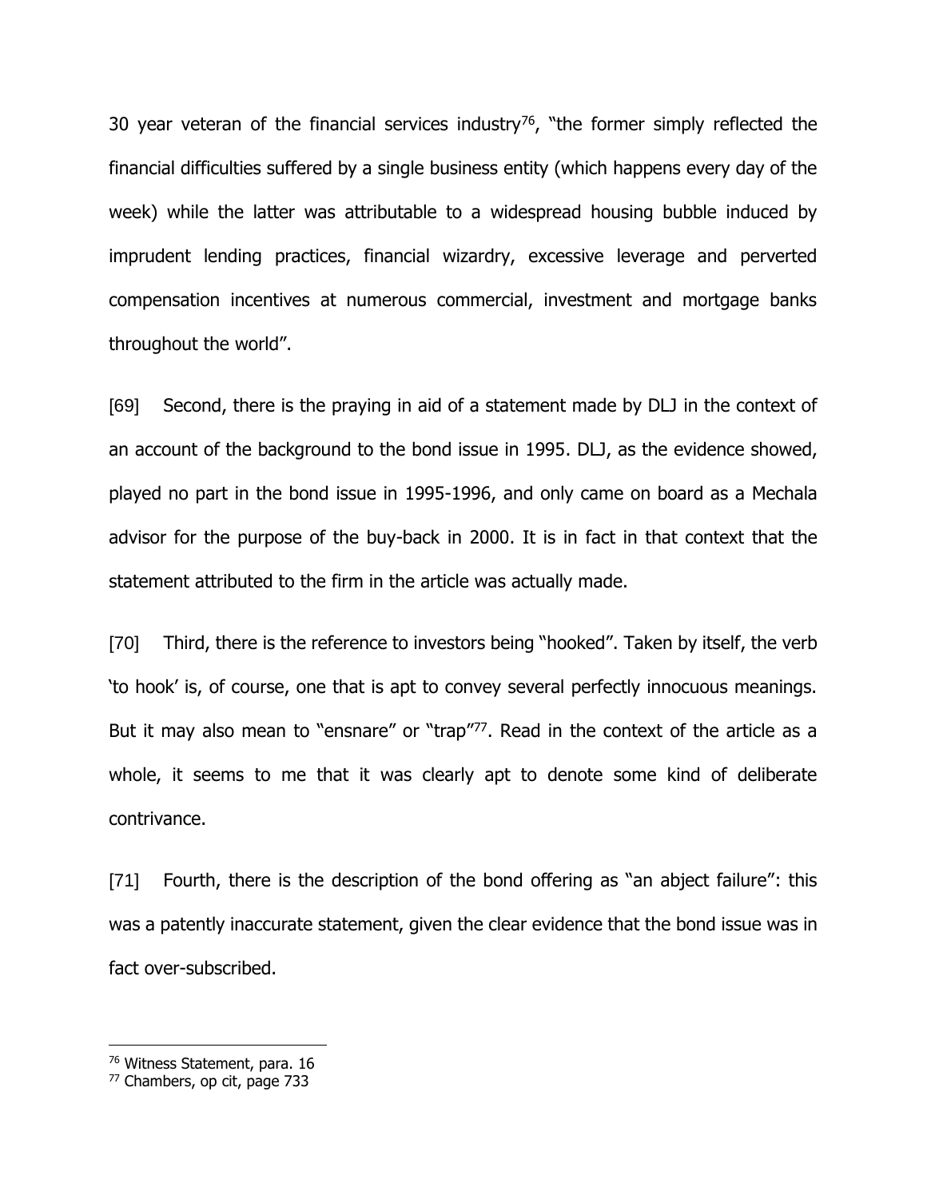30 year veteran of the financial services industry[76], "the former simply reflected the financial difficulties suffered by a single business entity (which happens every day of the week) while the latter was attributable to a widespread housing bubble induced by imprudent lending practices, financial wizardry, excessive leverage and perverted compensation incentives at numerous commercial, investment and mortgage banks throughout the world".

[69] Second, there is the praying in aid of a statement made by DLJ in the context of an account of the background to the bond issue in 1995. DLJ, as the evidence showed, played no part in the bond issue in 1995-1996, and only came on board as a Mechala advisor for the purpose of the buy-back in 2000. It is in fact in that context that the statement attributed to the firm in the article was actually made.

[70] Third, there is the reference to investors being "hooked". Taken by itself, the verb 'to hook' is, of course, one that is apt to convey several perfectly innocuous meanings. But it may also mean to "ensnare" or "trap"[77]. Read in the context of the article as a whole, it seems to me that it was clearly apt to denote some kind of deliberate contrivance.

[71] Fourth, there is the description of the bond offering as "an abject failure": this was a patently inaccurate statement, given the clear evidence that the bond issue was in fact over-subscribed.

---

[76] Witness Statement, para. 16

[77] Chambers, op cit, page 733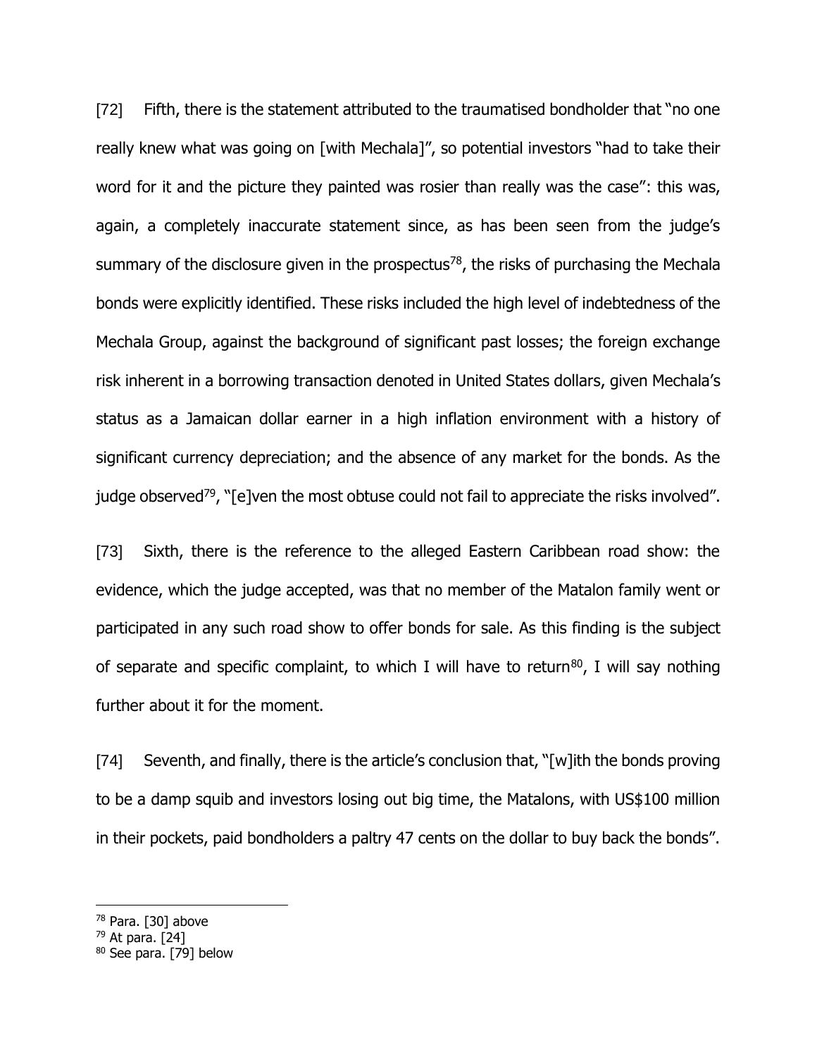[72] Fifth, there is the statement attributed to the traumatised bondholder that "no one really knew what was going on [with Mechala]", so potential investors "had to take their word for it and the picture they painted was rosier than really was the case": this was, again, a completely inaccurate statement since, as has been seen from the judge's summary of the disclosure given in the prospectus[78], the risks of purchasing the Mechala bonds were explicitly identified. These risks included the high level of indebtedness of the Mechala Group, against the background of significant past losses; the foreign exchange risk inherent in a borrowing transaction denoted in United States dollars, given Mechala's status as a Jamaican dollar earner in a high inflation environment with a history of significant currency depreciation; and the absence of any market for the bonds. As the judge observed[79], "[e]ven the most obtuse could not fail to appreciate the risks involved".

[73] Sixth, there is the reference to the alleged Eastern Caribbean road show: the evidence, which the judge accepted, was that no member of the Matalon family went or participated in any such road show to offer bonds for sale. As this finding is the subject of separate and specific complaint, to which I will have to return[80], I will say nothing further about it for the moment.

[74] Seventh, and finally, there is the article's conclusion that, "[w]ith the bonds proving to be a damp squib and investors losing out big time, the Matalons, with US$100 million in their pockets, paid bondholders a paltry 47 cents on the dollar to buy back the bonds".

---

[78] Para. [30] above

[79] At para. [24]

[80] See para. [79] below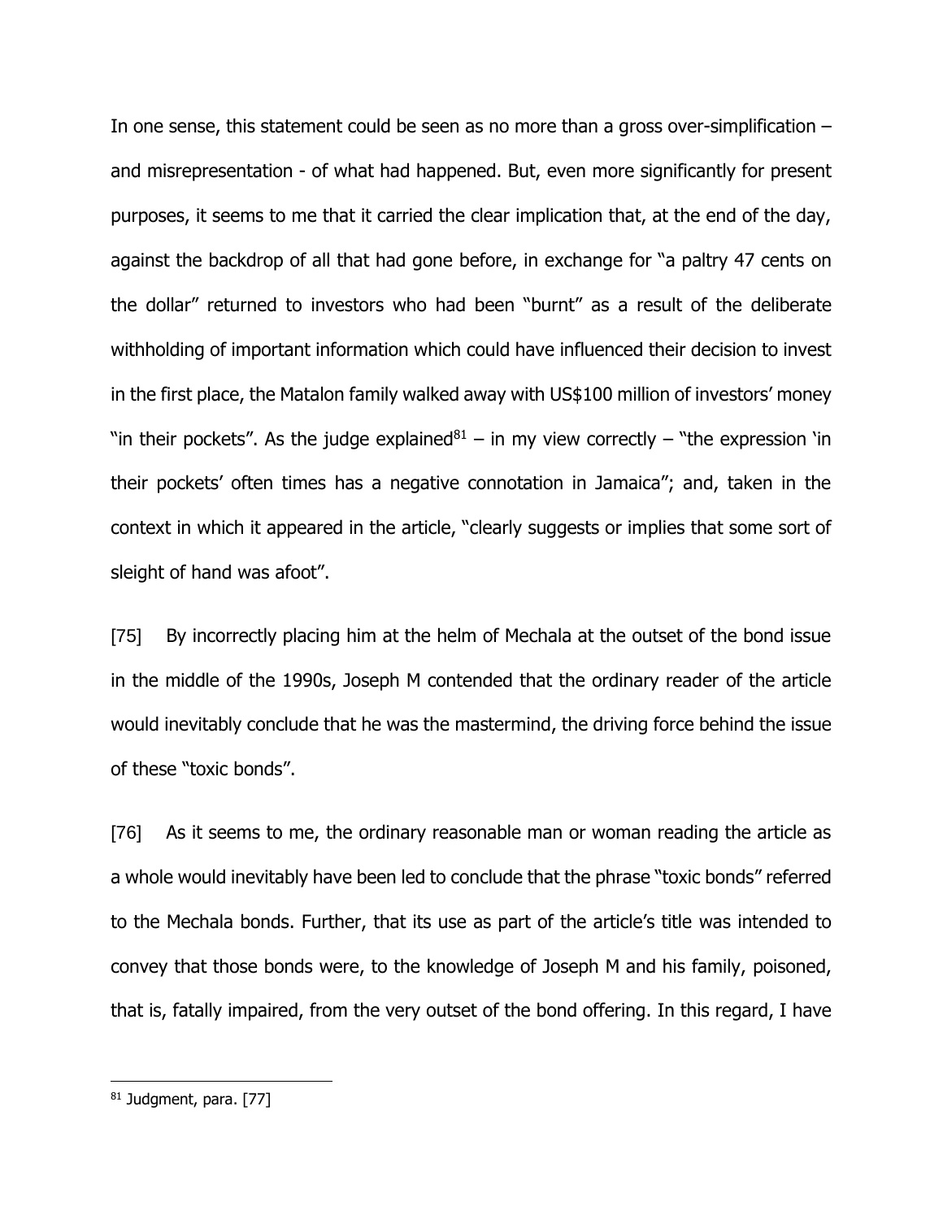In one sense, this statement could be seen as no more than a gross over-simplification – and misrepresentation - of what had happened. But, even more significantly for present purposes, it seems to me that it carried the clear implication that, at the end of the day, against the backdrop of all that had gone before, in exchange for "a paltry 47 cents on the dollar" returned to investors who had been "burnt" as a result of the deliberate withholding of important information which could have influenced their decision to invest in the first place, the Matalon family walked away with US$100 million of investors' money "in their pockets". As the judge explained[81] – in my view correctly – "the expression 'in their pockets' often times has a negative connotation in Jamaica"; and, taken in the context in which it appeared in the article, "clearly suggests or implies that some sort of sleight of hand was afoot".

[75] By incorrectly placing him at the helm of Mechala at the outset of the bond issue in the middle of the 1990s, Joseph M contended that the ordinary reader of the article would inevitably conclude that he was the mastermind, the driving force behind the issue of these "toxic bonds".

[76] As it seems to me, the ordinary reasonable man or woman reading the article as a whole would inevitably have been led to conclude that the phrase "toxic bonds" referred to the Mechala bonds. Further, that its use as part of the article's title was intended to convey that those bonds were, to the knowledge of Joseph M and his family, poisoned, that is, fatally impaired, from the very outset of the bond offering. In this regard, I have

[81] Judgment, para. [77]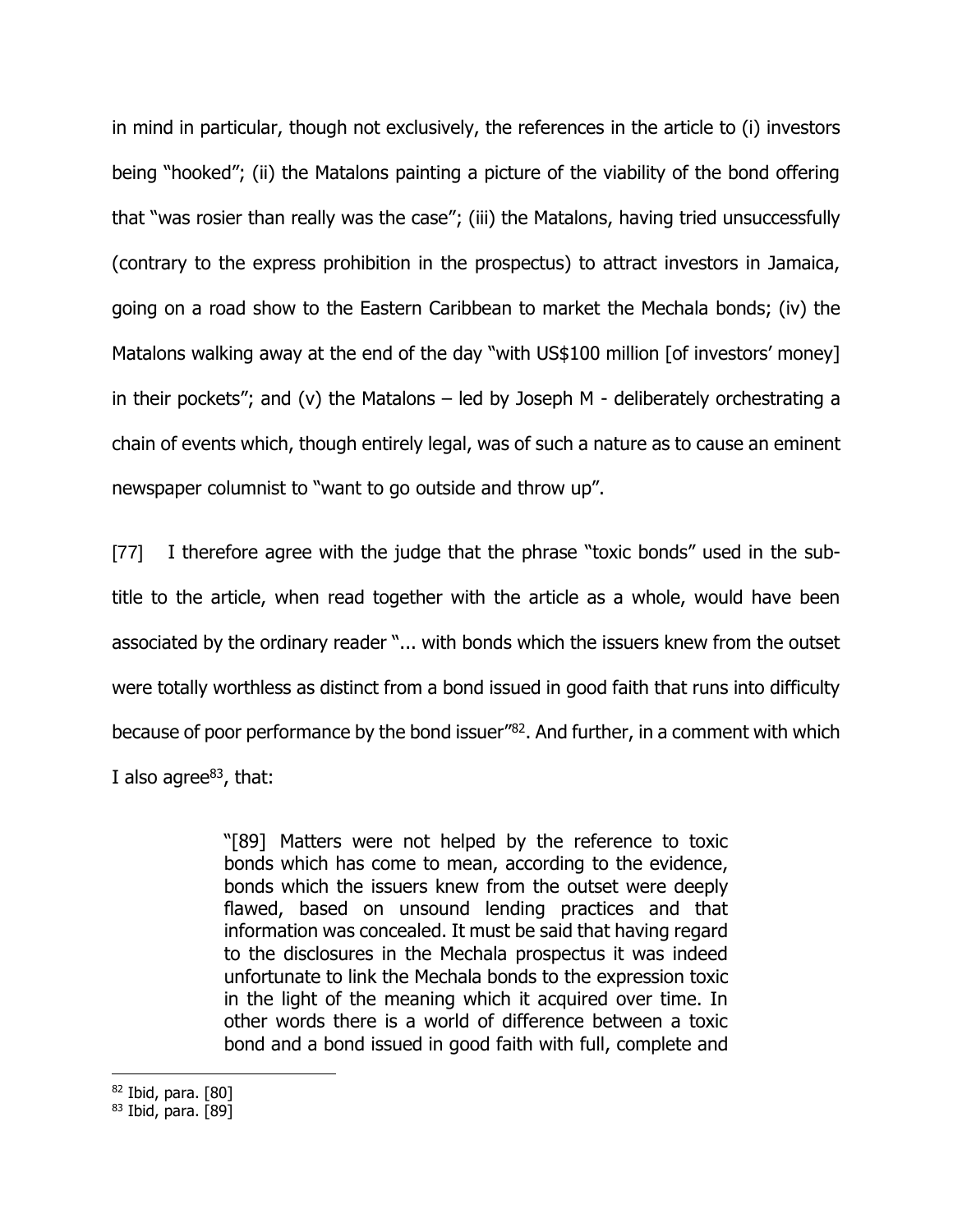in mind in particular, though not exclusively, the references in the article to (i) investors being "hooked"; (ii) the Matalons painting a picture of the viability of the bond offering that "was rosier than really was the case"; (iii) the Matalons, having tried unsuccessfully (contrary to the express prohibition in the prospectus) to attract investors in Jamaica, going on a road show to the Eastern Caribbean to market the Mechala bonds; (iv) the Matalons walking away at the end of the day "with US$100 million [of investors' money] in their pockets"; and (v) the Matalons – led by Joseph M - deliberately orchestrating a chain of events which, though entirely legal, was of such a nature as to cause an eminent newspaper columnist to "want to go outside and throw up".

[77] I therefore agree with the judge that the phrase "toxic bonds" used in the sub-title to the article, when read together with the article as a whole, would have been associated by the ordinary reader "... with bonds which the issuers knew from the outset were totally worthless as distinct from a bond issued in good faith that runs into difficulty because of poor performance by the bond issuer"[82]. And further, in a comment with which I also agree[83], that:

> "[89] Matters were not helped by the reference to toxic bonds which has come to mean, according to the evidence, bonds which the issuers knew from the outset were deeply flawed, based on unsound lending practices and that information was concealed. It must be said that having regard to the disclosures in the Mechala prospectus it was indeed unfortunate to link the Mechala bonds to the expression toxic in the light of the meaning which it acquired over time. In other words there is a world of difference between a toxic bond and a bond issued in good faith with full, complete and

---

[82] Ibid, para. [80]

[83] Ibid, para. [89]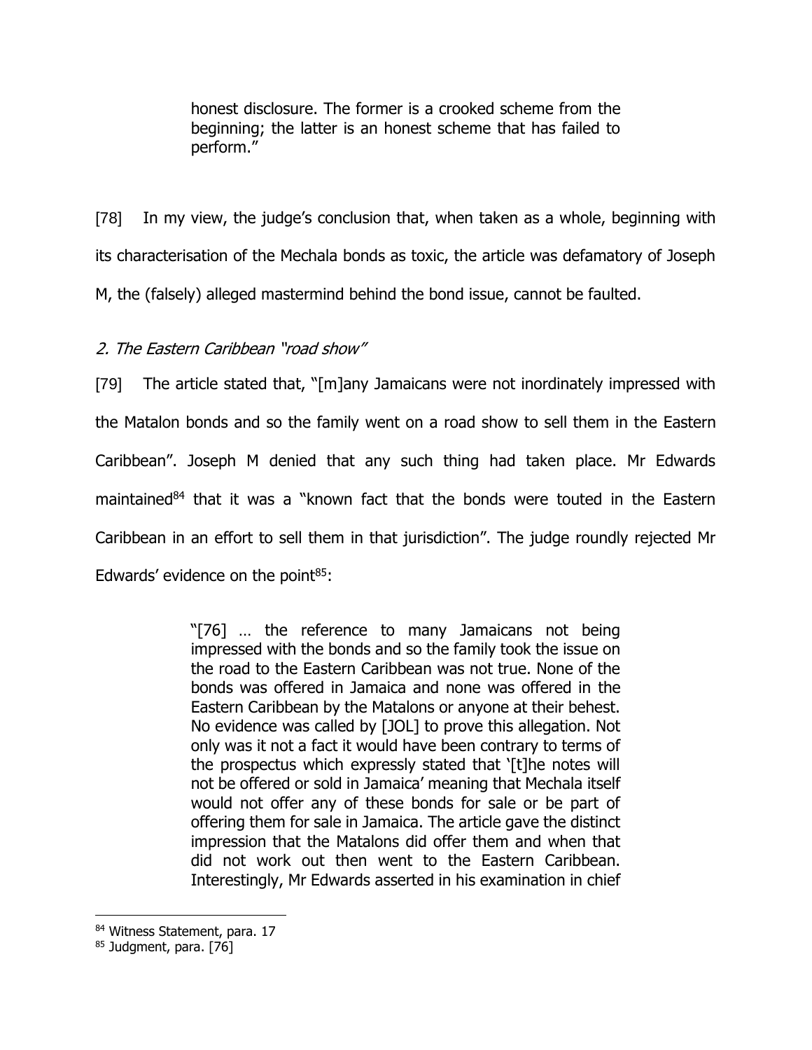> honest disclosure. The former is a crooked scheme from the beginning; the latter is an honest scheme that has failed to perform."

[78] In my view, the judge's conclusion that, when taken as a whole, beginning with its characterisation of the Mechala bonds as toxic, the article was defamatory of Joseph M, the (falsely) alleged mastermind behind the bond issue, cannot be faulted.

*2. The Eastern Caribbean "road show"*

[79] The article stated that, "[m]any Jamaicans were not inordinately impressed with the Matalon bonds and so the family went on a road show to sell them in the Eastern Caribbean". Joseph M denied that any such thing had taken place. Mr Edwards maintained[84] that it was a "known fact that the bonds were touted in the Eastern Caribbean in an effort to sell them in that jurisdiction". The judge roundly rejected Mr Edwards' evidence on the point[85]:

> "[76] … the reference to many Jamaicans not being impressed with the bonds and so the family took the issue on the road to the Eastern Caribbean was not true. None of the bonds was offered in Jamaica and none was offered in the Eastern Caribbean by the Matalons or anyone at their behest. No evidence was called by [JOL] to prove this allegation. Not only was it not a fact it would have been contrary to terms of the prospectus which expressly stated that '[t]he notes will not be offered or sold in Jamaica' meaning that Mechala itself would not offer any of these bonds for sale or be part of offering them for sale in Jamaica. The article gave the distinct impression that the Matalons did offer them and when that did not work out then went to the Eastern Caribbean. Interestingly, Mr Edwards asserted in his examination in chief

[84] Witness Statement, para. 17

[85] Judgment, para. [76]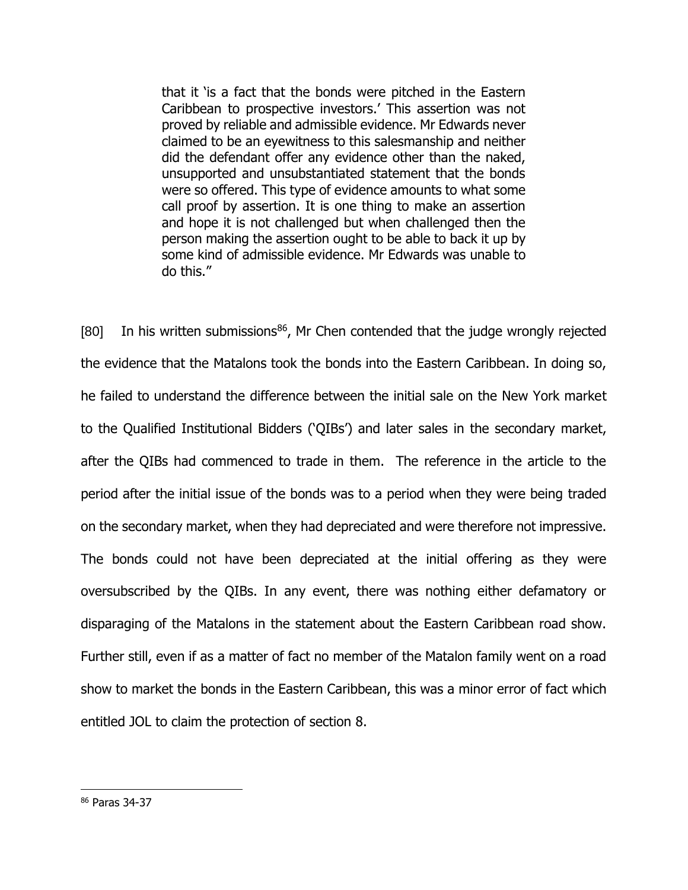> that it 'is a fact that the bonds were pitched in the Eastern Caribbean to prospective investors.' This assertion was not proved by reliable and admissible evidence. Mr Edwards never claimed to be an eyewitness to this salesmanship and neither did the defendant offer any evidence other than the naked, unsupported and unsubstantiated statement that the bonds were so offered. This type of evidence amounts to what some call proof by assertion. It is one thing to make an assertion and hope it is not challenged but when challenged then the person making the assertion ought to be able to back it up by some kind of admissible evidence. Mr Edwards was unable to do this."

[80] In his written submissions[86], Mr Chen contended that the judge wrongly rejected the evidence that the Matalons took the bonds into the Eastern Caribbean. In doing so, he failed to understand the difference between the initial sale on the New York market to the Qualified Institutional Bidders ('QIBs') and later sales in the secondary market, after the QIBs had commenced to trade in them. The reference in the article to the period after the initial issue of the bonds was to a period when they were being traded on the secondary market, when they had depreciated and were therefore not impressive. The bonds could not have been depreciated at the initial offering as they were oversubscribed by the QIBs. In any event, there was nothing either defamatory or disparaging of the Matalons in the statement about the Eastern Caribbean road show. Further still, even if as a matter of fact no member of the Matalon family went on a road show to market the bonds in the Eastern Caribbean, this was a minor error of fact which entitled JOL to claim the protection of section 8.

---

[86] Paras 34-37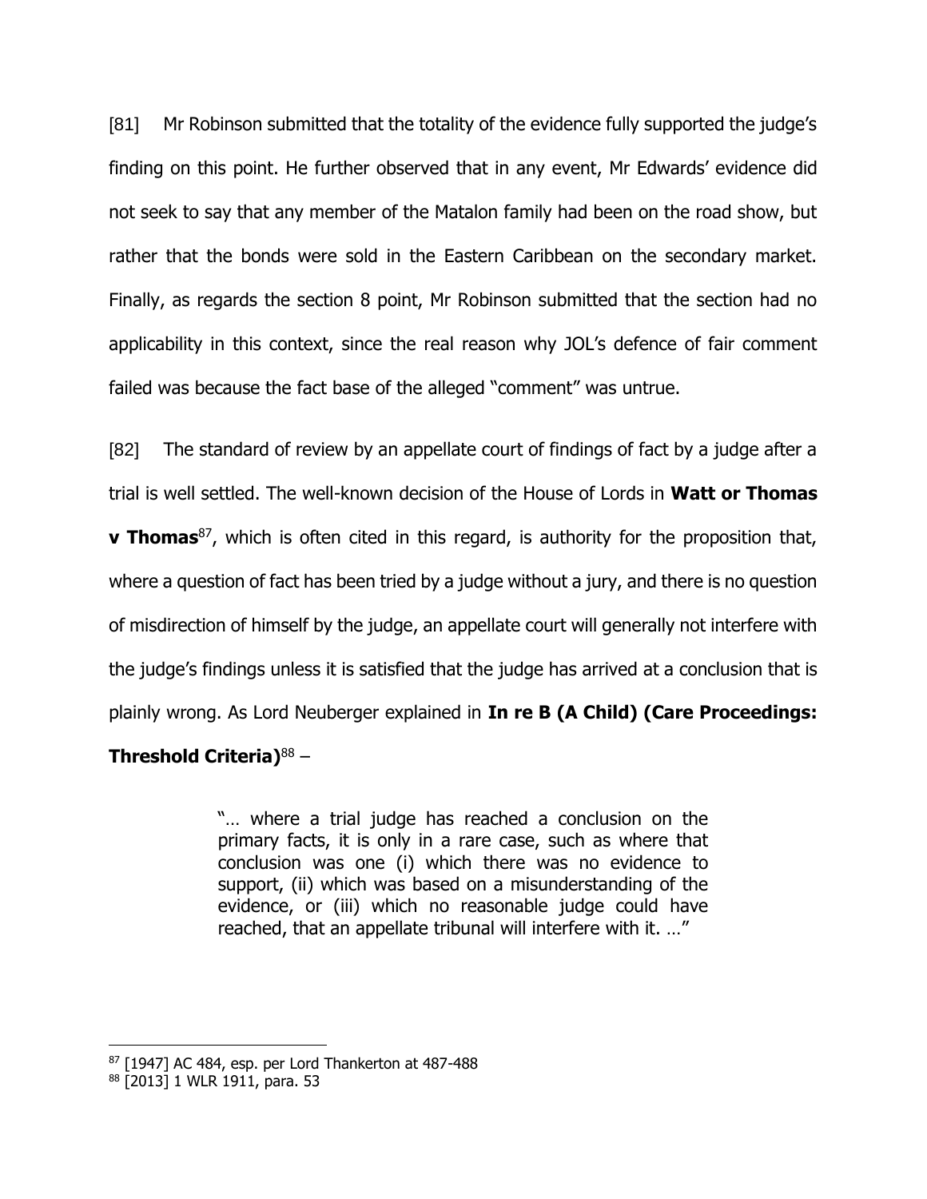[81] Mr Robinson submitted that the totality of the evidence fully supported the judge's finding on this point. He further observed that in any event, Mr Edwards' evidence did not seek to say that any member of the Matalon family had been on the road show, but rather that the bonds were sold in the Eastern Caribbean on the secondary market. Finally, as regards the section 8 point, Mr Robinson submitted that the section had no applicability in this context, since the real reason why JOL's defence of fair comment failed was because the fact base of the alleged "comment" was untrue.

[82] The standard of review by an appellate court of findings of fact by a judge after a trial is well settled. The well-known decision of the House of Lords in **Watt or Thomas v Thomas**[87], which is often cited in this regard, is authority for the proposition that, where a question of fact has been tried by a judge without a jury, and there is no question of misdirection of himself by the judge, an appellate court will generally not interfere with the judge's findings unless it is satisfied that the judge has arrived at a conclusion that is plainly wrong. As Lord Neuberger explained in **In re B (A Child) (Care Proceedings: Threshold Criteria)**[88] –

> "… where a trial judge has reached a conclusion on the primary facts, it is only in a rare case, such as where that conclusion was one (i) which there was no evidence to support, (ii) which was based on a misunderstanding of the evidence, or (iii) which no reasonable judge could have reached, that an appellate tribunal will interfere with it. …"

---

[87] [1947] AC 484, esp. per Lord Thankerton at 487-488

[88] [2013] 1 WLR 1911, para. 53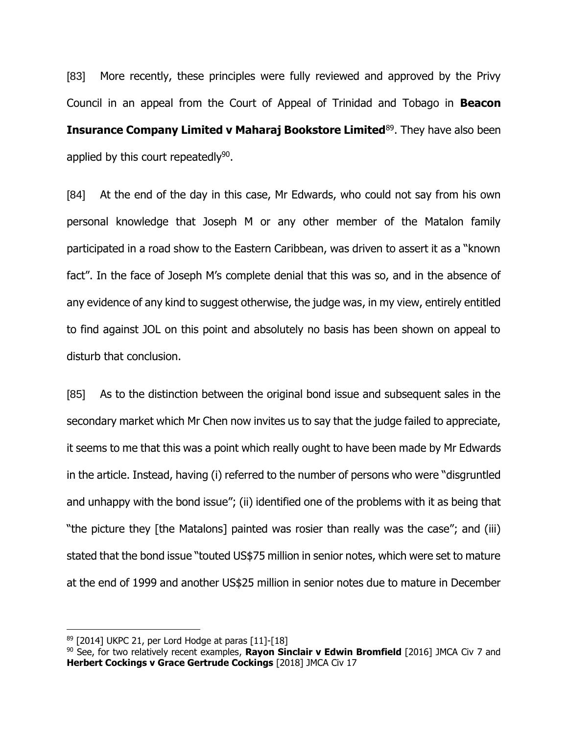[83] More recently, these principles were fully reviewed and approved by the Privy Council in an appeal from the Court of Appeal of Trinidad and Tobago in **Beacon Insurance Company Limited v Maharaj Bookstore Limited**[89]. They have also been applied by this court repeatedly[90].

[84] At the end of the day in this case, Mr Edwards, who could not say from his own personal knowledge that Joseph M or any other member of the Matalon family participated in a road show to the Eastern Caribbean, was driven to assert it as a "known fact". In the face of Joseph M's complete denial that this was so, and in the absence of any evidence of any kind to suggest otherwise, the judge was, in my view, entirely entitled to find against JOL on this point and absolutely no basis has been shown on appeal to disturb that conclusion.

[85] As to the distinction between the original bond issue and subsequent sales in the secondary market which Mr Chen now invites us to say that the judge failed to appreciate, it seems to me that this was a point which really ought to have been made by Mr Edwards in the article. Instead, having (i) referred to the number of persons who were "disgruntled and unhappy with the bond issue"; (ii) identified one of the problems with it as being that "the picture they [the Matalons] painted was rosier than really was the case"; and (iii) stated that the bond issue "touted US$75 million in senior notes, which were set to mature at the end of 1999 and another US$25 million in senior notes due to mature in December

---

[89] [2014] UKPC 21, per Lord Hodge at paras [11]-[18]

[90] See, for two relatively recent examples, **Rayon Sinclair v Edwin Bromfield** [2016] JMCA Civ 7 and **Herbert Cockings v Grace Gertrude Cockings** [2018] JMCA Civ 17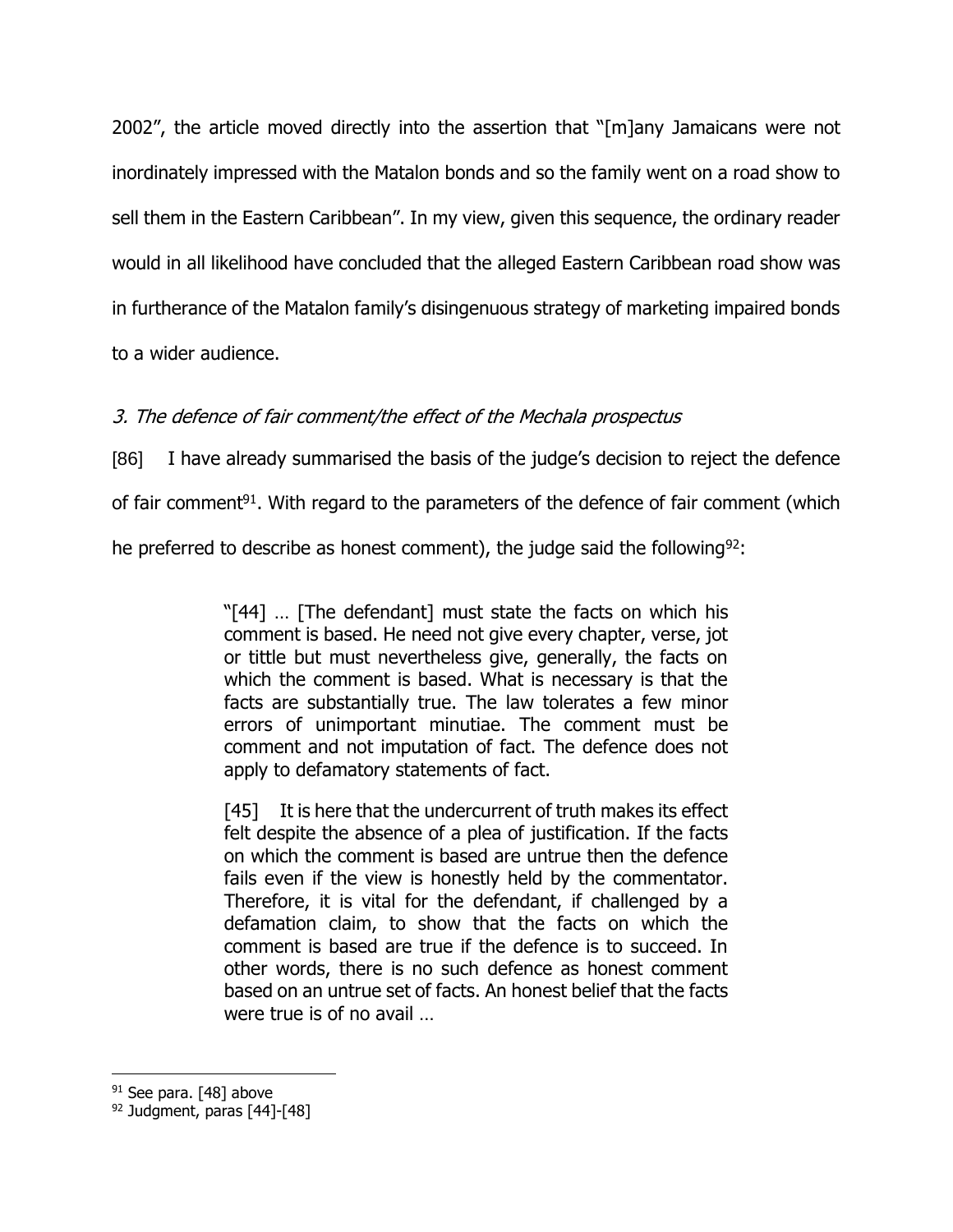2002", the article moved directly into the assertion that "[m]any Jamaicans were not inordinately impressed with the Matalon bonds and so the family went on a road show to sell them in the Eastern Caribbean". In my view, given this sequence, the ordinary reader would in all likelihood have concluded that the alleged Eastern Caribbean road show was in furtherance of the Matalon family's disingenuous strategy of marketing impaired bonds to a wider audience.

### *3. The defence of fair comment/the effect of the Mechala prospectus*

[86] I have already summarised the basis of the judge's decision to reject the defence of fair comment[91]. With regard to the parameters of the defence of fair comment (which he preferred to describe as honest comment), the judge said the following[92]:

> "[44] … [The defendant] must state the facts on which his comment is based. He need not give every chapter, verse, jot or tittle but must nevertheless give, generally, the facts on which the comment is based. What is necessary is that the facts are substantially true. The law tolerates a few minor errors of unimportant minutiae. The comment must be comment and not imputation of fact. The defence does not apply to defamatory statements of fact.
>
> [45] It is here that the undercurrent of truth makes its effect felt despite the absence of a plea of justification. If the facts on which the comment is based are untrue then the defence fails even if the view is honestly held by the commentator. Therefore, it is vital for the defendant, if challenged by a defamation claim, to show that the facts on which the comment is based are true if the defence is to succeed. In other words, there is no such defence as honest comment based on an untrue set of facts. An honest belief that the facts were true is of no avail …

[91] See para. [48] above

[92] Judgment, paras [44]-[48]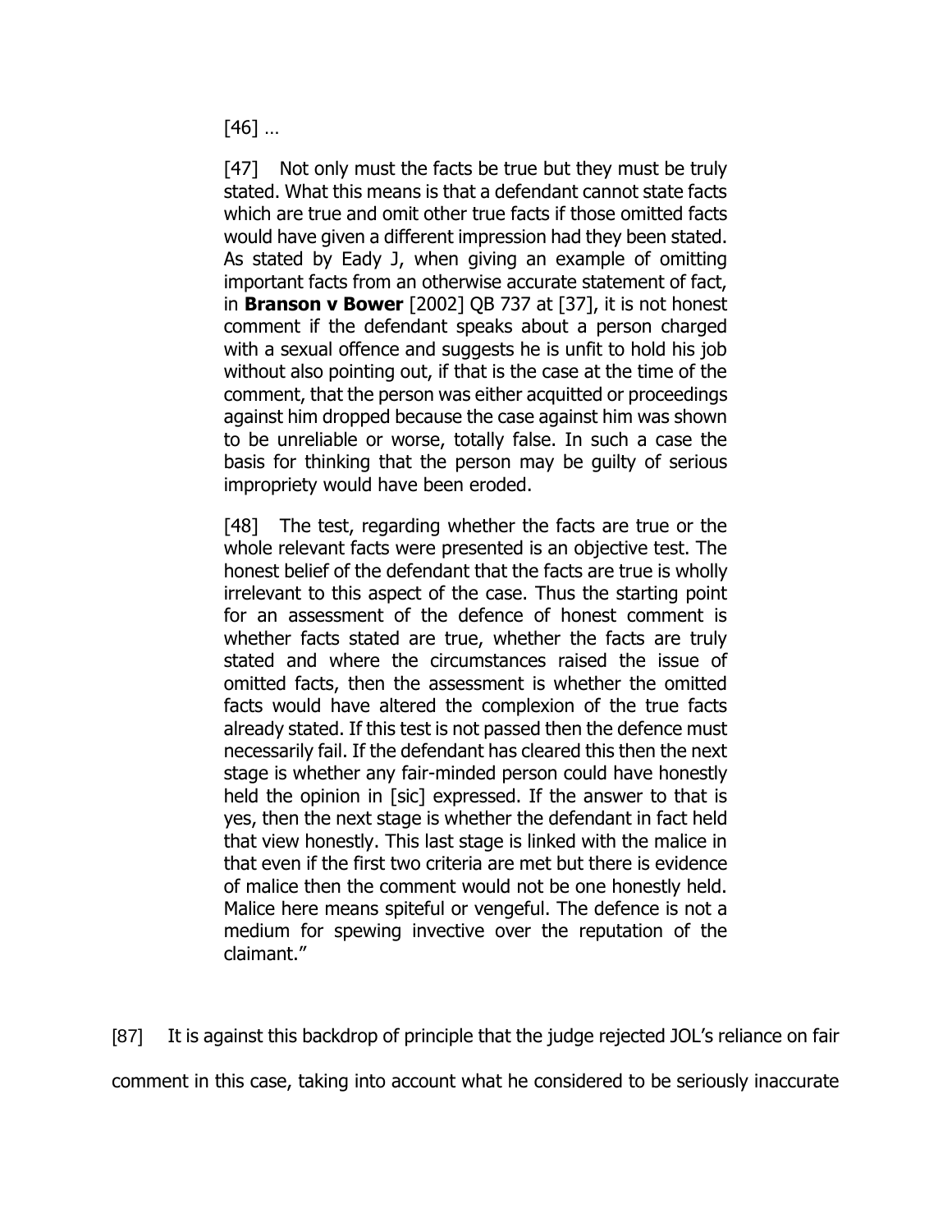> [46] …
>
> [47] Not only must the facts be true but they must be truly stated. What this means is that a defendant cannot state facts which are true and omit other true facts if those omitted facts would have given a different impression had they been stated. As stated by Eady J, when giving an example of omitting important facts from an otherwise accurate statement of fact, in **Branson v Bower** [2002] QB 737 at [37], it is not honest comment if the defendant speaks about a person charged with a sexual offence and suggests he is unfit to hold his job without also pointing out, if that is the case at the time of the comment, that the person was either acquitted or proceedings against him dropped because the case against him was shown to be unreliable or worse, totally false. In such a case the basis for thinking that the person may be guilty of serious impropriety would have been eroded.
>
> [48] The test, regarding whether the facts are true or the whole relevant facts were presented is an objective test. The honest belief of the defendant that the facts are true is wholly irrelevant to this aspect of the case. Thus the starting point for an assessment of the defence of honest comment is whether facts stated are true, whether the facts are truly stated and where the circumstances raised the issue of omitted facts, then the assessment is whether the omitted facts would have altered the complexion of the true facts already stated. If this test is not passed then the defence must necessarily fail. If the defendant has cleared this then the next stage is whether any fair-minded person could have honestly held the opinion in [sic] expressed. If the answer to that is yes, then the next stage is whether the defendant in fact held that view honestly. This last stage is linked with the malice in that even if the first two criteria are met but there is evidence of malice then the comment would not be one honestly held. Malice here means spiteful or vengeful. The defence is not a medium for spewing invective over the reputation of the claimant."

[87] It is against this backdrop of principle that the judge rejected JOL's reliance on fair comment in this case, taking into account what he considered to be seriously inaccurate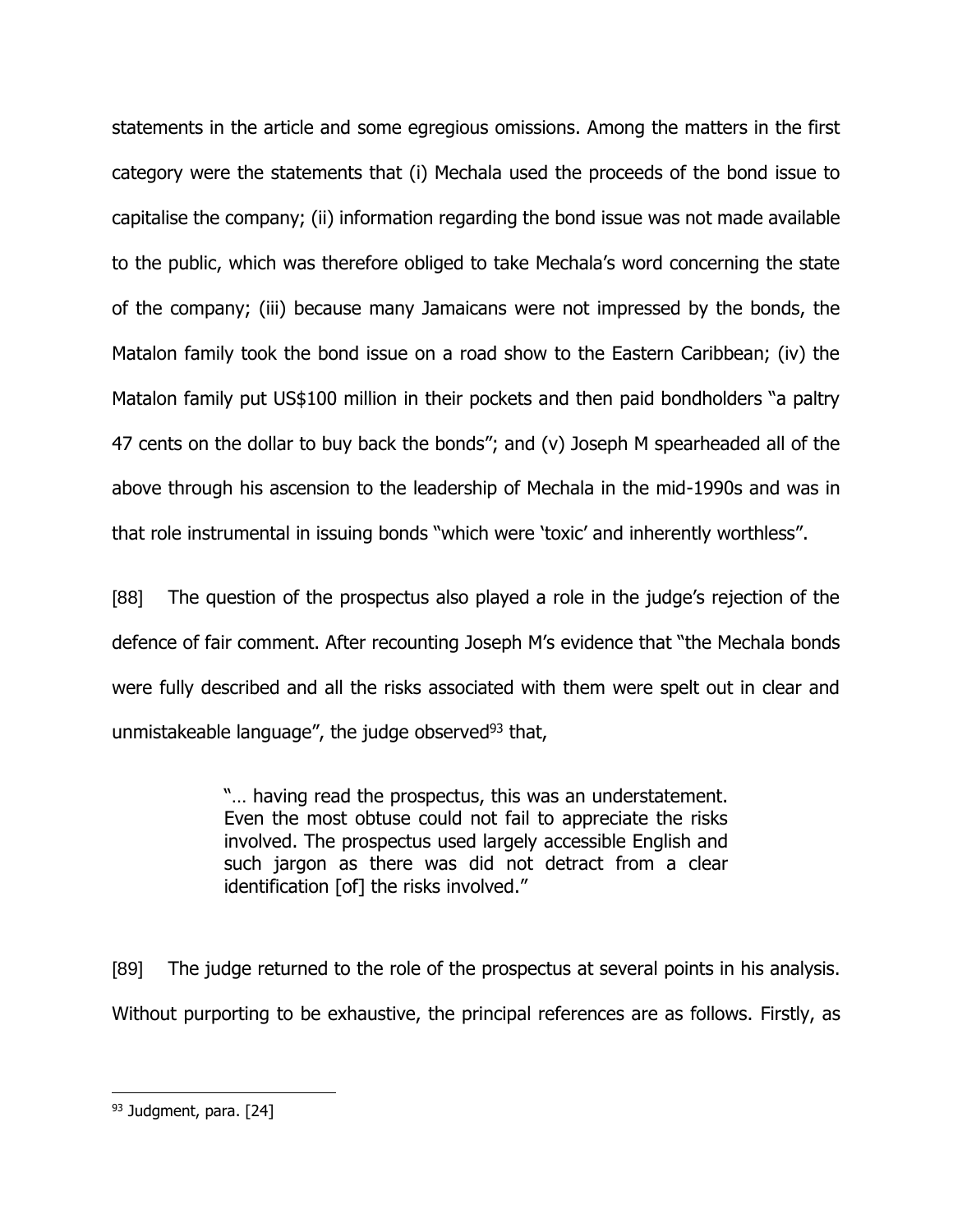statements in the article and some egregious omissions. Among the matters in the first category were the statements that (i) Mechala used the proceeds of the bond issue to capitalise the company; (ii) information regarding the bond issue was not made available to the public, which was therefore obliged to take Mechala's word concerning the state of the company; (iii) because many Jamaicans were not impressed by the bonds, the Matalon family took the bond issue on a road show to the Eastern Caribbean; (iv) the Matalon family put US$100 million in their pockets and then paid bondholders "a paltry 47 cents on the dollar to buy back the bonds"; and (v) Joseph M spearheaded all of the above through his ascension to the leadership of Mechala in the mid-1990s and was in that role instrumental in issuing bonds "which were 'toxic' and inherently worthless".

[88] The question of the prospectus also played a role in the judge's rejection of the defence of fair comment. After recounting Joseph M's evidence that "the Mechala bonds were fully described and all the risks associated with them were spelt out in clear and unmistakeable language", the judge observed[93] that,

> "… having read the prospectus, this was an understatement. Even the most obtuse could not fail to appreciate the risks involved. The prospectus used largely accessible English and such jargon as there was did not detract from a clear identification [of] the risks involved."

[89] The judge returned to the role of the prospectus at several points in his analysis. Without purporting to be exhaustive, the principal references are as follows. Firstly, as

---

[93] Judgment, para. [24]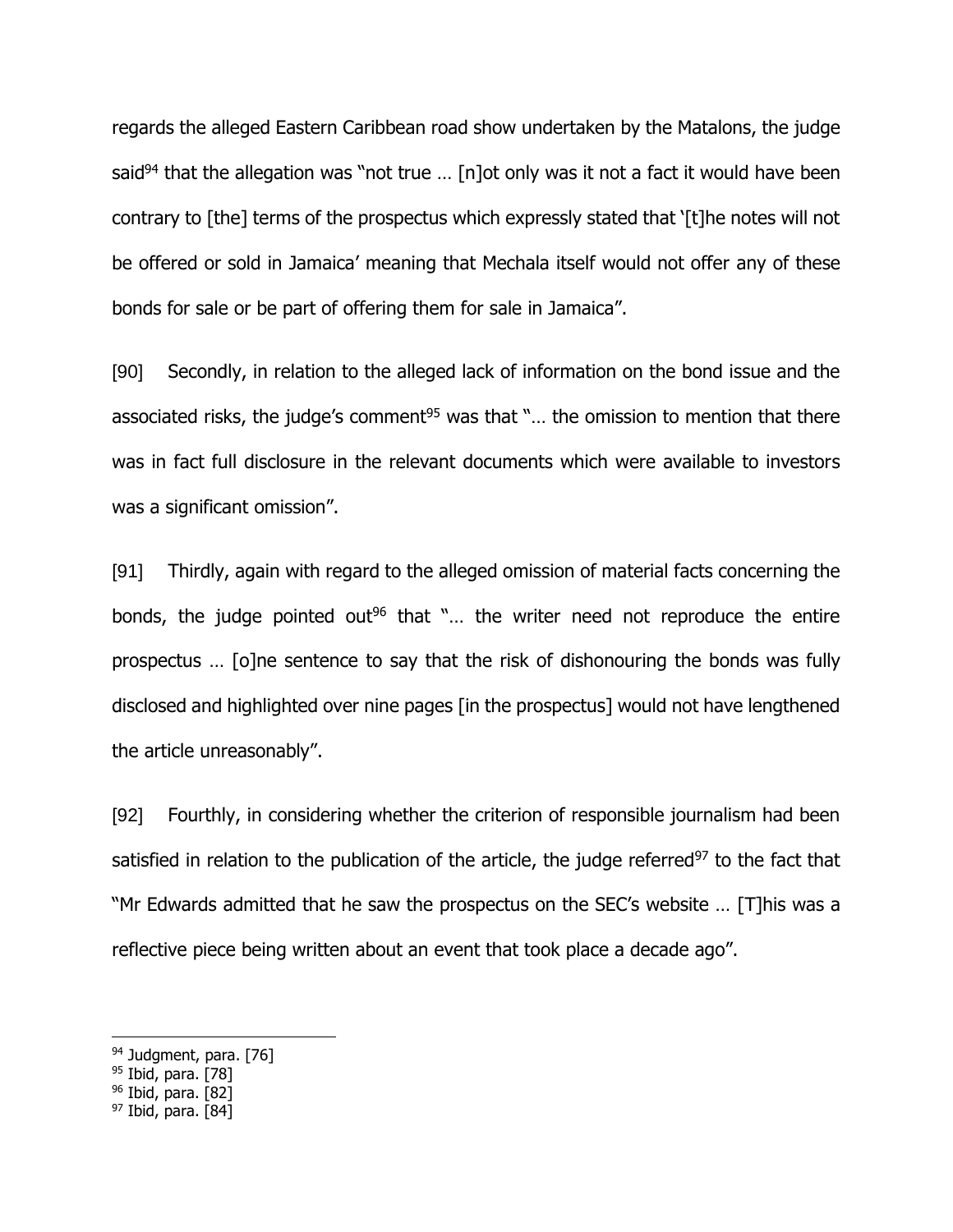regards the alleged Eastern Caribbean road show undertaken by the Matalons, the judge said[94] that the allegation was "not true … [n]ot only was it not a fact it would have been contrary to [the] terms of the prospectus which expressly stated that '[t]he notes will not be offered or sold in Jamaica' meaning that Mechala itself would not offer any of these bonds for sale or be part of offering them for sale in Jamaica".

[90] Secondly, in relation to the alleged lack of information on the bond issue and the associated risks, the judge's comment[95] was that "… the omission to mention that there was in fact full disclosure in the relevant documents which were available to investors was a significant omission".

[91] Thirdly, again with regard to the alleged omission of material facts concerning the bonds, the judge pointed out[96] that "… the writer need not reproduce the entire prospectus … [o]ne sentence to say that the risk of dishonouring the bonds was fully disclosed and highlighted over nine pages [in the prospectus] would not have lengthened the article unreasonably".

[92] Fourthly, in considering whether the criterion of responsible journalism had been satisfied in relation to the publication of the article, the judge referred[97] to the fact that "Mr Edwards admitted that he saw the prospectus on the SEC's website … [T]his was a reflective piece being written about an event that took place a decade ago".

---

[94] Judgment, para. [76]
[95] Ibid, para. [78]
[96] Ibid, para. [82]
[97] Ibid, para. [84]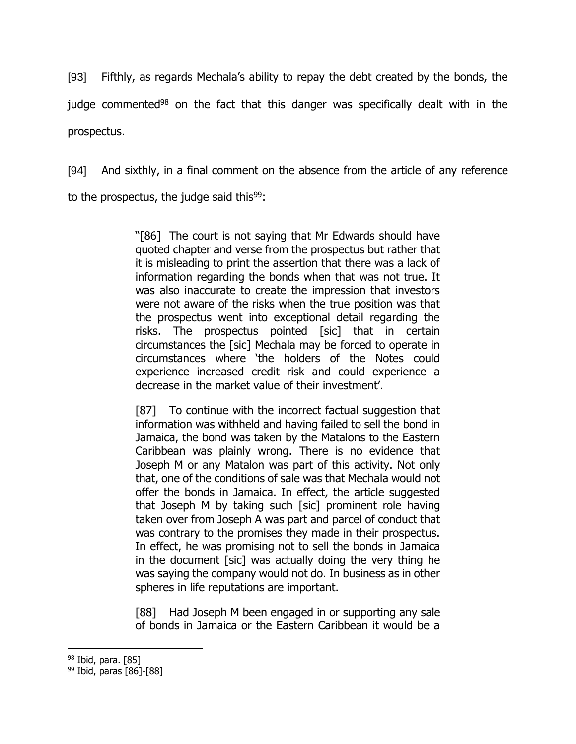[93] Fifthly, as regards Mechala's ability to repay the debt created by the bonds, the judge commented[98] on the fact that this danger was specifically dealt with in the prospectus.

[94] And sixthly, in a final comment on the absence from the article of any reference to the prospectus, the judge said this[99]:

> "[86] The court is not saying that Mr Edwards should have quoted chapter and verse from the prospectus but rather that it is misleading to print the assertion that there was a lack of information regarding the bonds when that was not true. It was also inaccurate to create the impression that investors were not aware of the risks when the true position was that the prospectus went into exceptional detail regarding the risks. The prospectus pointed [sic] that in certain circumstances the [sic] Mechala may be forced to operate in circumstances where 'the holders of the Notes could experience increased credit risk and could experience a decrease in the market value of their investment'.
>
> [87] To continue with the incorrect factual suggestion that information was withheld and having failed to sell the bond in Jamaica, the bond was taken by the Matalons to the Eastern Caribbean was plainly wrong. There is no evidence that Joseph M or any Matalon was part of this activity. Not only that, one of the conditions of sale was that Mechala would not offer the bonds in Jamaica. In effect, the article suggested that Joseph M by taking such [sic] prominent role having taken over from Joseph A was part and parcel of conduct that was contrary to the promises they made in their prospectus. In effect, he was promising not to sell the bonds in Jamaica in the document [sic] was actually doing the very thing he was saying the company would not do. In business as in other spheres in life reputations are important.
>
> [88] Had Joseph M been engaged in or supporting any sale of bonds in Jamaica or the Eastern Caribbean it would be a

---

[98] Ibid, para. [85]

[99] Ibid, paras [86]-[88]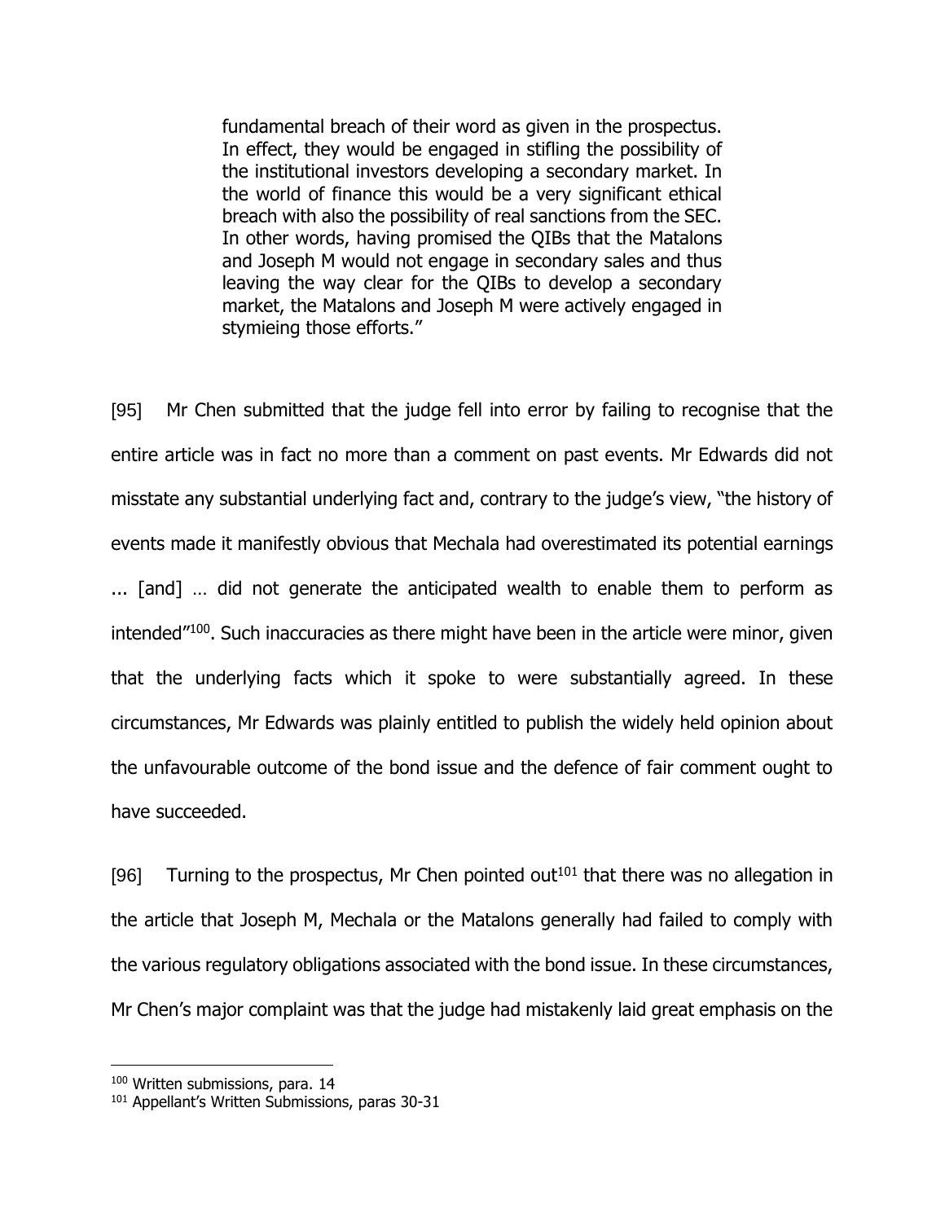> fundamental breach of their word as given in the prospectus. In effect, they would be engaged in stifling the possibility of the institutional investors developing a secondary market. In the world of finance this would be a very significant ethical breach with also the possibility of real sanctions from the SEC. In other words, having promised the QIBs that the Matalons and Joseph M would not engage in secondary sales and thus leaving the way clear for the QIBs to develop a secondary market, the Matalons and Joseph M were actively engaged in stymieing those efforts."

[95] Mr Chen submitted that the judge fell into error by failing to recognise that the entire article was in fact no more than a comment on past events. Mr Edwards did not misstate any substantial underlying fact and, contrary to the judge's view, "the history of events made it manifestly obvious that Mechala had overestimated its potential earnings ... [and] … did not generate the anticipated wealth to enable them to perform as intended"[100]. Such inaccuracies as there might have been in the article were minor, given that the underlying facts which it spoke to were substantially agreed. In these circumstances, Mr Edwards was plainly entitled to publish the widely held opinion about the unfavourable outcome of the bond issue and the defence of fair comment ought to have succeeded.

[96] Turning to the prospectus, Mr Chen pointed out[101] that there was no allegation in the article that Joseph M, Mechala or the Matalons generally had failed to comply with the various regulatory obligations associated with the bond issue. In these circumstances, Mr Chen's major complaint was that the judge had mistakenly laid great emphasis on the

---

[100] Written submissions, para. 14

[101] Appellant's Written Submissions, paras 30-31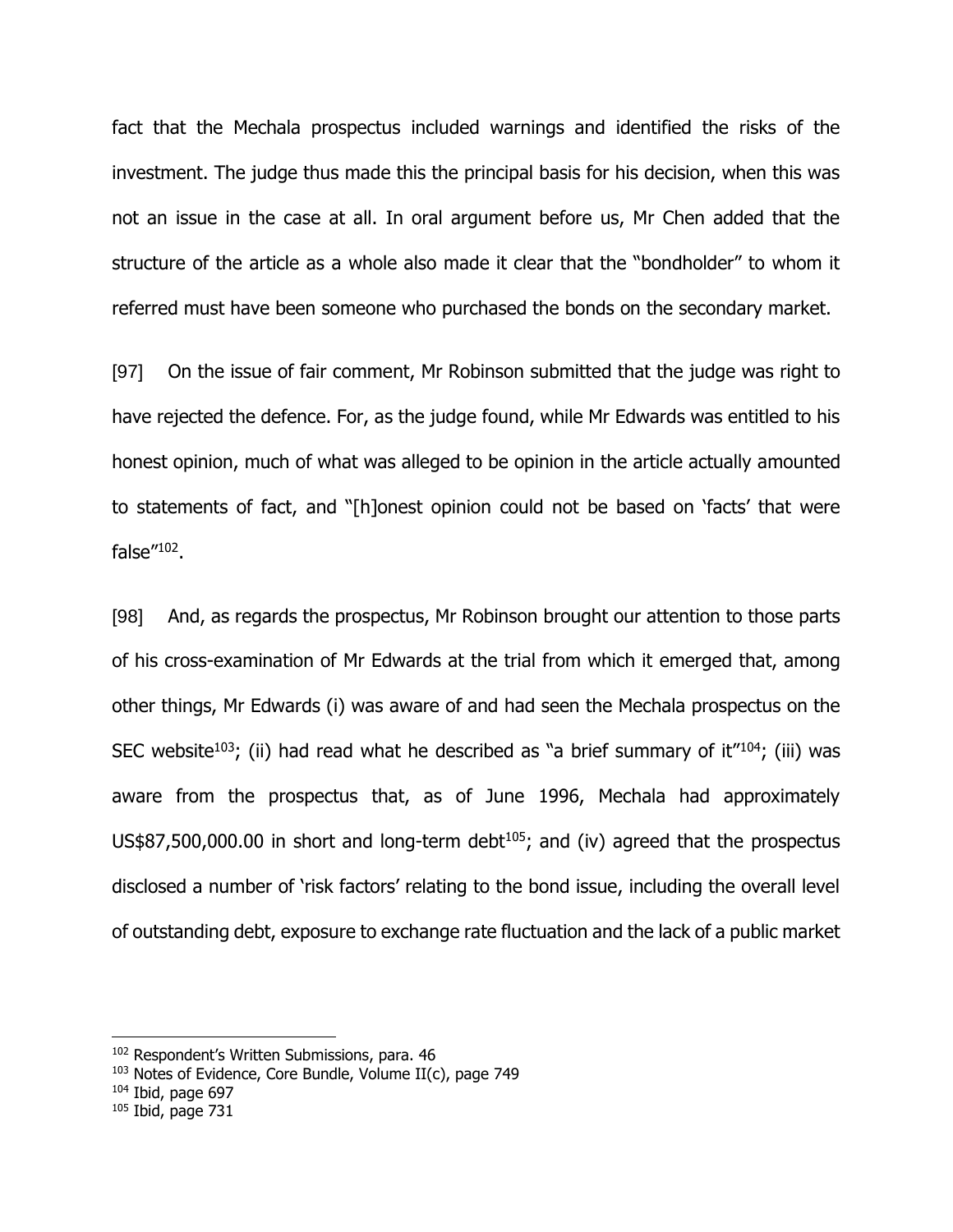fact that the Mechala prospectus included warnings and identified the risks of the investment. The judge thus made this the principal basis for his decision, when this was not an issue in the case at all. In oral argument before us, Mr Chen added that the structure of the article as a whole also made it clear that the "bondholder" to whom it referred must have been someone who purchased the bonds on the secondary market.

[97] On the issue of fair comment, Mr Robinson submitted that the judge was right to have rejected the defence. For, as the judge found, while Mr Edwards was entitled to his honest opinion, much of what was alleged to be opinion in the article actually amounted to statements of fact, and "[h]onest opinion could not be based on 'facts' that were false"[102].

[98] And, as regards the prospectus, Mr Robinson brought our attention to those parts of his cross-examination of Mr Edwards at the trial from which it emerged that, among other things, Mr Edwards (i) was aware of and had seen the Mechala prospectus on the SEC website[103]; (ii) had read what he described as "a brief summary of it"[104]; (iii) was aware from the prospectus that, as of June 1996, Mechala had approximately US$87,500,000.00 in short and long-term debt[105]; and (iv) agreed that the prospectus disclosed a number of 'risk factors' relating to the bond issue, including the overall level of outstanding debt, exposure to exchange rate fluctuation and the lack of a public market

---

[102] Respondent's Written Submissions, para. 46

[103] Notes of Evidence, Core Bundle, Volume II(c), page 749

[104] Ibid, page 697

[105] Ibid, page 731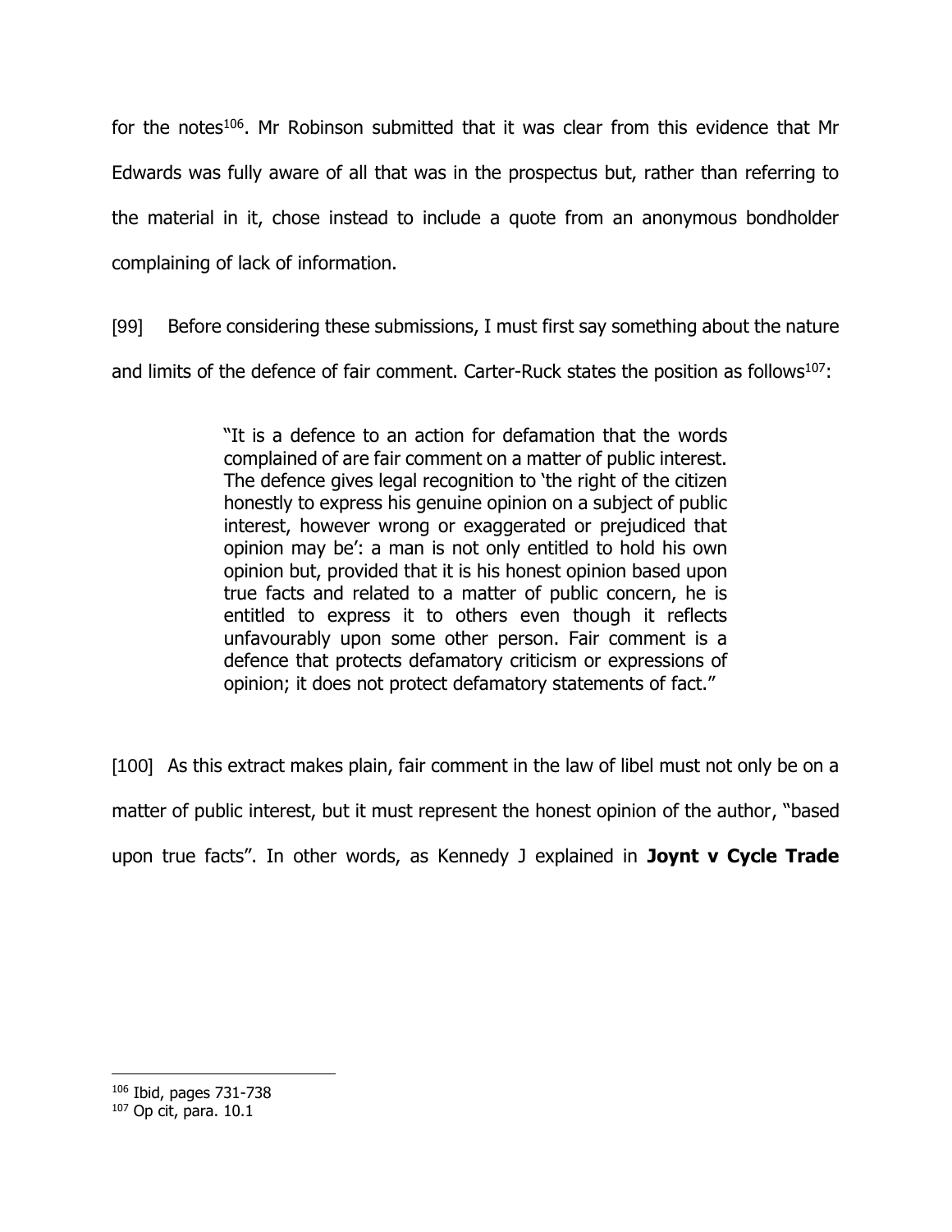for the notes[106]. Mr Robinson submitted that it was clear from this evidence that Mr Edwards was fully aware of all that was in the prospectus but, rather than referring to the material in it, chose instead to include a quote from an anonymous bondholder complaining of lack of information.

[99] Before considering these submissions, I must first say something about the nature and limits of the defence of fair comment. Carter-Ruck states the position as follows[107]:

> "It is a defence to an action for defamation that the words complained of are fair comment on a matter of public interest. The defence gives legal recognition to 'the right of the citizen honestly to express his genuine opinion on a subject of public interest, however wrong or exaggerated or prejudiced that opinion may be': a man is not only entitled to hold his own opinion but, provided that it is his honest opinion based upon true facts and related to a matter of public concern, he is entitled to express it to others even though it reflects unfavourably upon some other person. Fair comment is a defence that protects defamatory criticism or expressions of opinion; it does not protect defamatory statements of fact."

[100] As this extract makes plain, fair comment in the law of libel must not only be on a matter of public interest, but it must represent the honest opinion of the author, "based upon true facts". In other words, as Kennedy J explained in **Joynt v Cycle Trade**

---

[106] Ibid, pages 731-738

[107] Op cit, para. 10.1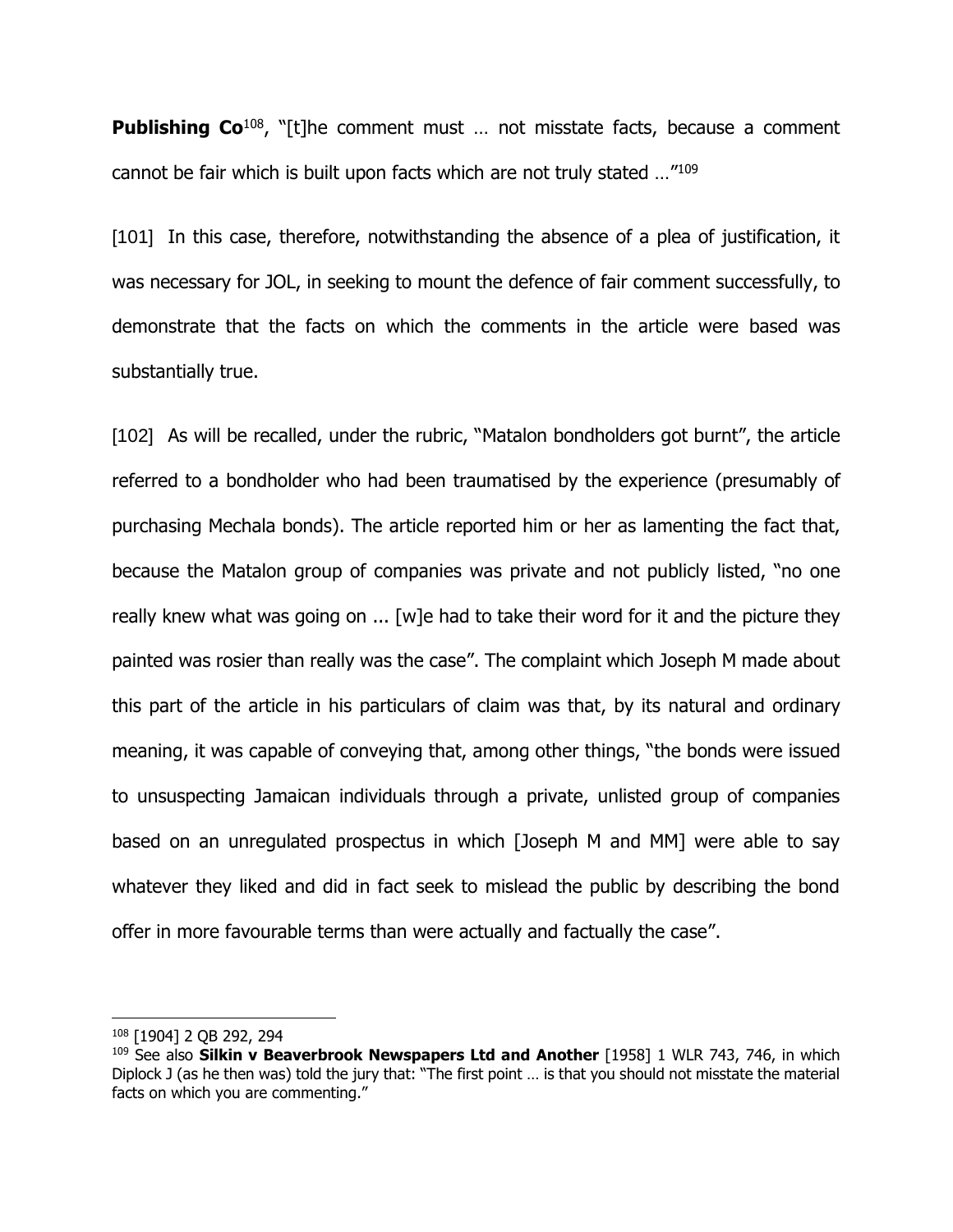**Publishing Co**[108], "[t]he comment must … not misstate facts, because a comment cannot be fair which is built upon facts which are not truly stated …"[109]

[101] In this case, therefore, notwithstanding the absence of a plea of justification, it was necessary for JOL, in seeking to mount the defence of fair comment successfully, to demonstrate that the facts on which the comments in the article were based was substantially true.

[102] As will be recalled, under the rubric, "Matalon bondholders got burnt", the article referred to a bondholder who had been traumatised by the experience (presumably of purchasing Mechala bonds). The article reported him or her as lamenting the fact that, because the Matalon group of companies was private and not publicly listed, "no one really knew what was going on ... [w]e had to take their word for it and the picture they painted was rosier than really was the case". The complaint which Joseph M made about this part of the article in his particulars of claim was that, by its natural and ordinary meaning, it was capable of conveying that, among other things, "the bonds were issued to unsuspecting Jamaican individuals through a private, unlisted group of companies based on an unregulated prospectus in which [Joseph M and MM] were able to say whatever they liked and did in fact seek to mislead the public by describing the bond offer in more favourable terms than were actually and factually the case".

---

[108] [1904] 2 QB 292, 294

[109] See also **Silkin v Beaverbrook Newspapers Ltd and Another** [1958] 1 WLR 743, 746, in which Diplock J (as he then was) told the jury that: "The first point … is that you should not misstate the material facts on which you are commenting."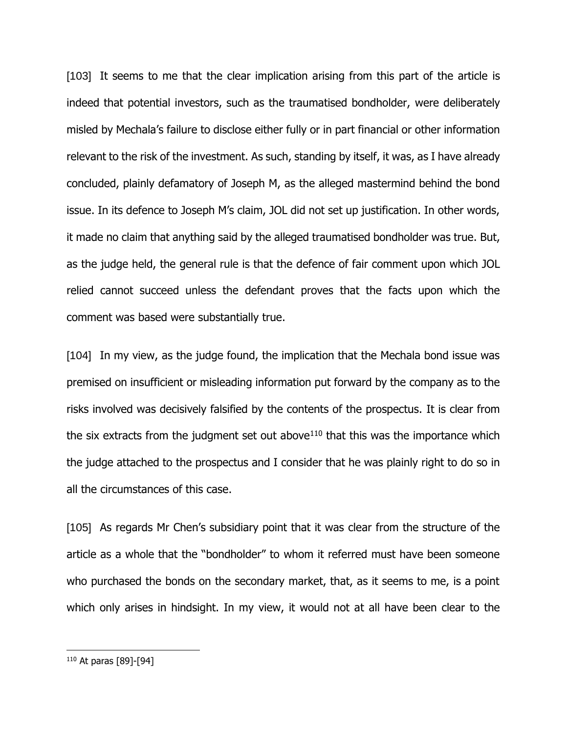[103] It seems to me that the clear implication arising from this part of the article is indeed that potential investors, such as the traumatised bondholder, were deliberately misled by Mechala's failure to disclose either fully or in part financial or other information relevant to the risk of the investment. As such, standing by itself, it was, as I have already concluded, plainly defamatory of Joseph M, as the alleged mastermind behind the bond issue. In its defence to Joseph M's claim, JOL did not set up justification. In other words, it made no claim that anything said by the alleged traumatised bondholder was true. But, as the judge held, the general rule is that the defence of fair comment upon which JOL relied cannot succeed unless the defendant proves that the facts upon which the comment was based were substantially true.

[104] In my view, as the judge found, the implication that the Mechala bond issue was premised on insufficient or misleading information put forward by the company as to the risks involved was decisively falsified by the contents of the prospectus. It is clear from the six extracts from the judgment set out above[110] that this was the importance which the judge attached to the prospectus and I consider that he was plainly right to do so in all the circumstances of this case.

[105] As regards Mr Chen's subsidiary point that it was clear from the structure of the article as a whole that the "bondholder" to whom it referred must have been someone who purchased the bonds on the secondary market, that, as it seems to me, is a point which only arises in hindsight. In my view, it would not at all have been clear to the

[110] At paras [89]-[94]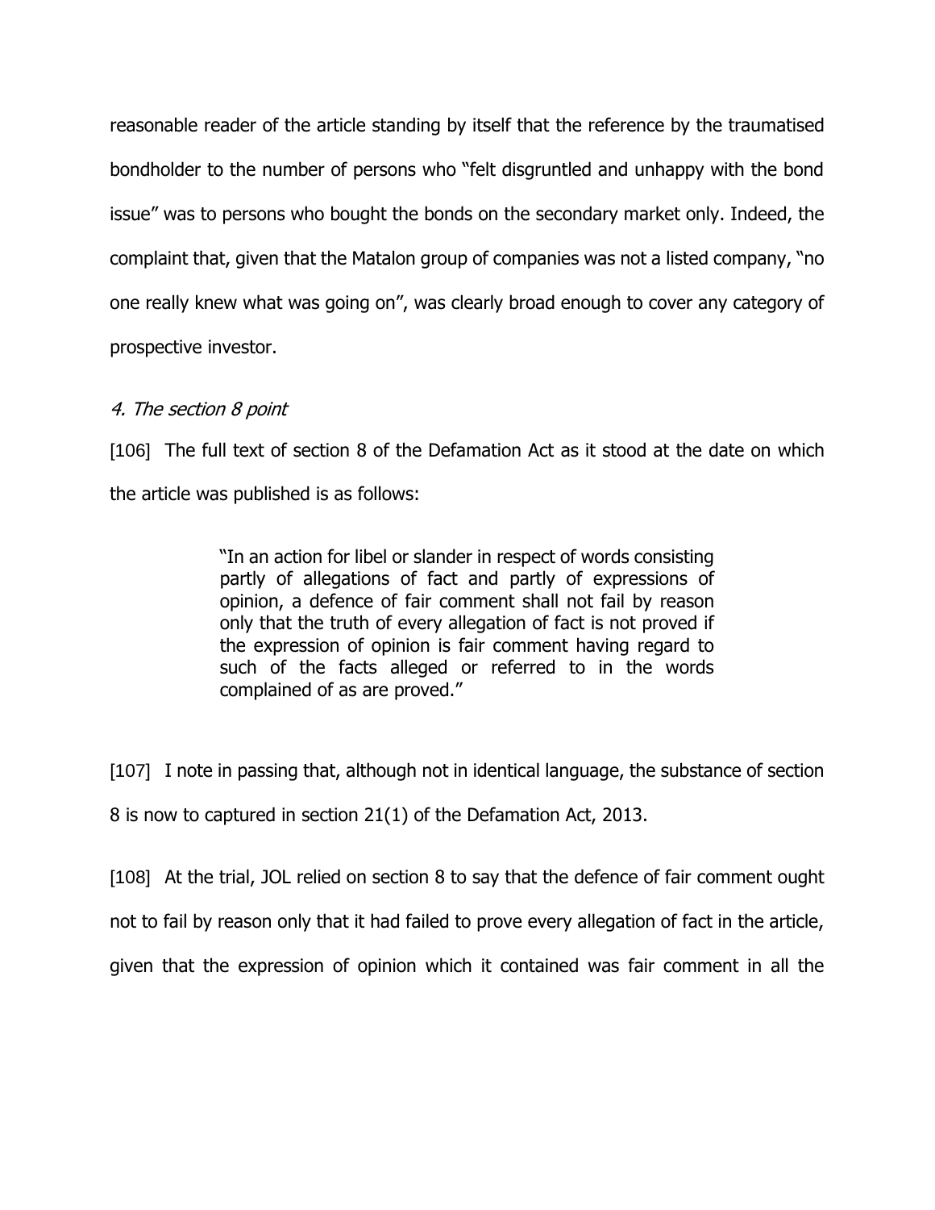reasonable reader of the article standing by itself that the reference by the traumatised bondholder to the number of persons who "felt disgruntled and unhappy with the bond issue" was to persons who bought the bonds on the secondary market only. Indeed, the complaint that, given that the Matalon group of companies was not a listed company, "no one really knew what was going on", was clearly broad enough to cover any category of prospective investor.

*4. The section 8 point*

[106] The full text of section 8 of the Defamation Act as it stood at the date on which the article was published is as follows:

> "In an action for libel or slander in respect of words consisting partly of allegations of fact and partly of expressions of opinion, a defence of fair comment shall not fail by reason only that the truth of every allegation of fact is not proved if the expression of opinion is fair comment having regard to such of the facts alleged or referred to in the words complained of as are proved."

[107] I note in passing that, although not in identical language, the substance of section 8 is now to captured in section 21(1) of the Defamation Act, 2013.

[108] At the trial, JOL relied on section 8 to say that the defence of fair comment ought not to fail by reason only that it had failed to prove every allegation of fact in the article, given that the expression of opinion which it contained was fair comment in all the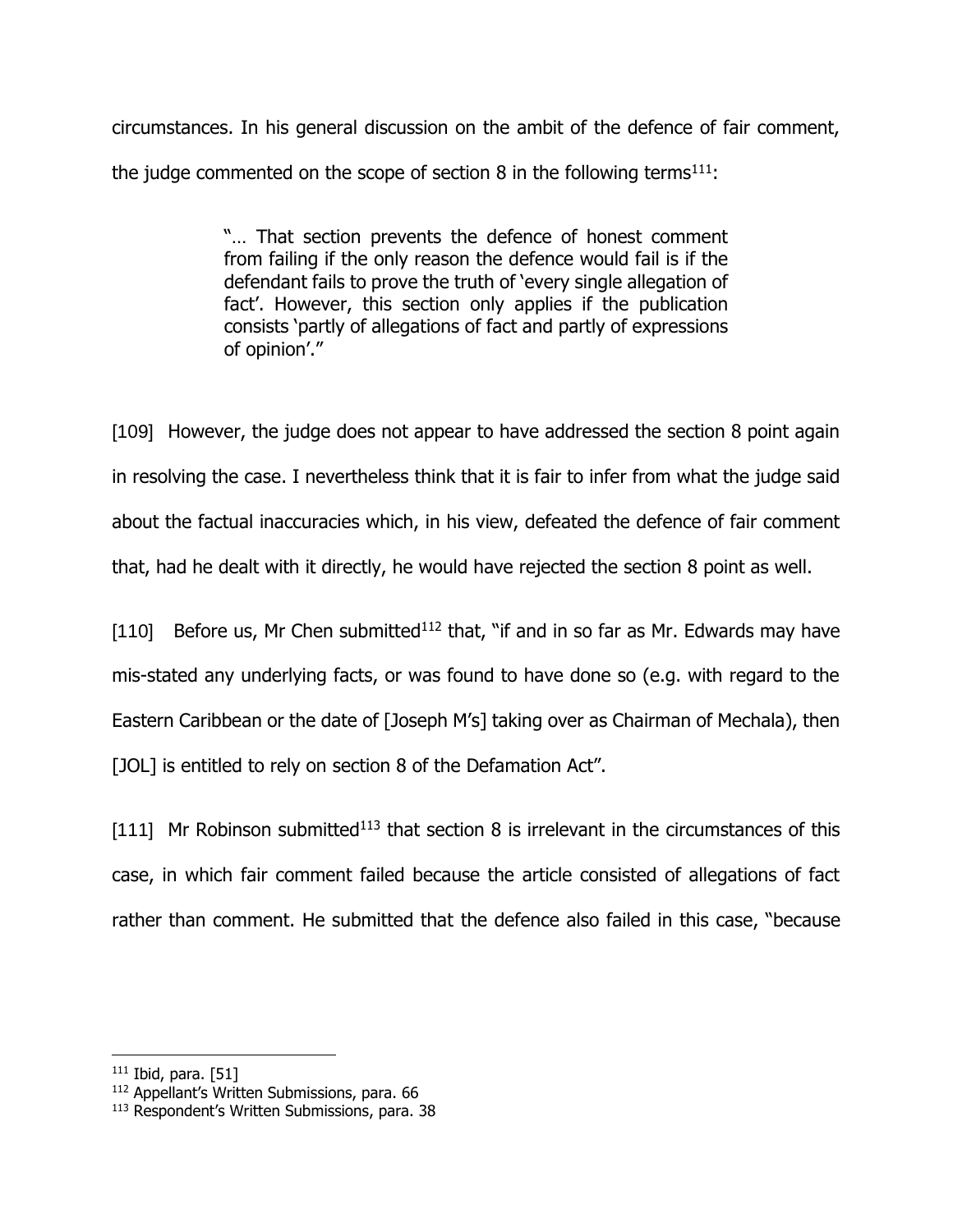circumstances. In his general discussion on the ambit of the defence of fair comment, the judge commented on the scope of section 8 in the following terms[111]:

> "… That section prevents the defence of honest comment from failing if the only reason the defence would fail is if the defendant fails to prove the truth of 'every single allegation of fact'. However, this section only applies if the publication consists 'partly of allegations of fact and partly of expressions of opinion'."

[109] However, the judge does not appear to have addressed the section 8 point again in resolving the case. I nevertheless think that it is fair to infer from what the judge said about the factual inaccuracies which, in his view, defeated the defence of fair comment that, had he dealt with it directly, he would have rejected the section 8 point as well.

[110] Before us, Mr Chen submitted[112] that, "if and in so far as Mr. Edwards may have mis-stated any underlying facts, or was found to have done so (e.g. with regard to the Eastern Caribbean or the date of [Joseph M's] taking over as Chairman of Mechala), then [JOL] is entitled to rely on section 8 of the Defamation Act".

[111] Mr Robinson submitted[113] that section 8 is irrelevant in the circumstances of this case, in which fair comment failed because the article consisted of allegations of fact rather than comment. He submitted that the defence also failed in this case, "because

---

[111] Ibid, para. [51]

[112] Appellant's Written Submissions, para. 66

[113] Respondent's Written Submissions, para. 38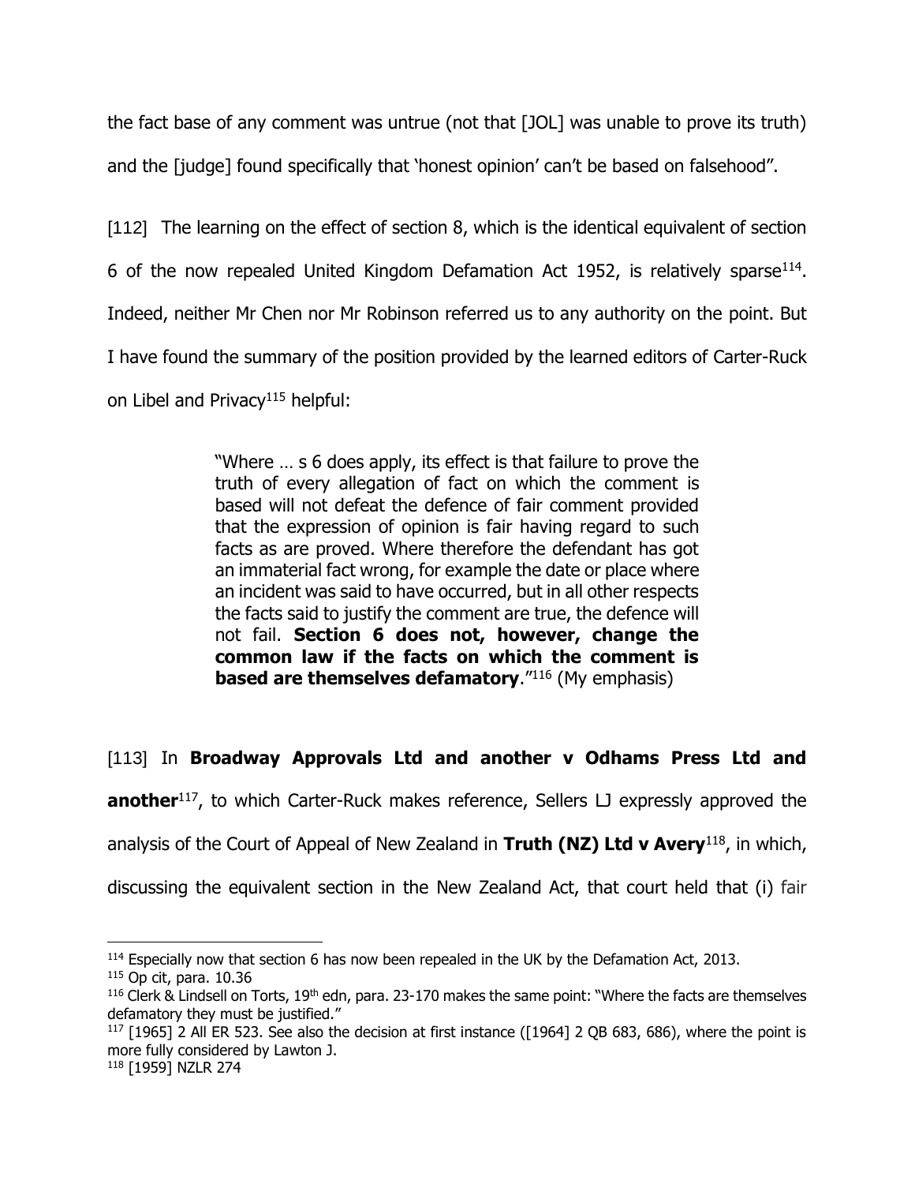the fact base of any comment was untrue (not that [JOL] was unable to prove its truth) and the [judge] found specifically that 'honest opinion' can't be based on falsehood".

[112] The learning on the effect of section 8, which is the identical equivalent of section 6 of the now repealed United Kingdom Defamation Act 1952, is relatively sparse[114]. Indeed, neither Mr Chen nor Mr Robinson referred us to any authority on the point. But I have found the summary of the position provided by the learned editors of Carter-Ruck on Libel and Privacy[115] helpful:

> "Where … s 6 does apply, its effect is that failure to prove the truth of every allegation of fact on which the comment is based will not defeat the defence of fair comment provided that the expression of opinion is fair having regard to such facts as are proved. Where therefore the defendant has got an immaterial fact wrong, for example the date or place where an incident was said to have occurred, but in all other respects the facts said to justify the comment are true, the defence will not fail. **Section 6 does not, however, change the common law if the facts on which the comment is based are themselves defamatory**."[116] (My emphasis)

[113] In **Broadway Approvals Ltd and another v Odhams Press Ltd and another**[117], to which Carter-Ruck makes reference, Sellers LJ expressly approved the analysis of the Court of Appeal of New Zealand in **Truth (NZ) Ltd v Avery**[118], in which, discussing the equivalent section in the New Zealand Act, that court held that (i) fair

---

[114] Especially now that section 6 has now been repealed in the UK by the Defamation Act, 2013.

[115] Op cit, para. 10.36

[116] Clerk & Lindsell on Torts, 19th edn, para. 23-170 makes the same point: "Where the facts are themselves defamatory they must be justified."

[117] [1965] 2 All ER 523. See also the decision at first instance ([1964] 2 QB 683, 686), where the point is more fully considered by Lawton J.

[118] [1959] NZLR 274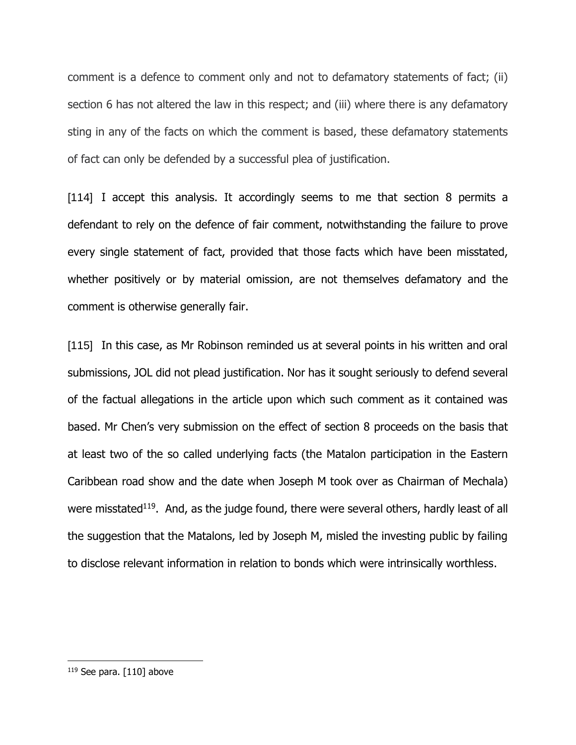comment is a defence to comment only and not to defamatory statements of fact; (ii) section 6 has not altered the law in this respect; and (iii) where there is any defamatory sting in any of the facts on which the comment is based, these defamatory statements of fact can only be defended by a successful plea of justification.

[114] I accept this analysis. It accordingly seems to me that section 8 permits a defendant to rely on the defence of fair comment, notwithstanding the failure to prove every single statement of fact, provided that those facts which have been misstated, whether positively or by material omission, are not themselves defamatory and the comment is otherwise generally fair.

[115] In this case, as Mr Robinson reminded us at several points in his written and oral submissions, JOL did not plead justification. Nor has it sought seriously to defend several of the factual allegations in the article upon which such comment as it contained was based. Mr Chen's very submission on the effect of section 8 proceeds on the basis that at least two of the so called underlying facts (the Matalon participation in the Eastern Caribbean road show and the date when Joseph M took over as Chairman of Mechala) were misstated[119]. And, as the judge found, there were several others, hardly least of all the suggestion that the Matalons, led by Joseph M, misled the investing public by failing to disclose relevant information in relation to bonds which were intrinsically worthless.

---

[119] See para. [110] above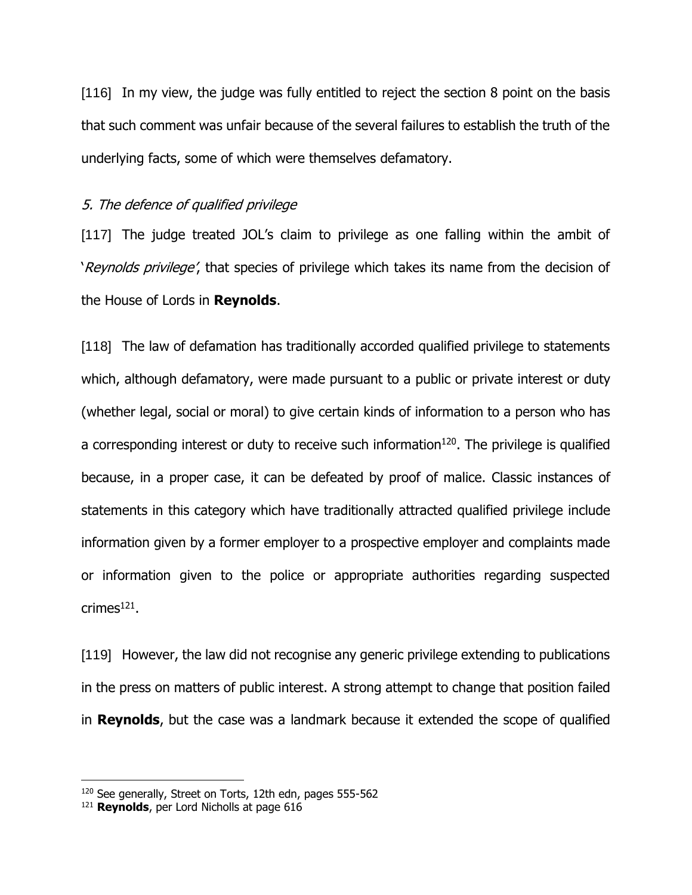[116] In my view, the judge was fully entitled to reject the section 8 point on the basis that such comment was unfair because of the several failures to establish the truth of the underlying facts, some of which were themselves defamatory.

*5. The defence of qualified privilege*

[117] The judge treated JOL's claim to privilege as one falling within the ambit of '*Reynolds privilege*', that species of privilege which takes its name from the decision of the House of Lords in **Reynolds**.

[118] The law of defamation has traditionally accorded qualified privilege to statements which, although defamatory, were made pursuant to a public or private interest or duty (whether legal, social or moral) to give certain kinds of information to a person who has a corresponding interest or duty to receive such information[120]. The privilege is qualified because, in a proper case, it can be defeated by proof of malice. Classic instances of statements in this category which have traditionally attracted qualified privilege include information given by a former employer to a prospective employer and complaints made or information given to the police or appropriate authorities regarding suspected crimes[121].

[119] However, the law did not recognise any generic privilege extending to publications in the press on matters of public interest. A strong attempt to change that position failed in **Reynolds**, but the case was a landmark because it extended the scope of qualified

[120] See generally, Street on Torts, 12th edn, pages 555-562

[121] **Reynolds**, per Lord Nicholls at page 616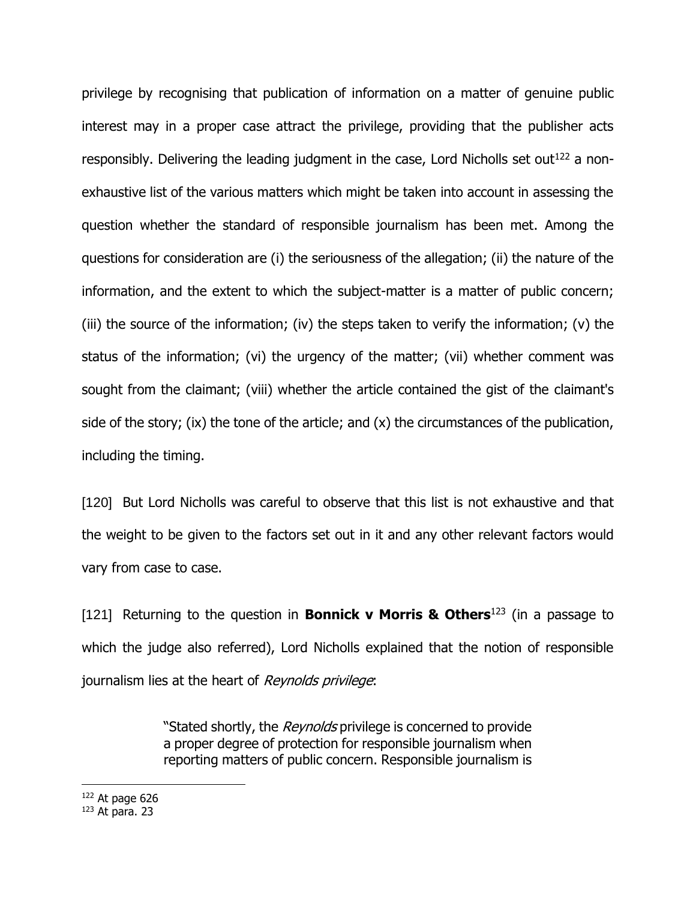privilege by recognising that publication of information on a matter of genuine public interest may in a proper case attract the privilege, providing that the publisher acts responsibly. Delivering the leading judgment in the case, Lord Nicholls set out[122] a non-exhaustive list of the various matters which might be taken into account in assessing the question whether the standard of responsible journalism has been met. Among the questions for consideration are (i) the seriousness of the allegation; (ii) the nature of the information, and the extent to which the subject-matter is a matter of public concern; (iii) the source of the information; (iv) the steps taken to verify the information; (v) the status of the information; (vi) the urgency of the matter; (vii) whether comment was sought from the claimant; (viii) whether the article contained the gist of the claimant's side of the story; (ix) the tone of the article; and (x) the circumstances of the publication, including the timing.

[120] But Lord Nicholls was careful to observe that this list is not exhaustive and that the weight to be given to the factors set out in it and any other relevant factors would vary from case to case.

[121] Returning to the question in **Bonnick v Morris & Others**[123] (in a passage to which the judge also referred), Lord Nicholls explained that the notion of responsible journalism lies at the heart of *Reynolds privilege*:

> "Stated shortly, the *Reynolds* privilege is concerned to provide a proper degree of protection for responsible journalism when reporting matters of public concern. Responsible journalism is

[122] At page 626

[123] At para. 23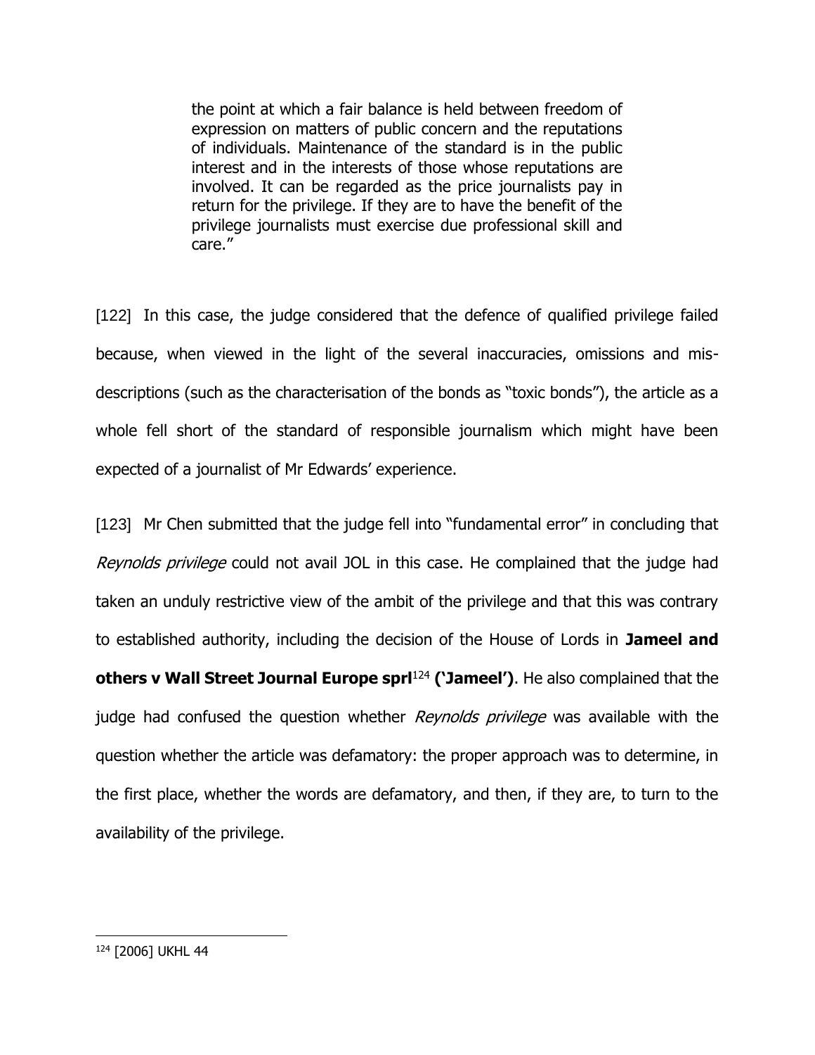> the point at which a fair balance is held between freedom of expression on matters of public concern and the reputations of individuals. Maintenance of the standard is in the public interest and in the interests of those whose reputations are involved. It can be regarded as the price journalists pay in return for the privilege. If they are to have the benefit of the privilege journalists must exercise due professional skill and care."

[122] In this case, the judge considered that the defence of qualified privilege failed because, when viewed in the light of the several inaccuracies, omissions and mis-descriptions (such as the characterisation of the bonds as "toxic bonds"), the article as a whole fell short of the standard of responsible journalism which might have been expected of a journalist of Mr Edwards' experience.

[123] Mr Chen submitted that the judge fell into "fundamental error" in concluding that *Reynolds privilege* could not avail JOL in this case. He complained that the judge had taken an unduly restrictive view of the ambit of the privilege and that this was contrary to established authority, including the decision of the House of Lords in **Jameel and others v Wall Street Journal Europe sprl**[124] **('Jameel')**. He also complained that the judge had confused the question whether *Reynolds privilege* was available with the question whether the article was defamatory: the proper approach was to determine, in the first place, whether the words are defamatory, and then, if they are, to turn to the availability of the privilege.

---

[124] [2006] UKHL 44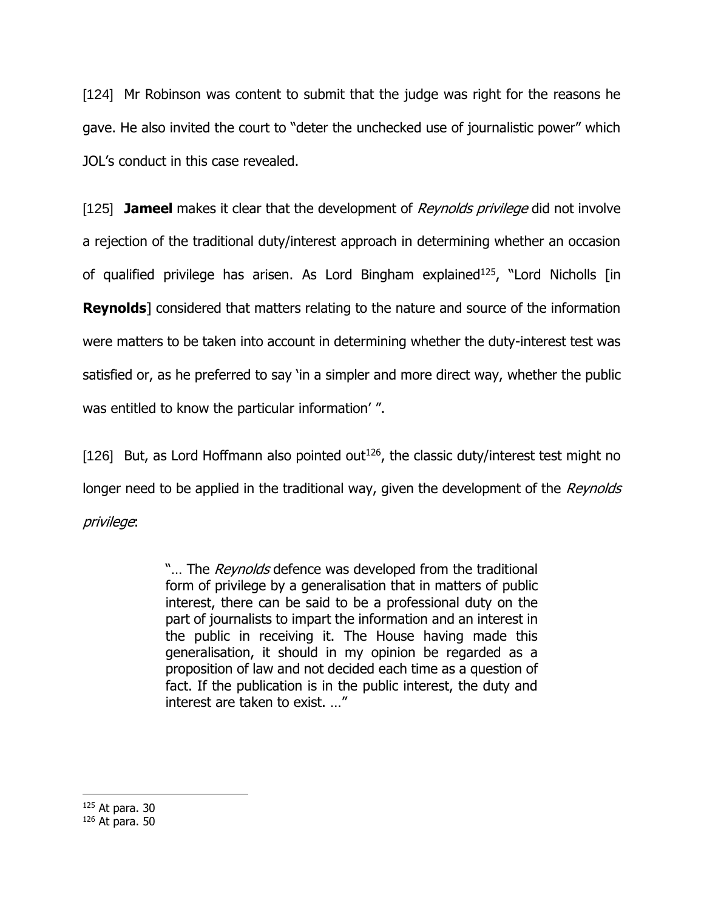[124] Mr Robinson was content to submit that the judge was right for the reasons he gave. He also invited the court to "deter the unchecked use of journalistic power" which JOL's conduct in this case revealed.

[125] **Jameel** makes it clear that the development of *Reynolds privilege* did not involve a rejection of the traditional duty/interest approach in determining whether an occasion of qualified privilege has arisen. As Lord Bingham explained[125], "Lord Nicholls [in **Reynolds**] considered that matters relating to the nature and source of the information were matters to be taken into account in determining whether the duty-interest test was satisfied or, as he preferred to say 'in a simpler and more direct way, whether the public was entitled to know the particular information' ".

[126] But, as Lord Hoffmann also pointed out[126], the classic duty/interest test might no longer need to be applied in the traditional way, given the development of the *Reynolds privilege*:

> "… The *Reynolds* defence was developed from the traditional form of privilege by a generalisation that in matters of public interest, there can be said to be a professional duty on the part of journalists to impart the information and an interest in the public in receiving it. The House having made this generalisation, it should in my opinion be regarded as a proposition of law and not decided each time as a question of fact. If the publication is in the public interest, the duty and interest are taken to exist. …"

---

[125] At para. 30

[126] At para. 50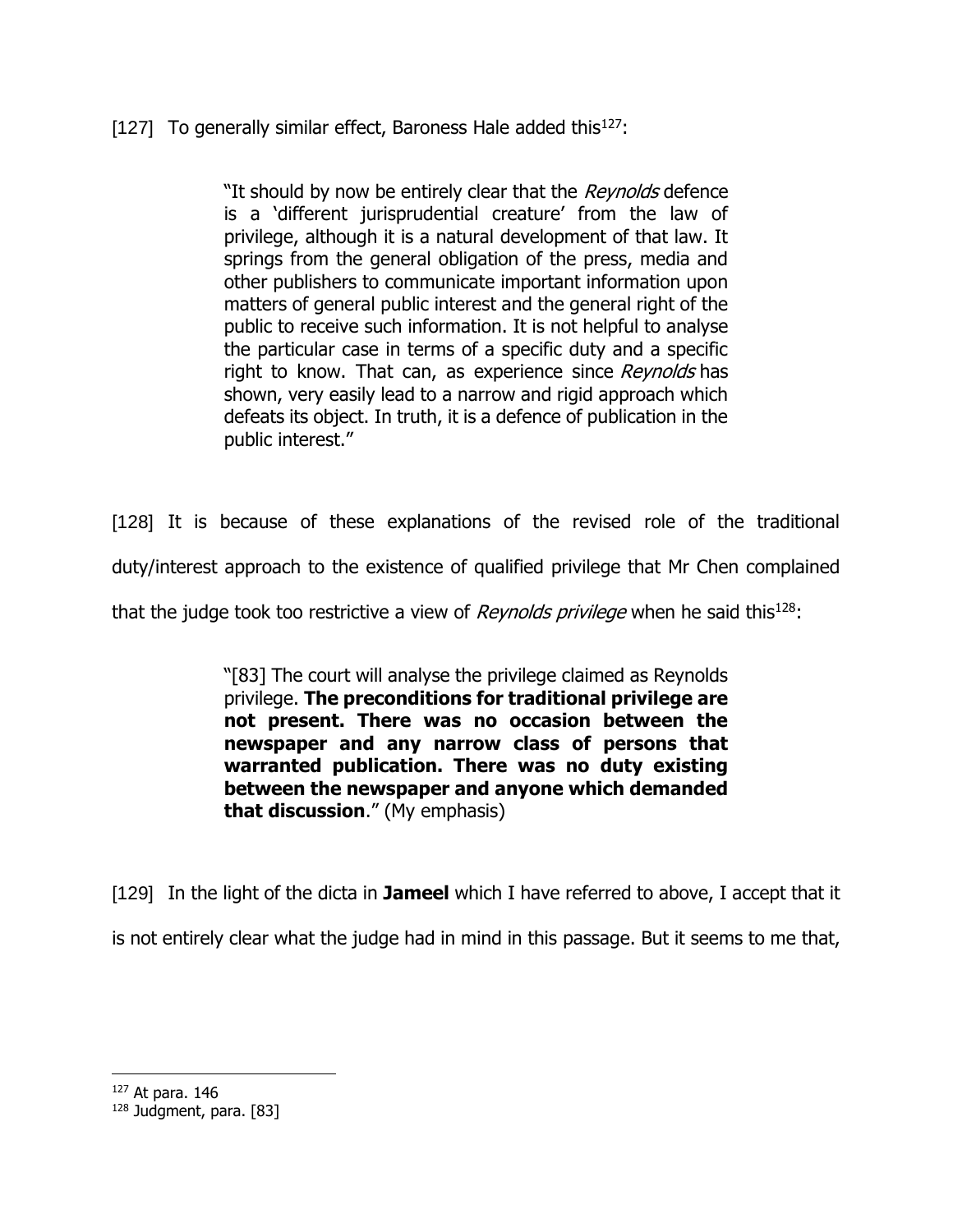[127] To generally similar effect, Baroness Hale added this[127]:

> "It should by now be entirely clear that the *Reynolds* defence is a 'different jurisprudential creature' from the law of privilege, although it is a natural development of that law. It springs from the general obligation of the press, media and other publishers to communicate important information upon matters of general public interest and the general right of the public to receive such information. It is not helpful to analyse the particular case in terms of a specific duty and a specific right to know. That can, as experience since *Reynolds* has shown, very easily lead to a narrow and rigid approach which defeats its object. In truth, it is a defence of publication in the public interest."

[128] It is because of these explanations of the revised role of the traditional duty/interest approach to the existence of qualified privilege that Mr Chen complained that the judge took too restrictive a view of *Reynolds privilege* when he said this[128]:

> "[83] The court will analyse the privilege claimed as Reynolds privilege. **The preconditions for traditional privilege are not present. There was no occasion between the newspaper and any narrow class of persons that warranted publication. There was no duty existing between the newspaper and anyone which demanded that discussion**." (My emphasis)

[129] In the light of the dicta in **Jameel** which I have referred to above, I accept that it is not entirely clear what the judge had in mind in this passage. But it seems to me that,

---

[127] At para. 146

[128] Judgment, para. [83]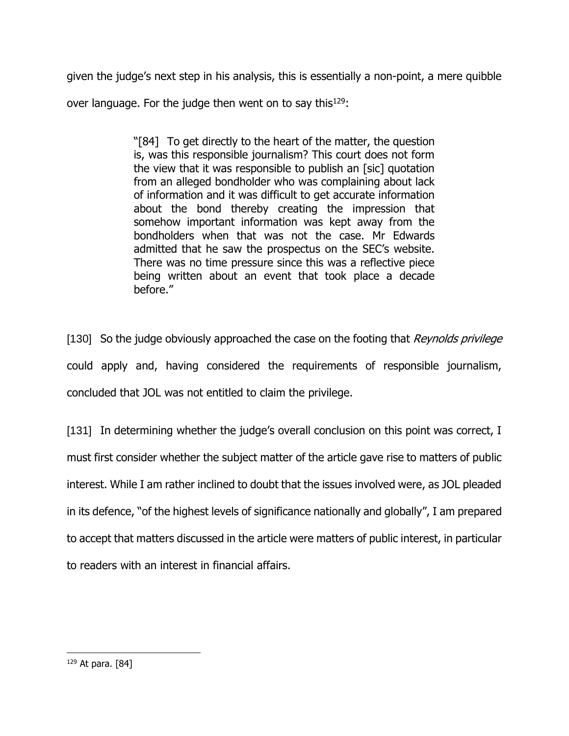given the judge's next step in his analysis, this is essentially a non-point, a mere quibble over language. For the judge then went on to say this[129]:

> "[84] To get directly to the heart of the matter, the question is, was this responsible journalism? This court does not form the view that it was responsible to publish an [sic] quotation from an alleged bondholder who was complaining about lack of information and it was difficult to get accurate information about the bond thereby creating the impression that somehow important information was kept away from the bondholders when that was not the case. Mr Edwards admitted that he saw the prospectus on the SEC's website. There was no time pressure since this was a reflective piece being written about an event that took place a decade before."

[130] So the judge obviously approached the case on the footing that *Reynolds privilege* could apply and, having considered the requirements of responsible journalism, concluded that JOL was not entitled to claim the privilege.

[131] In determining whether the judge's overall conclusion on this point was correct, I must first consider whether the subject matter of the article gave rise to matters of public interest. While I am rather inclined to doubt that the issues involved were, as JOL pleaded in its defence, "of the highest levels of significance nationally and globally", I am prepared to accept that matters discussed in the article were matters of public interest, in particular to readers with an interest in financial affairs.

---

[129] At para. [84]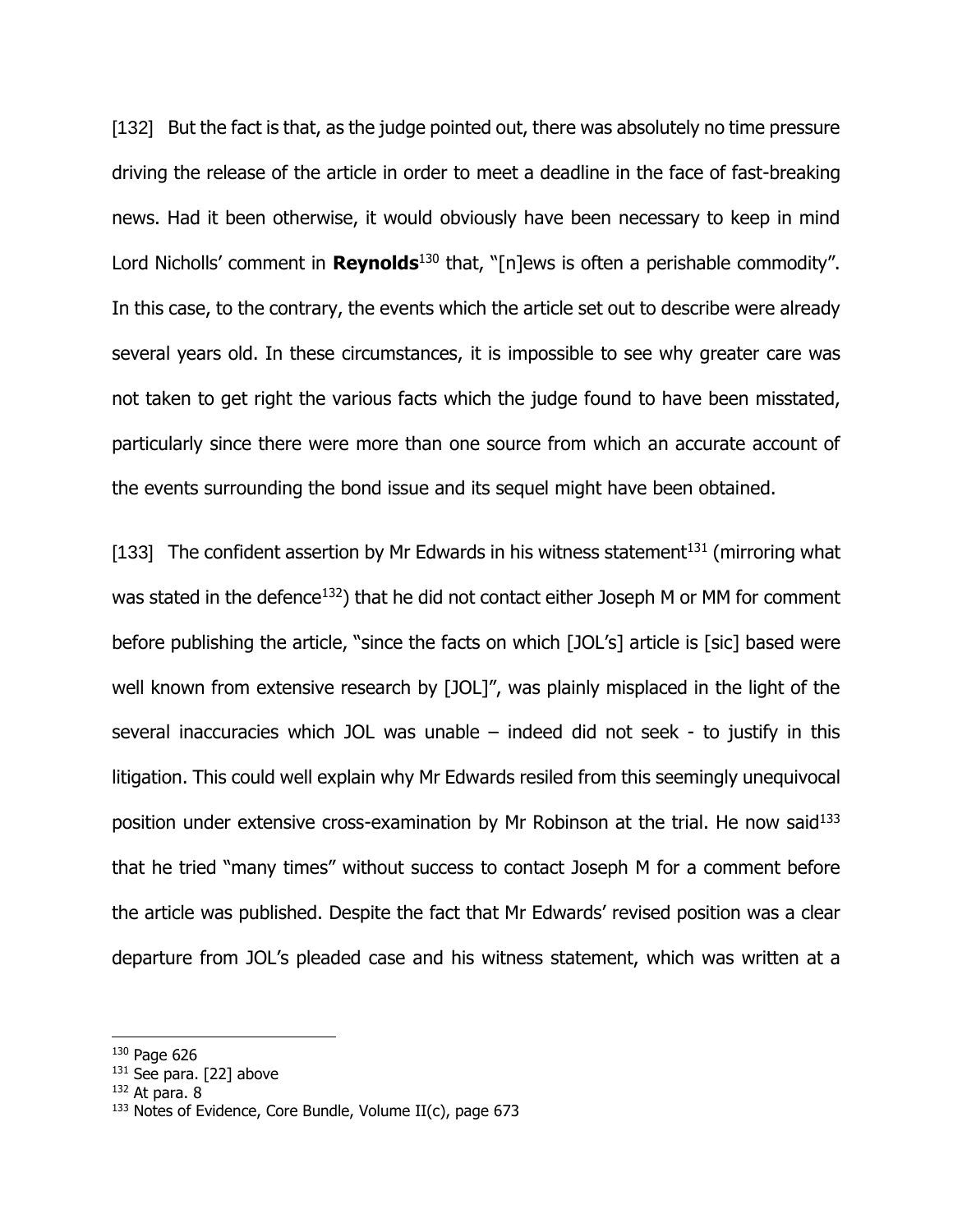[132] But the fact is that, as the judge pointed out, there was absolutely no time pressure driving the release of the article in order to meet a deadline in the face of fast-breaking news. Had it been otherwise, it would obviously have been necessary to keep in mind Lord Nicholls' comment in **Reynolds**[130] that, "[n]ews is often a perishable commodity". In this case, to the contrary, the events which the article set out to describe were already several years old. In these circumstances, it is impossible to see why greater care was not taken to get right the various facts which the judge found to have been misstated, particularly since there were more than one source from which an accurate account of the events surrounding the bond issue and its sequel might have been obtained.

[133] The confident assertion by Mr Edwards in his witness statement[131] (mirroring what was stated in the defence[132]) that he did not contact either Joseph M or MM for comment before publishing the article, "since the facts on which [JOL's] article is [sic] based were well known from extensive research by [JOL]", was plainly misplaced in the light of the several inaccuracies which JOL was unable – indeed did not seek - to justify in this litigation. This could well explain why Mr Edwards resiled from this seemingly unequivocal position under extensive cross-examination by Mr Robinson at the trial. He now said[133] that he tried "many times" without success to contact Joseph M for a comment before the article was published. Despite the fact that Mr Edwards' revised position was a clear departure from JOL's pleaded case and his witness statement, which was written at a

---

[130] Page 626

[131] See para. [22] above

[132] At para. 8

[133] Notes of Evidence, Core Bundle, Volume II(c), page 673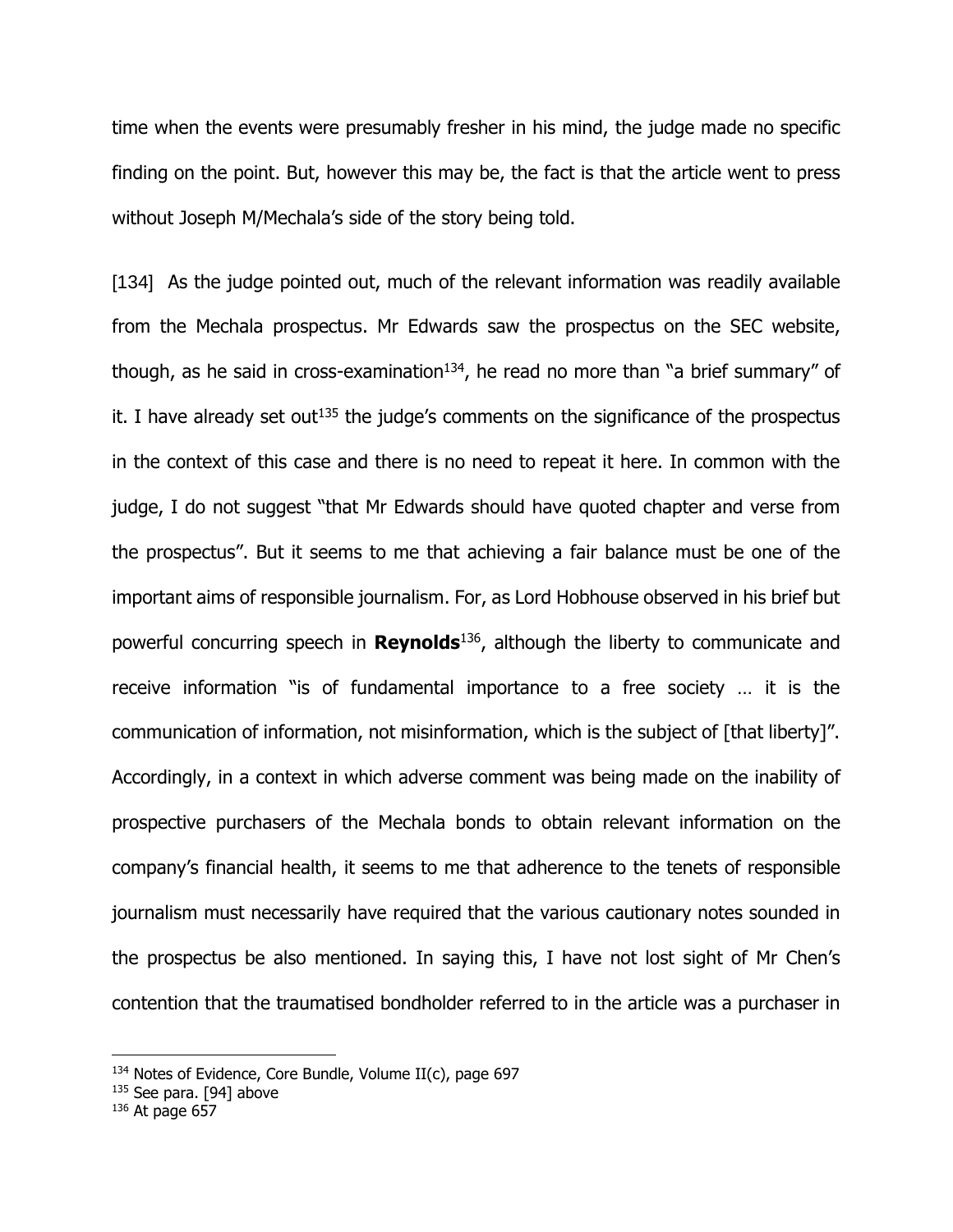time when the events were presumably fresher in his mind, the judge made no specific finding on the point. But, however this may be, the fact is that the article went to press without Joseph M/Mechala's side of the story being told.

[134] As the judge pointed out, much of the relevant information was readily available from the Mechala prospectus. Mr Edwards saw the prospectus on the SEC website, though, as he said in cross-examination[134], he read no more than "a brief summary" of it. I have already set out[135] the judge's comments on the significance of the prospectus in the context of this case and there is no need to repeat it here. In common with the judge, I do not suggest "that Mr Edwards should have quoted chapter and verse from the prospectus". But it seems to me that achieving a fair balance must be one of the important aims of responsible journalism. For, as Lord Hobhouse observed in his brief but powerful concurring speech in **Reynolds**[136], although the liberty to communicate and receive information "is of fundamental importance to a free society … it is the communication of information, not misinformation, which is the subject of [that liberty]". Accordingly, in a context in which adverse comment was being made on the inability of prospective purchasers of the Mechala bonds to obtain relevant information on the company's financial health, it seems to me that adherence to the tenets of responsible journalism must necessarily have required that the various cautionary notes sounded in the prospectus be also mentioned. In saying this, I have not lost sight of Mr Chen's contention that the traumatised bondholder referred to in the article was a purchaser in

---

[134] Notes of Evidence, Core Bundle, Volume II(c), page 697

[135] See para. [94] above

[136] At page 657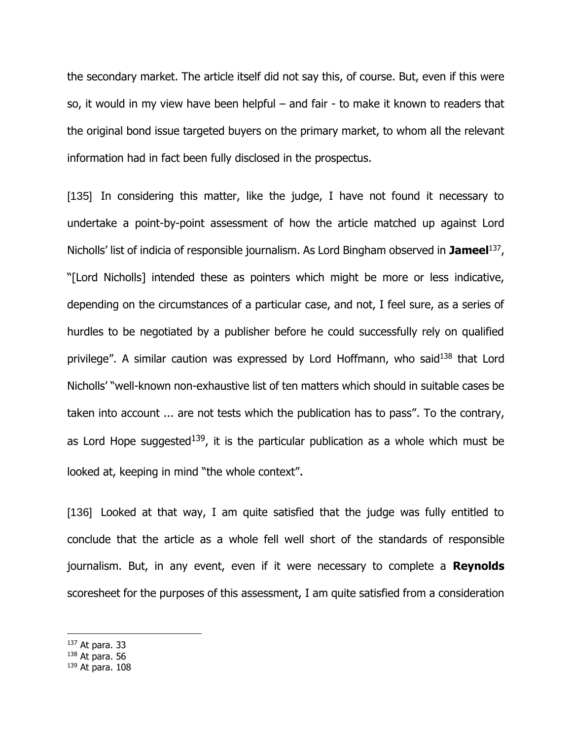the secondary market. The article itself did not say this, of course. But, even if this were so, it would in my view have been helpful – and fair - to make it known to readers that the original bond issue targeted buyers on the primary market, to whom all the relevant information had in fact been fully disclosed in the prospectus.

[135] In considering this matter, like the judge, I have not found it necessary to undertake a point-by-point assessment of how the article matched up against Lord Nicholls' list of indicia of responsible journalism. As Lord Bingham observed in **Jameel**[137], "[Lord Nicholls] intended these as pointers which might be more or less indicative, depending on the circumstances of a particular case, and not, I feel sure, as a series of hurdles to be negotiated by a publisher before he could successfully rely on qualified privilege". A similar caution was expressed by Lord Hoffmann, who said[138] that Lord Nicholls' "well-known non-exhaustive list of ten matters which should in suitable cases be taken into account ... are not tests which the publication has to pass". To the contrary, as Lord Hope suggested[139], it is the particular publication as a whole which must be looked at, keeping in mind "the whole context".

[136] Looked at that way, I am quite satisfied that the judge was fully entitled to conclude that the article as a whole fell well short of the standards of responsible journalism. But, in any event, even if it were necessary to complete a **Reynolds** scoresheet for the purposes of this assessment, I am quite satisfied from a consideration

---

[137] At para. 33

[138] At para. 56

[139] At para. 108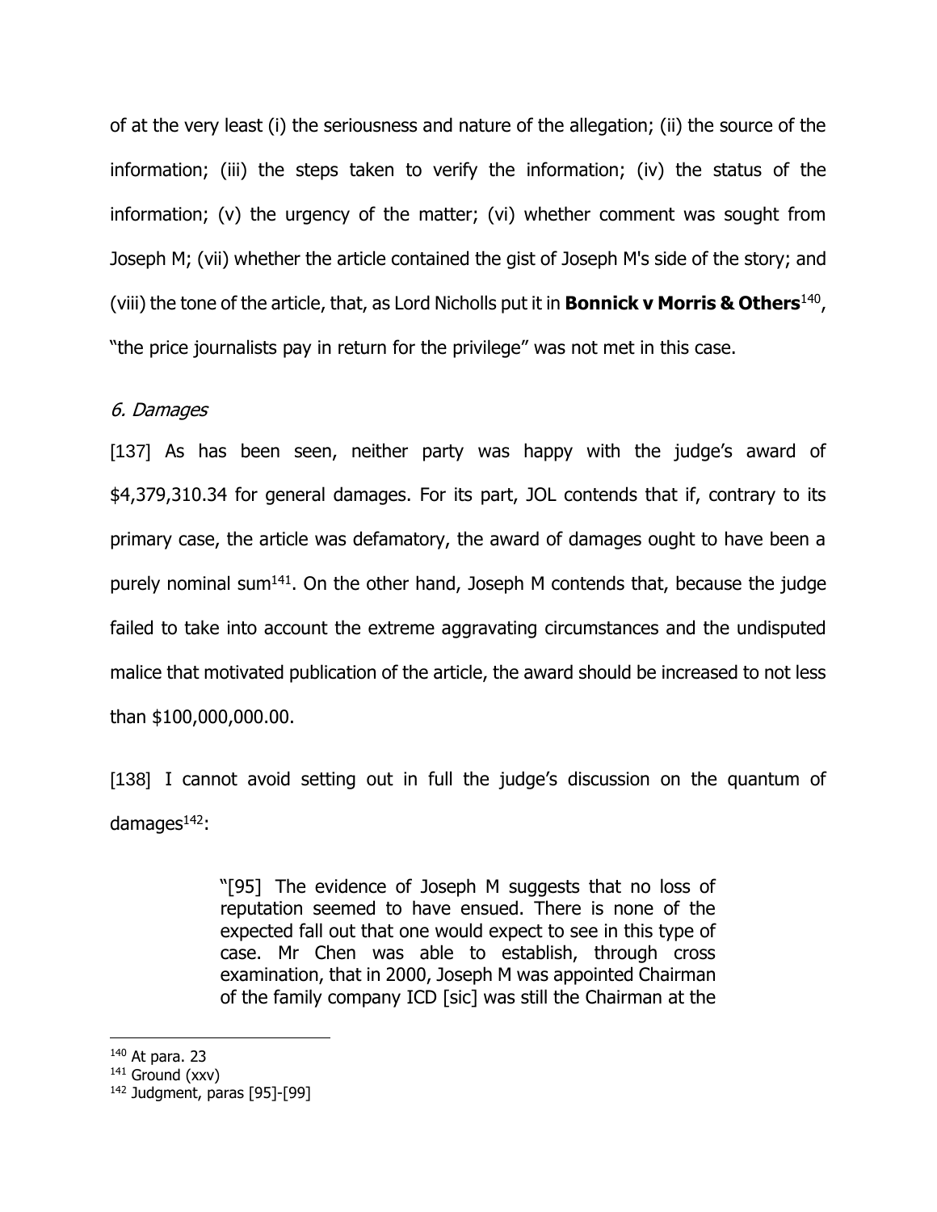of at the very least (i) the seriousness and nature of the allegation; (ii) the source of the information; (iii) the steps taken to verify the information; (iv) the status of the information; (v) the urgency of the matter; (vi) whether comment was sought from Joseph M; (vii) whether the article contained the gist of Joseph M's side of the story; and (viii) the tone of the article, that, as Lord Nicholls put it in **Bonnick v Morris & Others**[140], "the price journalists pay in return for the privilege" was not met in this case.

*6. Damages*

[137] As has been seen, neither party was happy with the judge's award of $4,379,310.34 for general damages. For its part, JOL contends that if, contrary to its primary case, the article was defamatory, the award of damages ought to have been a purely nominal sum[141]. On the other hand, Joseph M contends that, because the judge failed to take into account the extreme aggravating circumstances and the undisputed malice that motivated publication of the article, the award should be increased to not less than $100,000,000.00.

[138] I cannot avoid setting out in full the judge's discussion on the quantum of damages[142]:

> "[95] The evidence of Joseph M suggests that no loss of reputation seemed to have ensued. There is none of the expected fall out that one would expect to see in this type of case. Mr Chen was able to establish, through cross examination, that in 2000, Joseph M was appointed Chairman of the family company ICD [sic] was still the Chairman at the

[140] At para. 23

[141] Ground (xxv)

[142] Judgment, paras [95]-[99]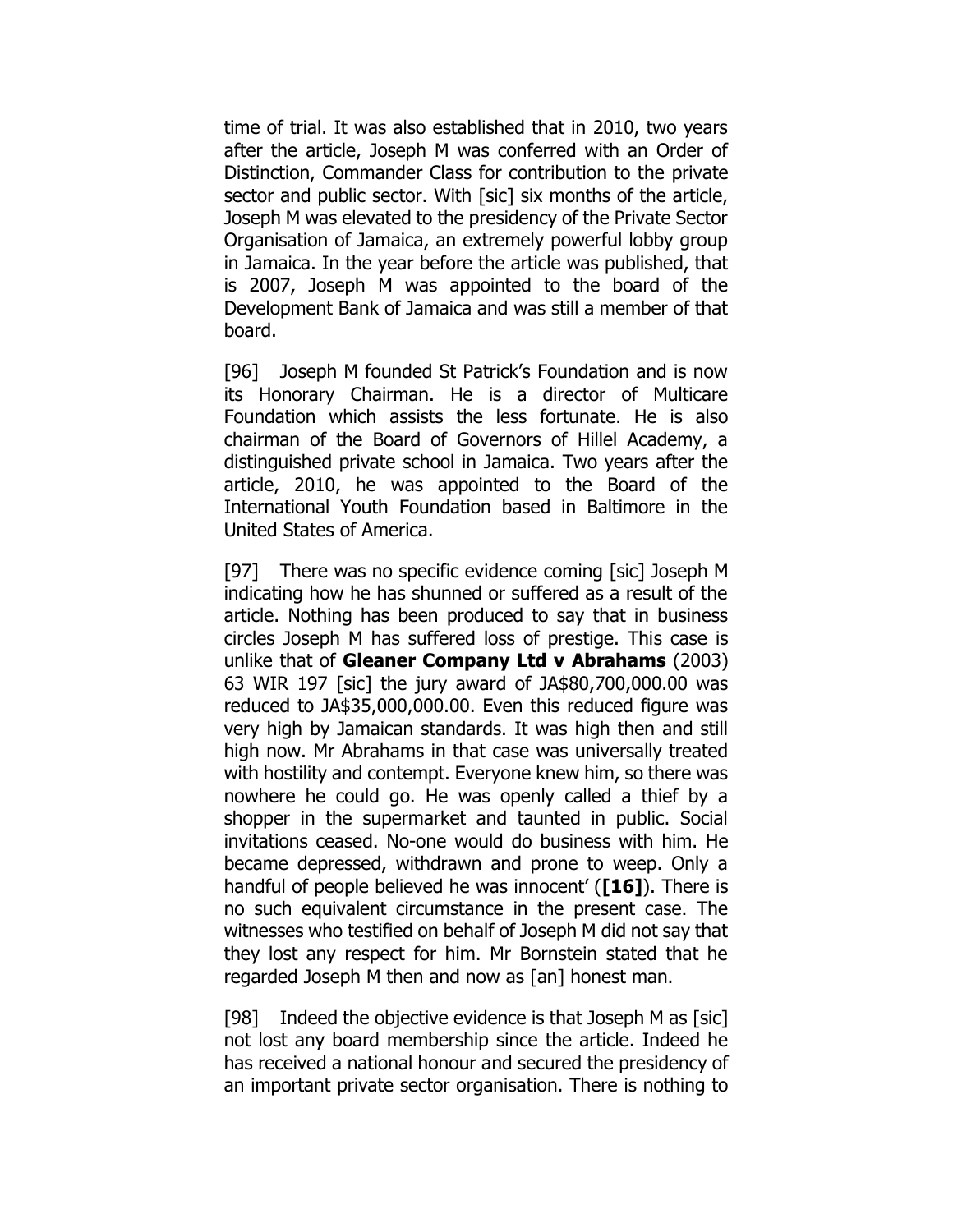time of trial. It was also established that in 2010, two years after the article, Joseph M was conferred with an Order of Distinction, Commander Class for contribution to the private sector and public sector. With [sic] six months of the article, Joseph M was elevated to the presidency of the Private Sector Organisation of Jamaica, an extremely powerful lobby group in Jamaica. In the year before the article was published, that is 2007, Joseph M was appointed to the board of the Development Bank of Jamaica and was still a member of that board.

[96] Joseph M founded St Patrick's Foundation and is now its Honorary Chairman. He is a director of Multicare Foundation which assists the less fortunate. He is also chairman of the Board of Governors of Hillel Academy, a distinguished private school in Jamaica. Two years after the article, 2010, he was appointed to the Board of the International Youth Foundation based in Baltimore in the United States of America.

[97] There was no specific evidence coming [sic] Joseph M indicating how he has shunned or suffered as a result of the article. Nothing has been produced to say that in business circles Joseph M has suffered loss of prestige. This case is unlike that of **Gleaner Company Ltd v Abrahams** (2003) 63 WIR 197 [sic] the jury award of JA$80,700,000.00 was reduced to JA$35,000,000.00. Even this reduced figure was very high by Jamaican standards. It was high then and still high now. Mr Abrahams in that case was universally treated with hostility and contempt. Everyone knew him, so there was nowhere he could go. He was openly called a thief by a shopper in the supermarket and taunted in public. Social invitations ceased. No-one would do business with him. He became depressed, withdrawn and prone to weep. Only a handful of people believed he was innocent' (**[16]**). There is no such equivalent circumstance in the present case. The witnesses who testified on behalf of Joseph M did not say that they lost any respect for him. Mr Bornstein stated that he regarded Joseph M then and now as [an] honest man.

[98] Indeed the objective evidence is that Joseph M as [sic] not lost any board membership since the article. Indeed he has received a national honour and secured the presidency of an important private sector organisation. There is nothing to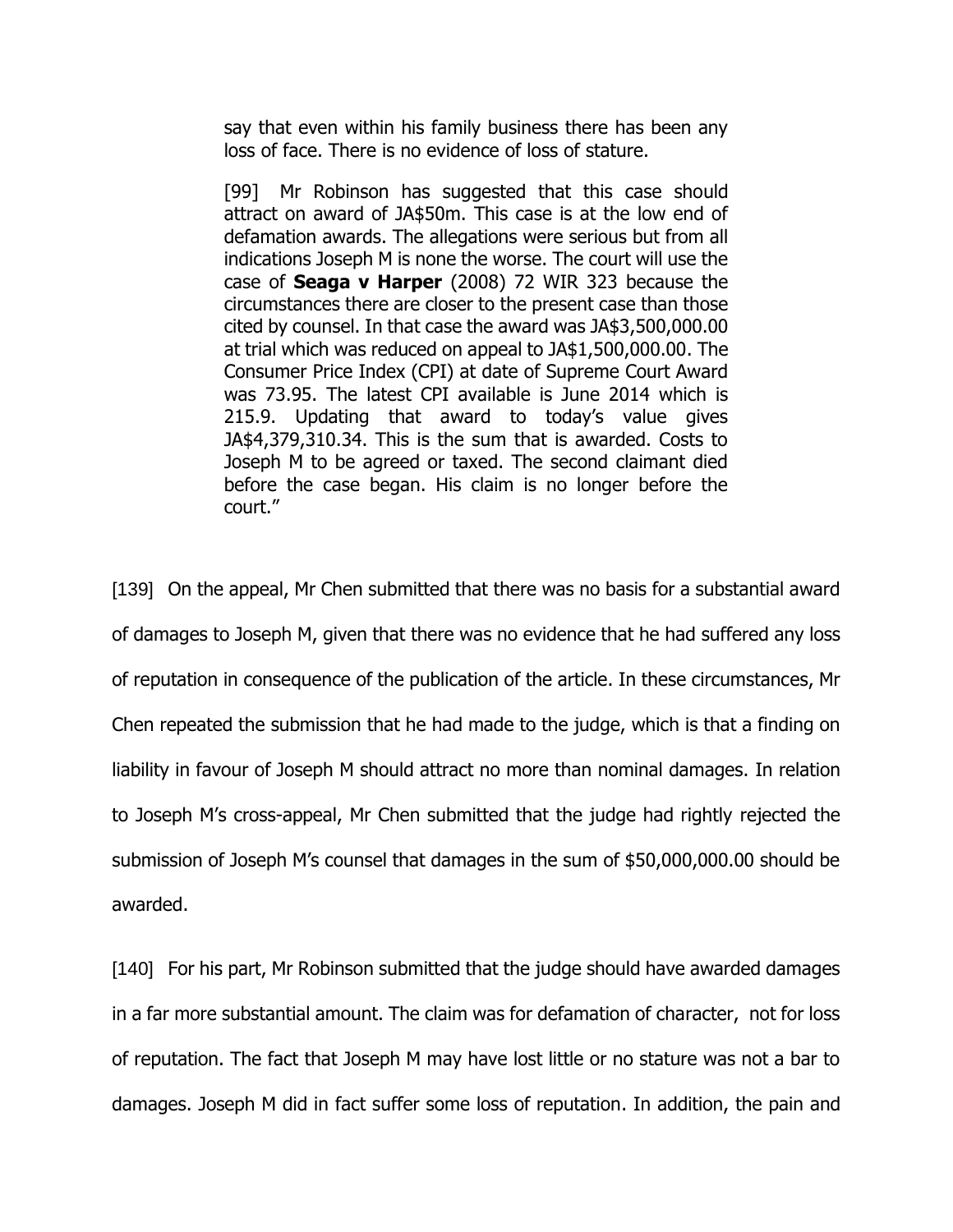> say that even within his family business there has been any loss of face. There is no evidence of loss of stature.
>
> [99] Mr Robinson has suggested that this case should attract on award of JA$50m. This case is at the low end of defamation awards. The allegations were serious but from all indications Joseph M is none the worse. The court will use the case of **Seaga v Harper** (2008) 72 WIR 323 because the circumstances there are closer to the present case than those cited by counsel. In that case the award was JA$3,500,000.00 at trial which was reduced on appeal to JA$1,500,000.00. The Consumer Price Index (CPI) at date of Supreme Court Award was 73.95. The latest CPI available is June 2014 which is 215.9. Updating that award to today's value gives JA$4,379,310.34. This is the sum that is awarded. Costs to Joseph M to be agreed or taxed. The second claimant died before the case began. His claim is no longer before the court."

[139] On the appeal, Mr Chen submitted that there was no basis for a substantial award of damages to Joseph M, given that there was no evidence that he had suffered any loss of reputation in consequence of the publication of the article. In these circumstances, Mr Chen repeated the submission that he had made to the judge, which is that a finding on liability in favour of Joseph M should attract no more than nominal damages. In relation to Joseph M's cross-appeal, Mr Chen submitted that the judge had rightly rejected the submission of Joseph M's counsel that damages in the sum of $50,000,000.00 should be awarded.

[140] For his part, Mr Robinson submitted that the judge should have awarded damages in a far more substantial amount. The claim was for defamation of character, not for loss of reputation. The fact that Joseph M may have lost little or no stature was not a bar to damages. Joseph M did in fact suffer some loss of reputation. In addition, the pain and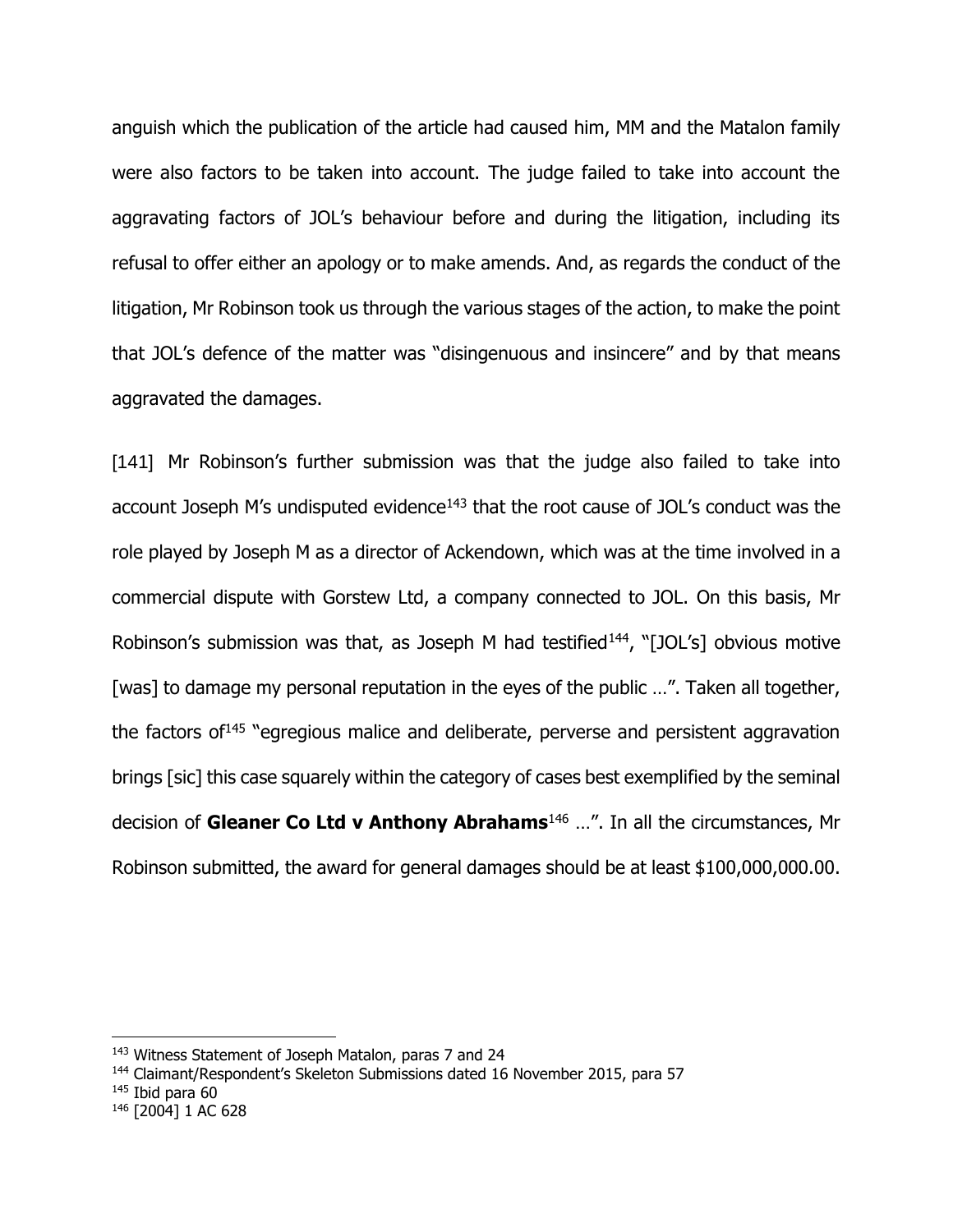anguish which the publication of the article had caused him, MM and the Matalon family were also factors to be taken into account. The judge failed to take into account the aggravating factors of JOL's behaviour before and during the litigation, including its refusal to offer either an apology or to make amends. And, as regards the conduct of the litigation, Mr Robinson took us through the various stages of the action, to make the point that JOL's defence of the matter was "disingenuous and insincere" and by that means aggravated the damages.

[141] Mr Robinson's further submission was that the judge also failed to take into account Joseph M's undisputed evidence[143] that the root cause of JOL's conduct was the role played by Joseph M as a director of Ackendown, which was at the time involved in a commercial dispute with Gorstew Ltd, a company connected to JOL. On this basis, Mr Robinson's submission was that, as Joseph M had testified[144], "[JOL's] obvious motive [was] to damage my personal reputation in the eyes of the public …". Taken all together, the factors of[145] "egregious malice and deliberate, perverse and persistent aggravation brings [sic] this case squarely within the category of cases best exemplified by the seminal decision of **Gleaner Co Ltd v Anthony Abrahams**[146] …". In all the circumstances, Mr Robinson submitted, the award for general damages should be at least $100,000,000.00.

---

[143] Witness Statement of Joseph Matalon, paras 7 and 24

[144] Claimant/Respondent's Skeleton Submissions dated 16 November 2015, para 57

[145] Ibid para 60

[146] [2004] 1 AC 628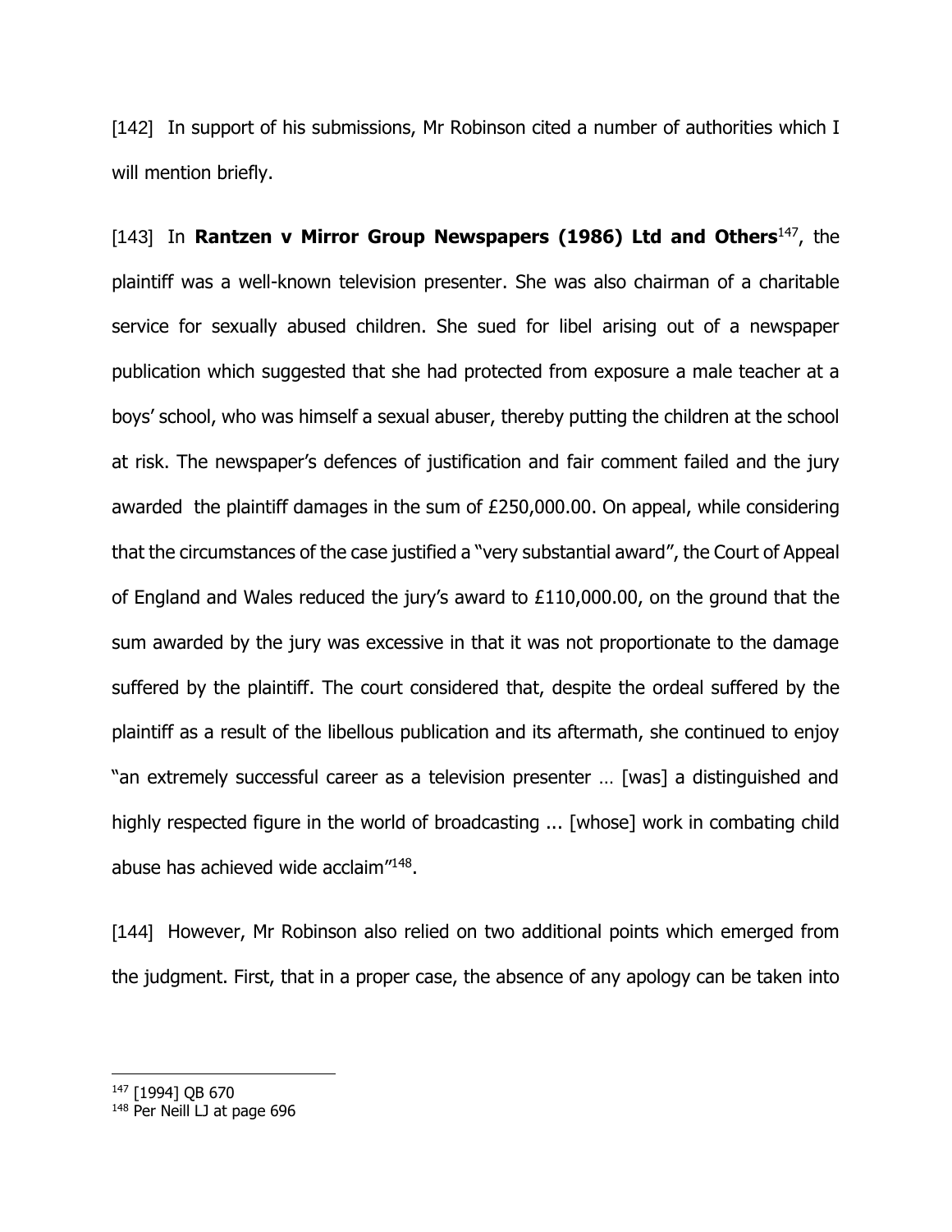[142] In support of his submissions, Mr Robinson cited a number of authorities which I will mention briefly.

[143] In **Rantzen v Mirror Group Newspapers (1986) Ltd and Others**[147], the plaintiff was a well-known television presenter. She was also chairman of a charitable service for sexually abused children. She sued for libel arising out of a newspaper publication which suggested that she had protected from exposure a male teacher at a boys' school, who was himself a sexual abuser, thereby putting the children at the school at risk. The newspaper's defences of justification and fair comment failed and the jury awarded the plaintiff damages in the sum of £250,000.00. On appeal, while considering that the circumstances of the case justified a "very substantial award", the Court of Appeal of England and Wales reduced the jury's award to £110,000.00, on the ground that the sum awarded by the jury was excessive in that it was not proportionate to the damage suffered by the plaintiff. The court considered that, despite the ordeal suffered by the plaintiff as a result of the libellous publication and its aftermath, she continued to enjoy "an extremely successful career as a television presenter … [was] a distinguished and highly respected figure in the world of broadcasting ... [whose] work in combating child abuse has achieved wide acclaim"[148].

[144] However, Mr Robinson also relied on two additional points which emerged from the judgment. First, that in a proper case, the absence of any apology can be taken into

---

[147] [1994] QB 670

[148] Per Neill LJ at page 696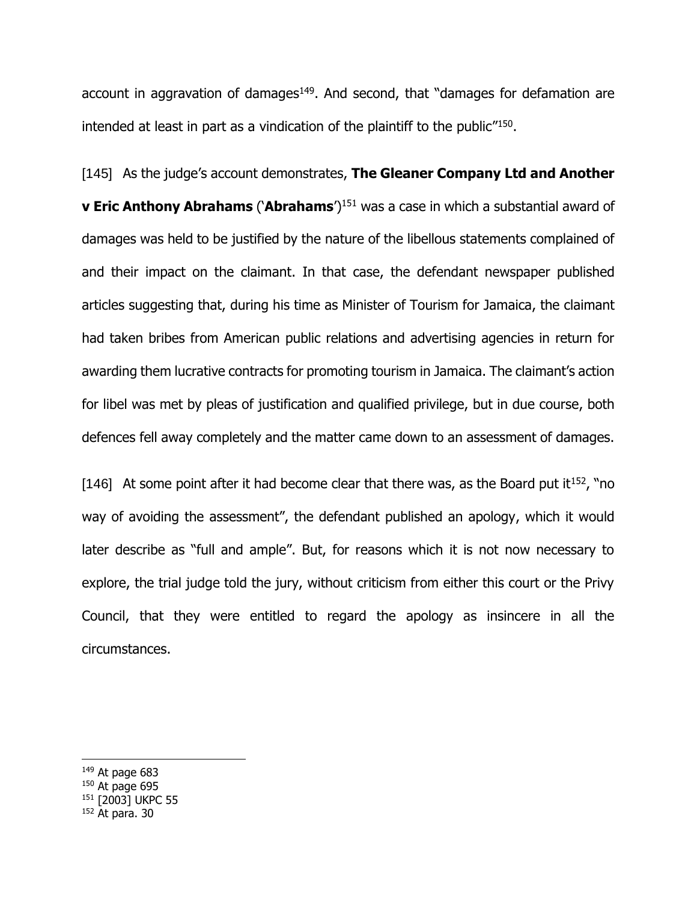account in aggravation of damages[149]. And second, that "damages for defamation are intended at least in part as a vindication of the plaintiff to the public"[150].

[145] As the judge's account demonstrates, **The Gleaner Company Ltd and Another v Eric Anthony Abrahams** ('**Abrahams**')[151] was a case in which a substantial award of damages was held to be justified by the nature of the libellous statements complained of and their impact on the claimant. In that case, the defendant newspaper published articles suggesting that, during his time as Minister of Tourism for Jamaica, the claimant had taken bribes from American public relations and advertising agencies in return for awarding them lucrative contracts for promoting tourism in Jamaica. The claimant's action for libel was met by pleas of justification and qualified privilege, but in due course, both defences fell away completely and the matter came down to an assessment of damages.

[146] At some point after it had become clear that there was, as the Board put it[152], "no way of avoiding the assessment", the defendant published an apology, which it would later describe as "full and ample". But, for reasons which it is not now necessary to explore, the trial judge told the jury, without criticism from either this court or the Privy Council, that they were entitled to regard the apology as insincere in all the circumstances.

---

[149] At page 683

[150] At page 695

[151] [2003] UKPC 55

[152] At para. 30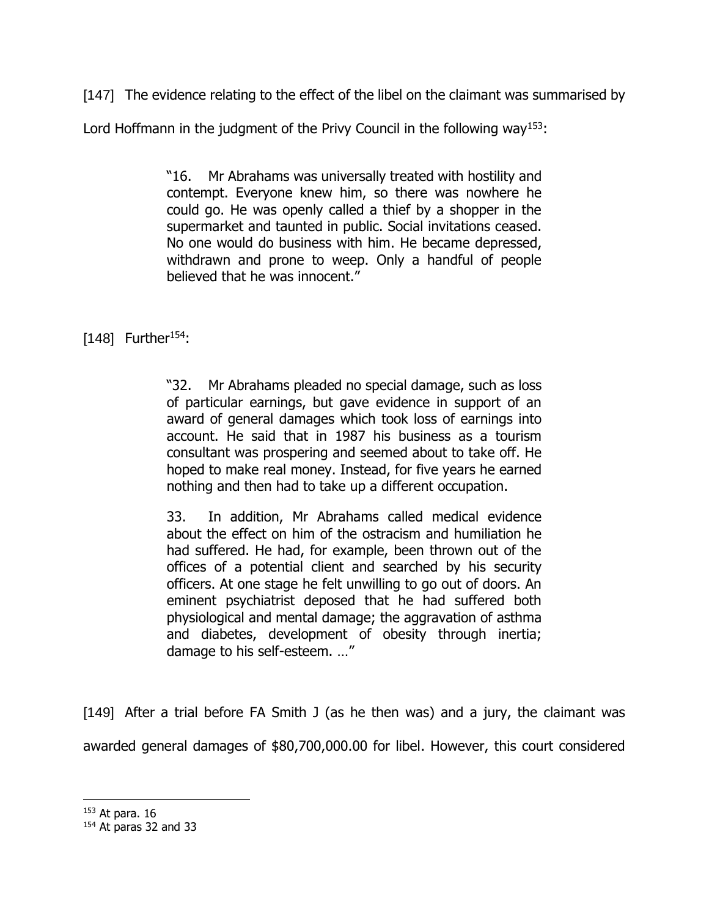[147] The evidence relating to the effect of the libel on the claimant was summarised by Lord Hoffmann in the judgment of the Privy Council in the following way[153]:

> "16. Mr Abrahams was universally treated with hostility and contempt. Everyone knew him, so there was nowhere he could go. He was openly called a thief by a shopper in the supermarket and taunted in public. Social invitations ceased. No one would do business with him. He became depressed, withdrawn and prone to weep. Only a handful of people believed that he was innocent."

[148] Further[154]:

> "32. Mr Abrahams pleaded no special damage, such as loss of particular earnings, but gave evidence in support of an award of general damages which took loss of earnings into account. He said that in 1987 his business as a tourism consultant was prospering and seemed about to take off. He hoped to make real money. Instead, for five years he earned nothing and then had to take up a different occupation.
>
> 33. In addition, Mr Abrahams called medical evidence about the effect on him of the ostracism and humiliation he had suffered. He had, for example, been thrown out of the offices of a potential client and searched by his security officers. At one stage he felt unwilling to go out of doors. An eminent psychiatrist deposed that he had suffered both physiological and mental damage; the aggravation of asthma and diabetes, development of obesity through inertia; damage to his self-esteem. …"

[149] After a trial before FA Smith J (as he then was) and a jury, the claimant was awarded general damages of $80,700,000.00 for libel. However, this court considered

---

[153] At para. 16

[154] At paras 32 and 33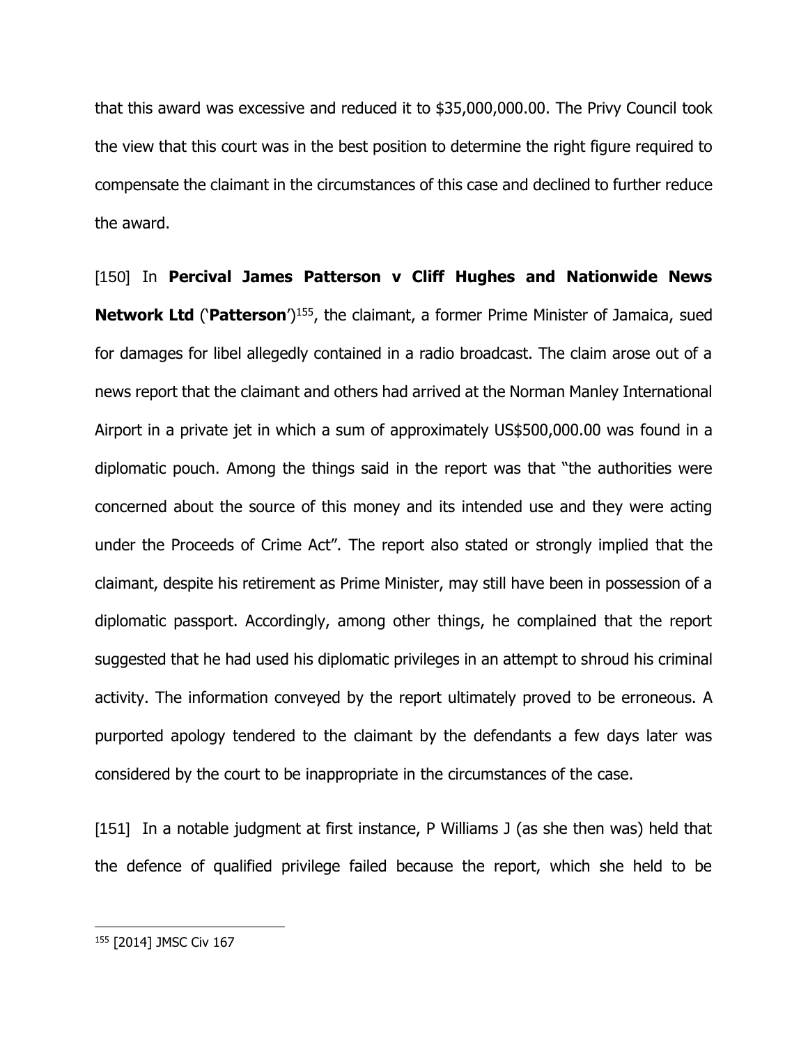that this award was excessive and reduced it to $35,000,000.00. The Privy Council took the view that this court was in the best position to determine the right figure required to compensate the claimant in the circumstances of this case and declined to further reduce the award.

[150] In **Percival James Patterson v Cliff Hughes and Nationwide News Network Ltd** ('**Patterson**')[155], the claimant, a former Prime Minister of Jamaica, sued for damages for libel allegedly contained in a radio broadcast. The claim arose out of a news report that the claimant and others had arrived at the Norman Manley International Airport in a private jet in which a sum of approximately US$500,000.00 was found in a diplomatic pouch. Among the things said in the report was that "the authorities were concerned about the source of this money and its intended use and they were acting under the Proceeds of Crime Act". The report also stated or strongly implied that the claimant, despite his retirement as Prime Minister, may still have been in possession of a diplomatic passport. Accordingly, among other things, he complained that the report suggested that he had used his diplomatic privileges in an attempt to shroud his criminal activity. The information conveyed by the report ultimately proved to be erroneous. A purported apology tendered to the claimant by the defendants a few days later was considered by the court to be inappropriate in the circumstances of the case.

[151] In a notable judgment at first instance, P Williams J (as she then was) held that the defence of qualified privilege failed because the report, which she held to be

---

[155] [2014] JMSC Civ 167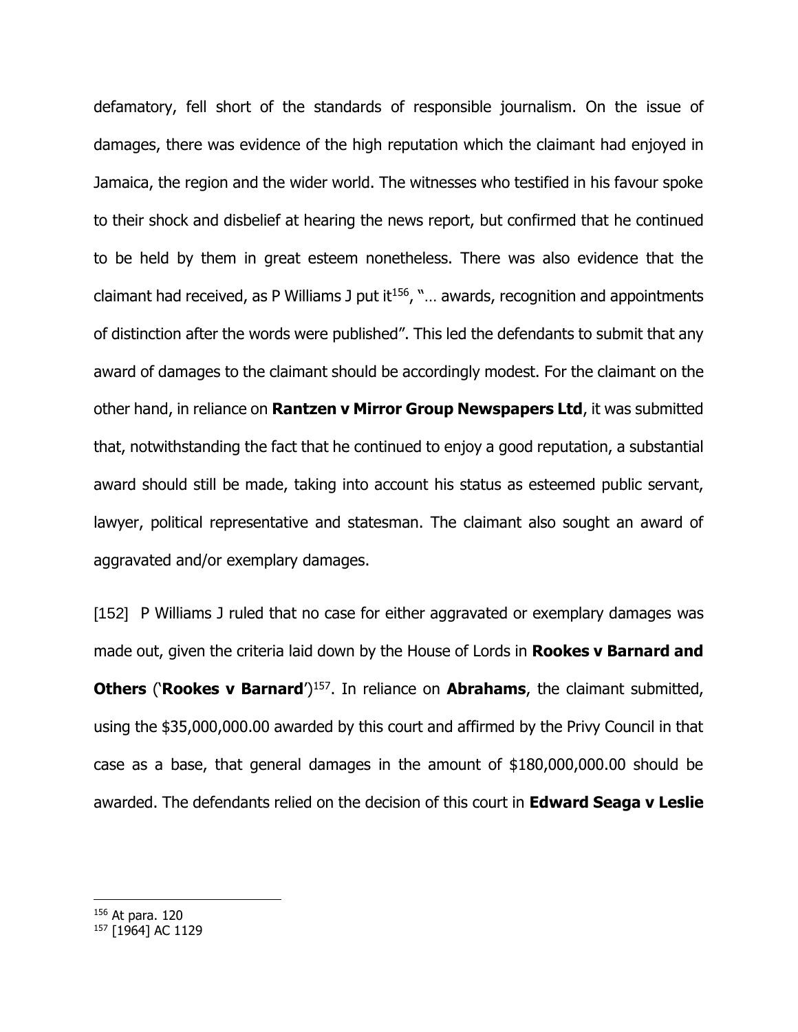defamatory, fell short of the standards of responsible journalism. On the issue of damages, there was evidence of the high reputation which the claimant had enjoyed in Jamaica, the region and the wider world. The witnesses who testified in his favour spoke to their shock and disbelief at hearing the news report, but confirmed that he continued to be held by them in great esteem nonetheless. There was also evidence that the claimant had received, as P Williams J put it[156], "… awards, recognition and appointments of distinction after the words were published". This led the defendants to submit that any award of damages to the claimant should be accordingly modest. For the claimant on the other hand, in reliance on **Rantzen v Mirror Group Newspapers Ltd**, it was submitted that, notwithstanding the fact that he continued to enjoy a good reputation, a substantial award should still be made, taking into account his status as esteemed public servant, lawyer, political representative and statesman. The claimant also sought an award of aggravated and/or exemplary damages.

[152] P Williams J ruled that no case for either aggravated or exemplary damages was made out, given the criteria laid down by the House of Lords in **Rookes v Barnard and Others** ('**Rookes v Barnard**')[157]. In reliance on **Abrahams**, the claimant submitted, using the $35,000,000.00 awarded by this court and affirmed by the Privy Council in that case as a base, that general damages in the amount of $180,000,000.00 should be awarded. The defendants relied on the decision of this court in **Edward Seaga v Leslie**

---

[156] At para. 120

[157] [1964] AC 1129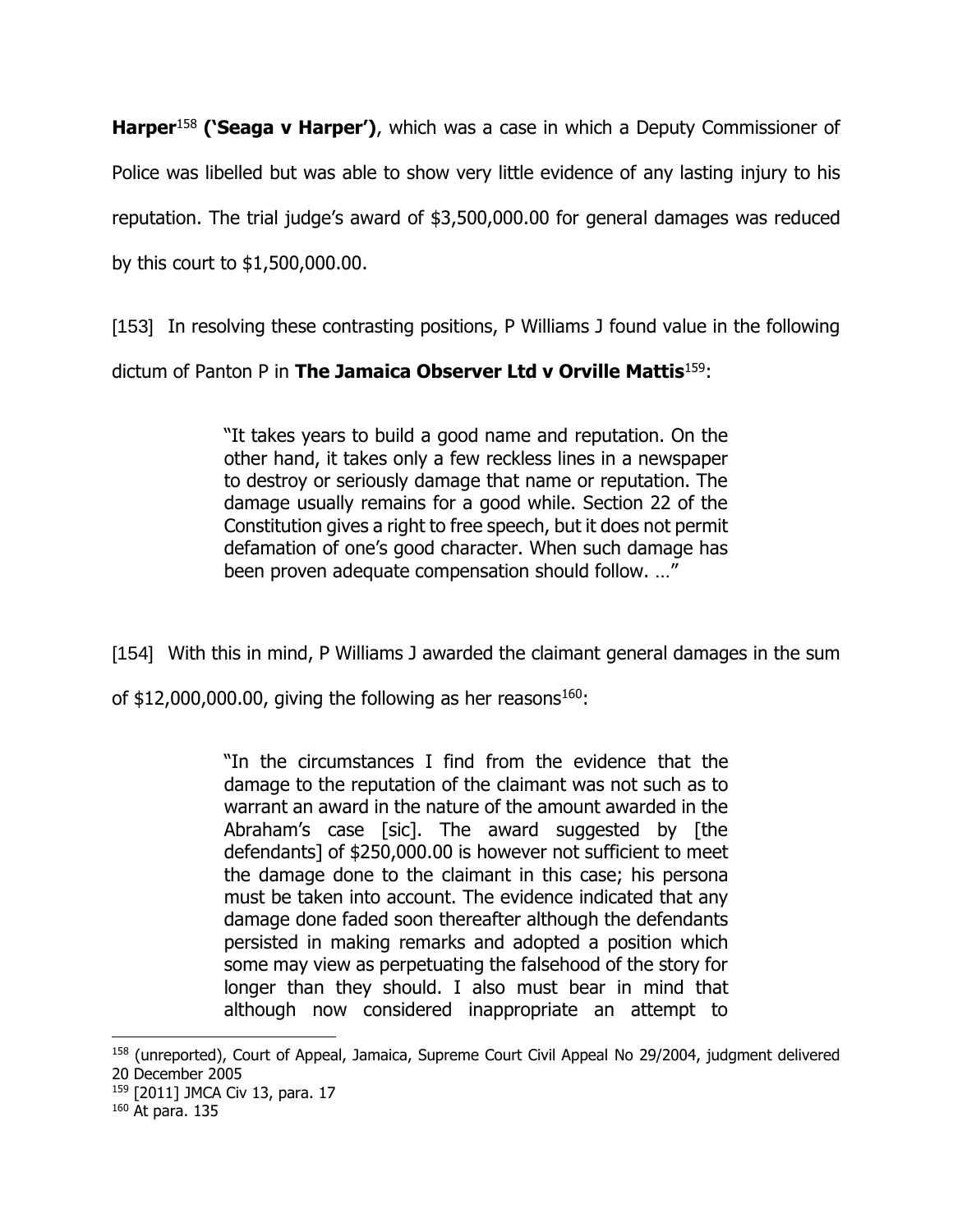**Harper**[158] **('Seaga v Harper')**, which was a case in which a Deputy Commissioner of Police was libelled but was able to show very little evidence of any lasting injury to his reputation. The trial judge's award of $3,500,000.00 for general damages was reduced by this court to $1,500,000.00.

[153] In resolving these contrasting positions, P Williams J found value in the following dictum of Panton P in **The Jamaica Observer Ltd v Orville Mattis**[159]:

> "It takes years to build a good name and reputation. On the other hand, it takes only a few reckless lines in a newspaper to destroy or seriously damage that name or reputation. The damage usually remains for a good while. Section 22 of the Constitution gives a right to free speech, but it does not permit defamation of one's good character. When such damage has been proven adequate compensation should follow. …"

[154] With this in mind, P Williams J awarded the claimant general damages in the sum of $12,000,000.00, giving the following as her reasons[160]:

> "In the circumstances I find from the evidence that the damage to the reputation of the claimant was not such as to warrant an award in the nature of the amount awarded in the Abraham's case [sic]. The award suggested by [the defendants] of $250,000.00 is however not sufficient to meet the damage done to the claimant in this case; his persona must be taken into account. The evidence indicated that any damage done faded soon thereafter although the defendants persisted in making remarks and adopted a position which some may view as perpetuating the falsehood of the story for longer than they should. I also must bear in mind that although now considered inappropriate an attempt to

---

[158] (unreported), Court of Appeal, Jamaica, Supreme Court Civil Appeal No 29/2004, judgment delivered 20 December 2005

[159] [2011] JMCA Civ 13, para. 17

[160] At para. 135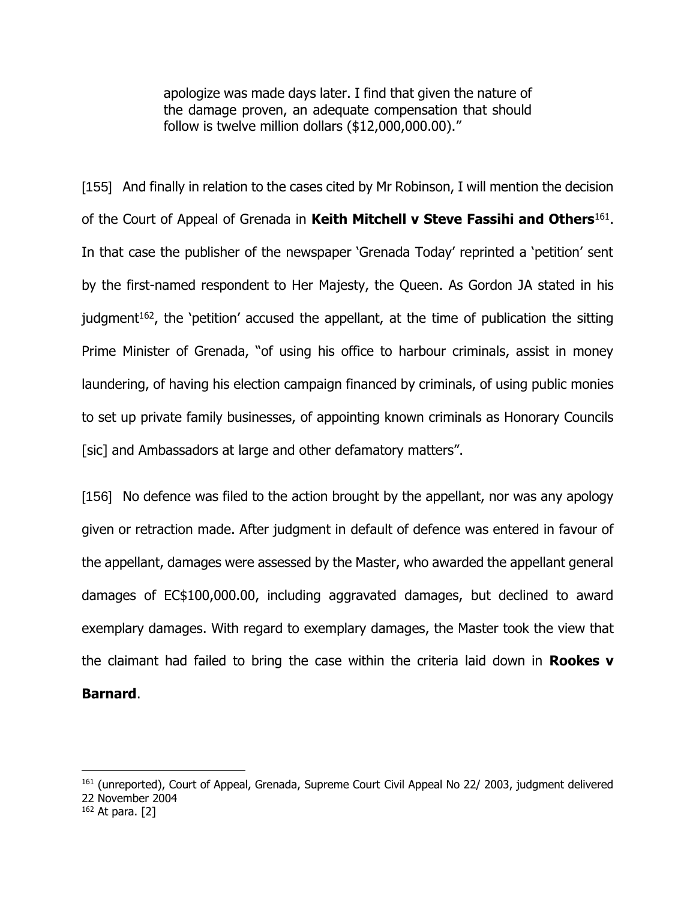> apologize was made days later. I find that given the nature of the damage proven, an adequate compensation that should follow is twelve million dollars ($12,000,000.00)."

[155] And finally in relation to the cases cited by Mr Robinson, I will mention the decision of the Court of Appeal of Grenada in **Keith Mitchell v Steve Fassihi and Others**[161]. In that case the publisher of the newspaper 'Grenada Today' reprinted a 'petition' sent by the first-named respondent to Her Majesty, the Queen. As Gordon JA stated in his judgment[162], the 'petition' accused the appellant, at the time of publication the sitting Prime Minister of Grenada, "of using his office to harbour criminals, assist in money laundering, of having his election campaign financed by criminals, of using public monies to set up private family businesses, of appointing known criminals as Honorary Councils [sic] and Ambassadors at large and other defamatory matters".

[156] No defence was filed to the action brought by the appellant, nor was any apology given or retraction made. After judgment in default of defence was entered in favour of the appellant, damages were assessed by the Master, who awarded the appellant general damages of EC$100,000.00, including aggravated damages, but declined to award exemplary damages. With regard to exemplary damages, the Master took the view that the claimant had failed to bring the case within the criteria laid down in **Rookes v Barnard**.

---

[161] (unreported), Court of Appeal, Grenada, Supreme Court Civil Appeal No 22/ 2003, judgment delivered 22 November 2004

[162] At para. [2]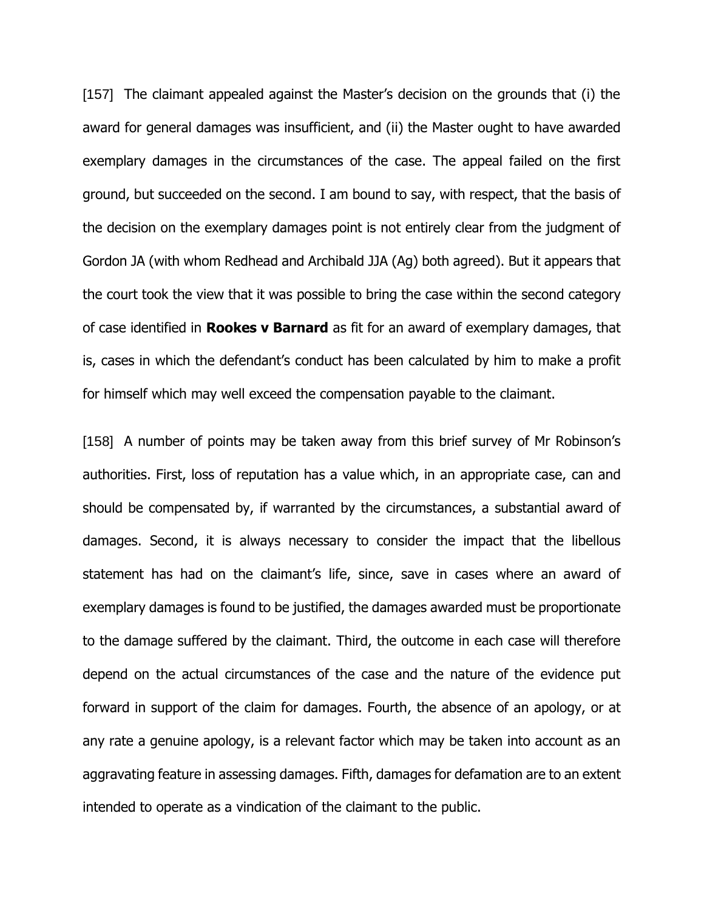[157] The claimant appealed against the Master's decision on the grounds that (i) the award for general damages was insufficient, and (ii) the Master ought to have awarded exemplary damages in the circumstances of the case. The appeal failed on the first ground, but succeeded on the second. I am bound to say, with respect, that the basis of the decision on the exemplary damages point is not entirely clear from the judgment of Gordon JA (with whom Redhead and Archibald JJA (Ag) both agreed). But it appears that the court took the view that it was possible to bring the case within the second category of case identified in **Rookes v Barnard** as fit for an award of exemplary damages, that is, cases in which the defendant's conduct has been calculated by him to make a profit for himself which may well exceed the compensation payable to the claimant.

[158] A number of points may be taken away from this brief survey of Mr Robinson's authorities. First, loss of reputation has a value which, in an appropriate case, can and should be compensated by, if warranted by the circumstances, a substantial award of damages. Second, it is always necessary to consider the impact that the libellous statement has had on the claimant's life, since, save in cases where an award of exemplary damages is found to be justified, the damages awarded must be proportionate to the damage suffered by the claimant. Third, the outcome in each case will therefore depend on the actual circumstances of the case and the nature of the evidence put forward in support of the claim for damages. Fourth, the absence of an apology, or at any rate a genuine apology, is a relevant factor which may be taken into account as an aggravating feature in assessing damages. Fifth, damages for defamation are to an extent intended to operate as a vindication of the claimant to the public.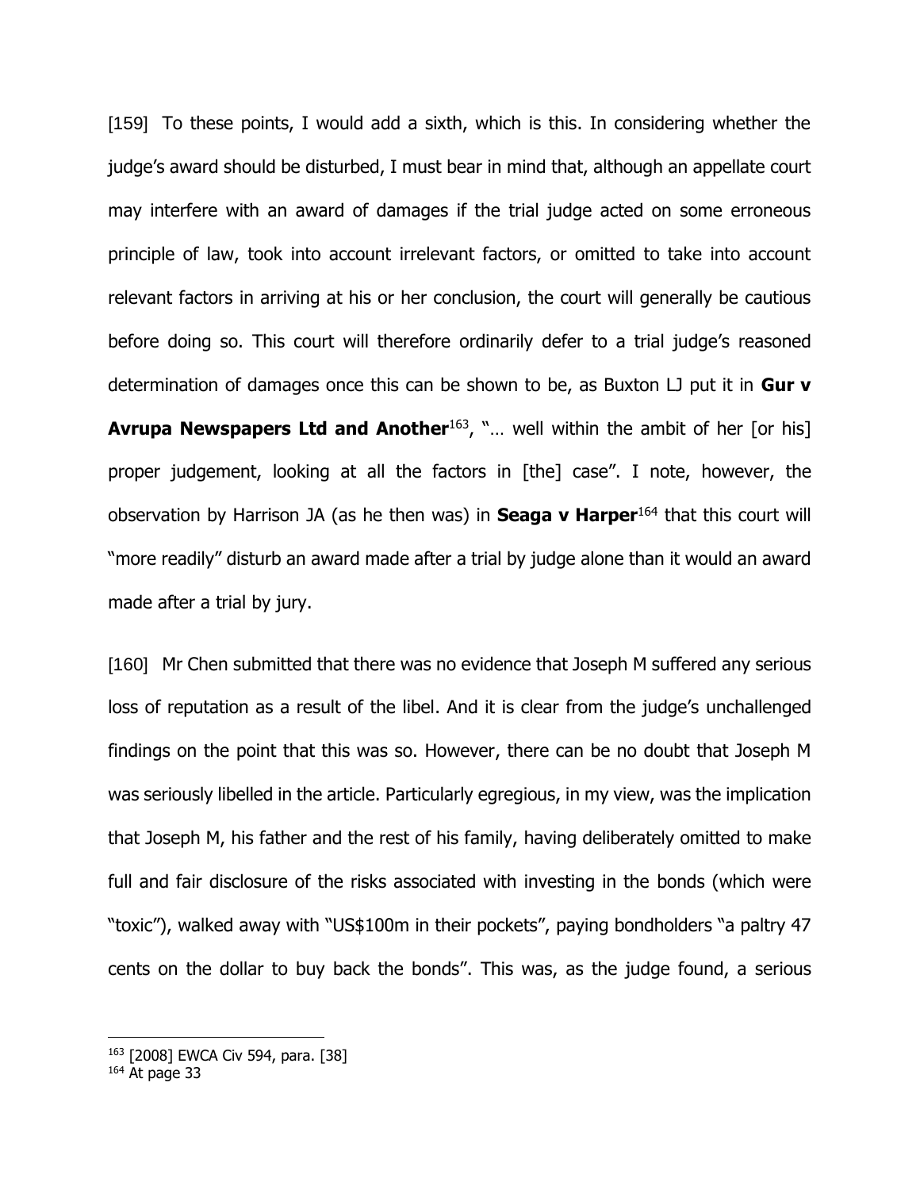[159] To these points, I would add a sixth, which is this. In considering whether the judge's award should be disturbed, I must bear in mind that, although an appellate court may interfere with an award of damages if the trial judge acted on some erroneous principle of law, took into account irrelevant factors, or omitted to take into account relevant factors in arriving at his or her conclusion, the court will generally be cautious before doing so. This court will therefore ordinarily defer to a trial judge's reasoned determination of damages once this can be shown to be, as Buxton LJ put it in **Gur v Avrupa Newspapers Ltd and Another**[163], "… well within the ambit of her [or his] proper judgement, looking at all the factors in [the] case". I note, however, the observation by Harrison JA (as he then was) in **Seaga v Harper**[164] that this court will "more readily" disturb an award made after a trial by judge alone than it would an award made after a trial by jury.

[160] Mr Chen submitted that there was no evidence that Joseph M suffered any serious loss of reputation as a result of the libel. And it is clear from the judge's unchallenged findings on the point that this was so. However, there can be no doubt that Joseph M was seriously libelled in the article. Particularly egregious, in my view, was the implication that Joseph M, his father and the rest of his family, having deliberately omitted to make full and fair disclosure of the risks associated with investing in the bonds (which were "toxic"), walked away with "US$100m in their pockets", paying bondholders "a paltry 47 cents on the dollar to buy back the bonds". This was, as the judge found, a serious

---

[163] [2008] EWCA Civ 594, para. [38]

[164] At page 33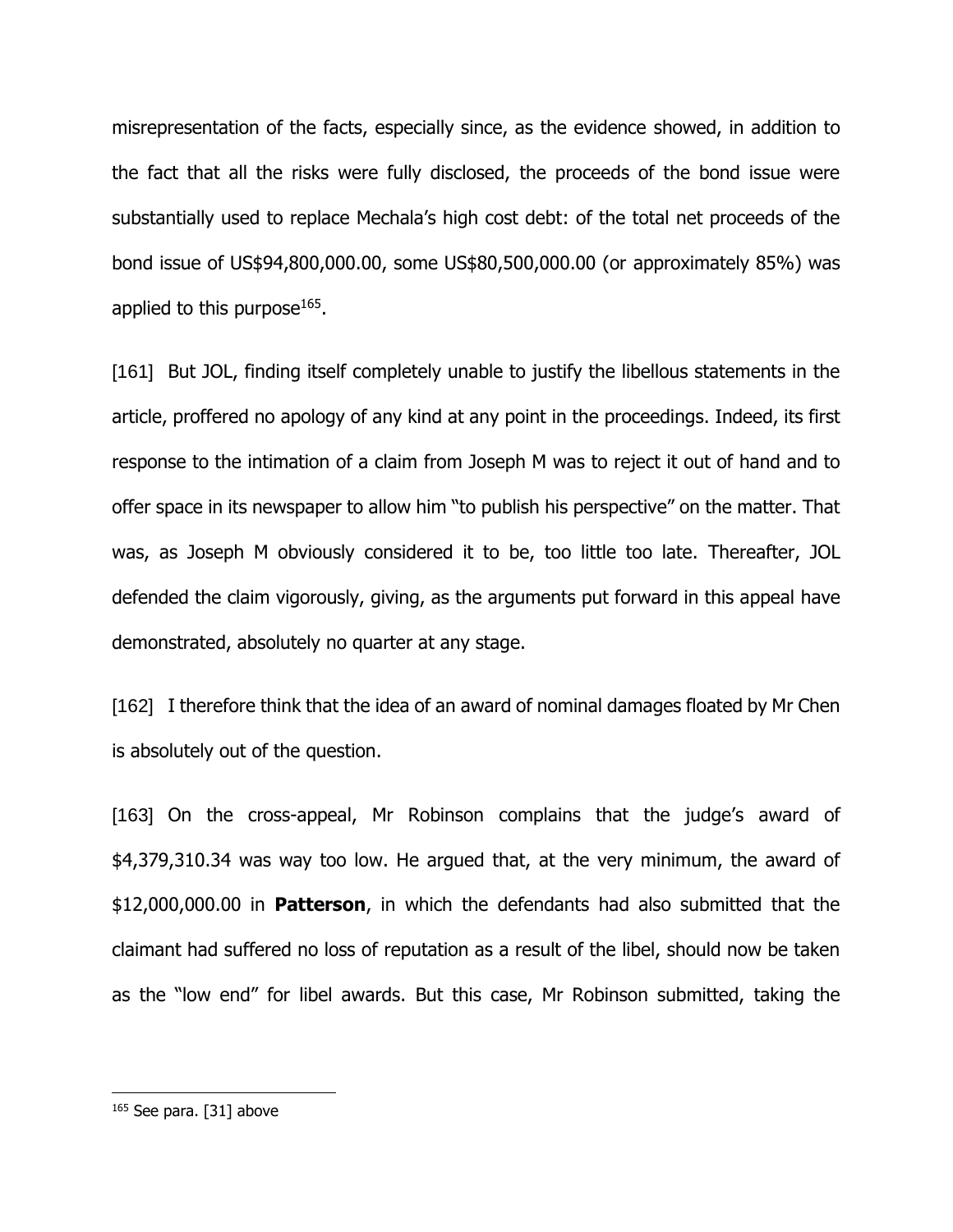misrepresentation of the facts, especially since, as the evidence showed, in addition to the fact that all the risks were fully disclosed, the proceeds of the bond issue were substantially used to replace Mechala's high cost debt: of the total net proceeds of the bond issue of US$94,800,000.00, some US$80,500,000.00 (or approximately 85%) was applied to this purpose[165].

[161] But JOL, finding itself completely unable to justify the libellous statements in the article, proffered no apology of any kind at any point in the proceedings. Indeed, its first response to the intimation of a claim from Joseph M was to reject it out of hand and to offer space in its newspaper to allow him "to publish his perspective" on the matter. That was, as Joseph M obviously considered it to be, too little too late. Thereafter, JOL defended the claim vigorously, giving, as the arguments put forward in this appeal have demonstrated, absolutely no quarter at any stage.

[162] I therefore think that the idea of an award of nominal damages floated by Mr Chen is absolutely out of the question.

[163] On the cross-appeal, Mr Robinson complains that the judge's award of $4,379,310.34 was way too low. He argued that, at the very minimum, the award of $12,000,000.00 in **Patterson**, in which the defendants had also submitted that the claimant had suffered no loss of reputation as a result of the libel, should now be taken as the "low end" for libel awards. But this case, Mr Robinson submitted, taking the

---

[165] See para. [31] above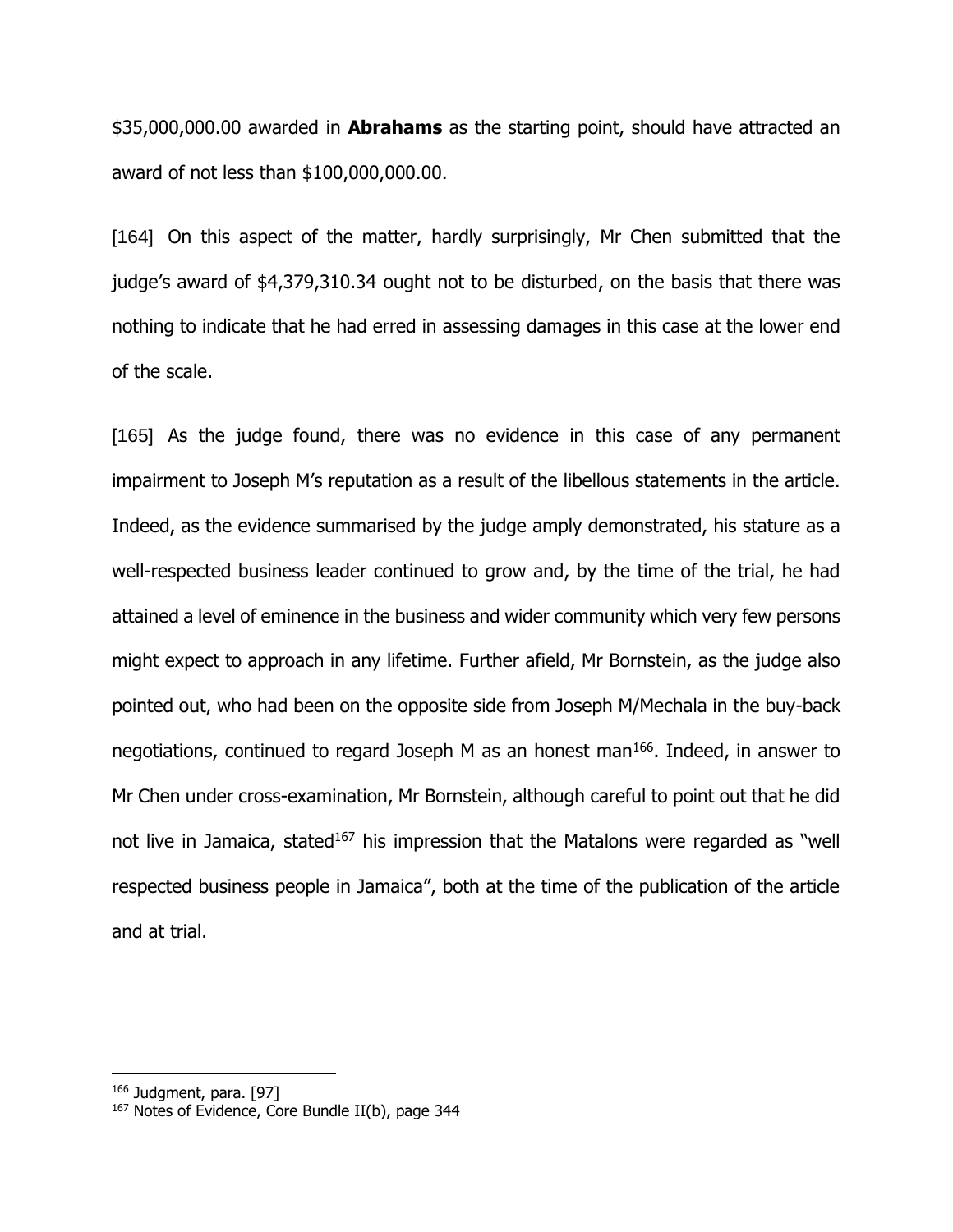$35,000,000.00 awarded in **Abrahams** as the starting point, should have attracted an award of not less than $100,000,000.00.

[164] On this aspect of the matter, hardly surprisingly, Mr Chen submitted that the judge's award of $4,379,310.34 ought not to be disturbed, on the basis that there was nothing to indicate that he had erred in assessing damages in this case at the lower end of the scale.

[165] As the judge found, there was no evidence in this case of any permanent impairment to Joseph M's reputation as a result of the libellous statements in the article. Indeed, as the evidence summarised by the judge amply demonstrated, his stature as a well-respected business leader continued to grow and, by the time of the trial, he had attained a level of eminence in the business and wider community which very few persons might expect to approach in any lifetime. Further afield, Mr Bornstein, as the judge also pointed out, who had been on the opposite side from Joseph M/Mechala in the buy-back negotiations, continued to regard Joseph M as an honest man[166]. Indeed, in answer to Mr Chen under cross-examination, Mr Bornstein, although careful to point out that he did not live in Jamaica, stated[167] his impression that the Matalons were regarded as "well respected business people in Jamaica", both at the time of the publication of the article and at trial.

[166] Judgment, para. [97]
[167] Notes of Evidence, Core Bundle II(b), page 344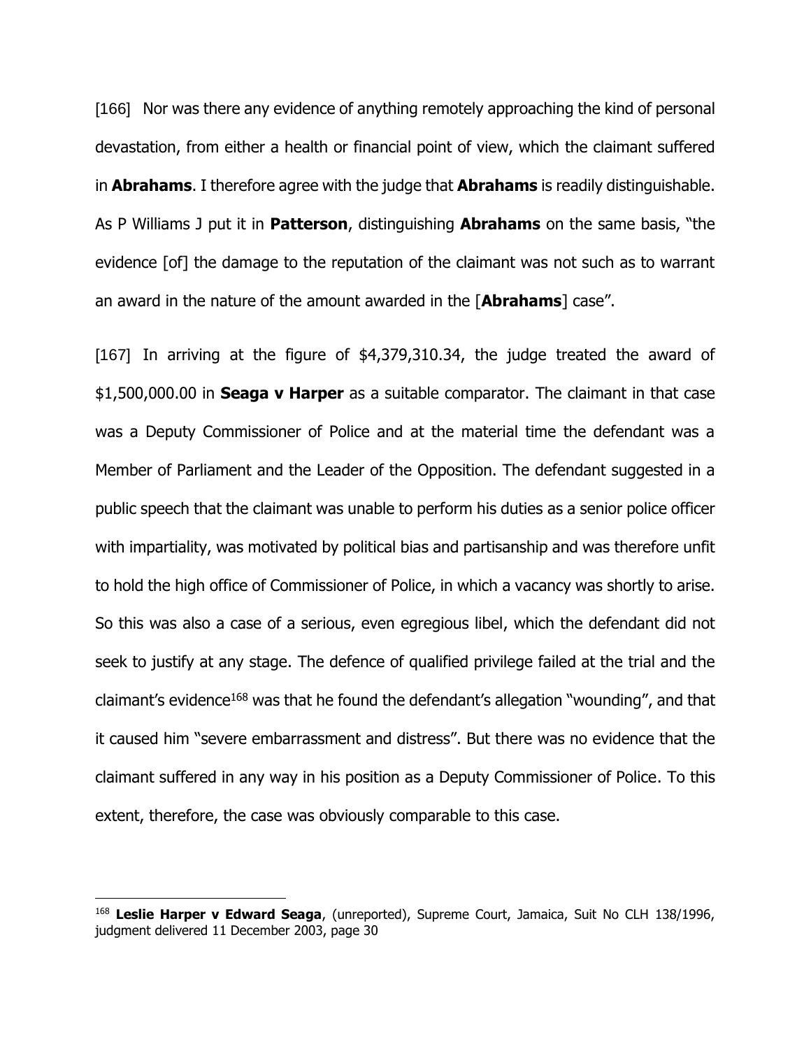[166] Nor was there any evidence of anything remotely approaching the kind of personal devastation, from either a health or financial point of view, which the claimant suffered in **Abrahams**. I therefore agree with the judge that **Abrahams** is readily distinguishable. As P Williams J put it in **Patterson**, distinguishing **Abrahams** on the same basis, "the evidence [of] the damage to the reputation of the claimant was not such as to warrant an award in the nature of the amount awarded in the [**Abrahams**] case".

[167] In arriving at the figure of $4,379,310.34, the judge treated the award of $1,500,000.00 in **Seaga v Harper** as a suitable comparator. The claimant in that case was a Deputy Commissioner of Police and at the material time the defendant was a Member of Parliament and the Leader of the Opposition. The defendant suggested in a public speech that the claimant was unable to perform his duties as a senior police officer with impartiality, was motivated by political bias and partisanship and was therefore unfit to hold the high office of Commissioner of Police, in which a vacancy was shortly to arise. So this was also a case of a serious, even egregious libel, which the defendant did not seek to justify at any stage. The defence of qualified privilege failed at the trial and the claimant's evidence[168] was that he found the defendant's allegation "wounding", and that it caused him "severe embarrassment and distress". But there was no evidence that the claimant suffered in any way in his position as a Deputy Commissioner of Police. To this extent, therefore, the case was obviously comparable to this case.

---

[168] **Leslie Harper v Edward Seaga**, (unreported), Supreme Court, Jamaica, Suit No CLH 138/1996, judgment delivered 11 December 2003, page 30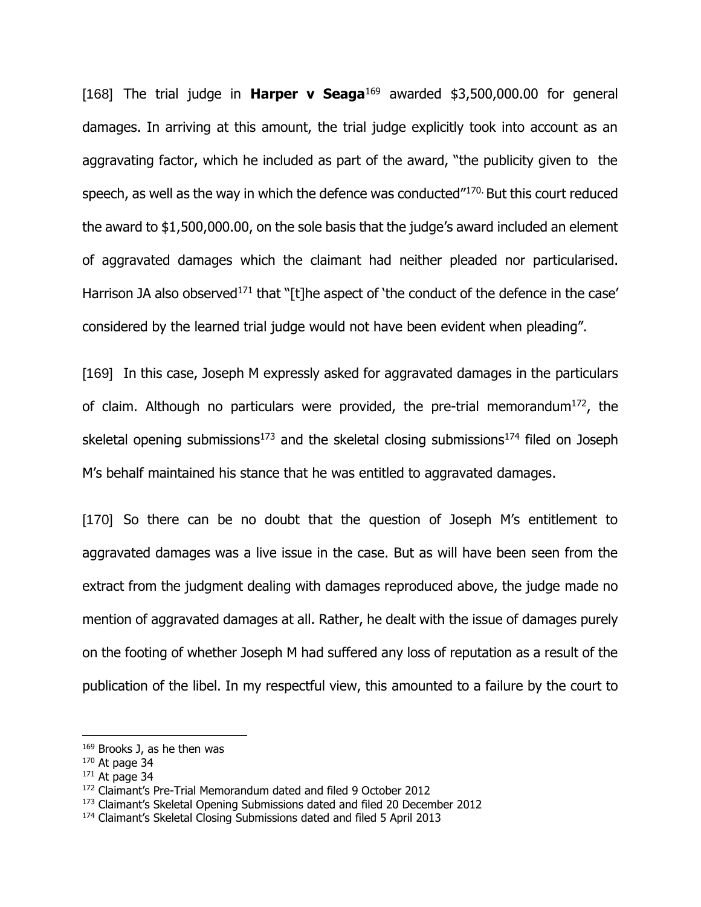[168] The trial judge in **Harper v Seaga**[169] awarded $3,500,000.00 for general damages. In arriving at this amount, the trial judge explicitly took into account as an aggravating factor, which he included as part of the award, "the publicity given to the speech, as well as the way in which the defence was conducted"[170]. But this court reduced the award to $1,500,000.00, on the sole basis that the judge's award included an element of aggravated damages which the claimant had neither pleaded nor particularised. Harrison JA also observed[171] that "[t]he aspect of 'the conduct of the defence in the case' considered by the learned trial judge would not have been evident when pleading".

[169] In this case, Joseph M expressly asked for aggravated damages in the particulars of claim. Although no particulars were provided, the pre-trial memorandum[172], the skeletal opening submissions[173] and the skeletal closing submissions[174] filed on Joseph M's behalf maintained his stance that he was entitled to aggravated damages.

[170] So there can be no doubt that the question of Joseph M's entitlement to aggravated damages was a live issue in the case. But as will have been seen from the extract from the judgment dealing with damages reproduced above, the judge made no mention of aggravated damages at all. Rather, he dealt with the issue of damages purely on the footing of whether Joseph M had suffered any loss of reputation as a result of the publication of the libel. In my respectful view, this amounted to a failure by the court to

---

[169] Brooks J, as he then was

[170] At page 34

[171] At page 34

[172] Claimant's Pre-Trial Memorandum dated and filed 9 October 2012

[173] Claimant's Skeletal Opening Submissions dated and filed 20 December 2012

[174] Claimant's Skeletal Closing Submissions dated and filed 5 April 2013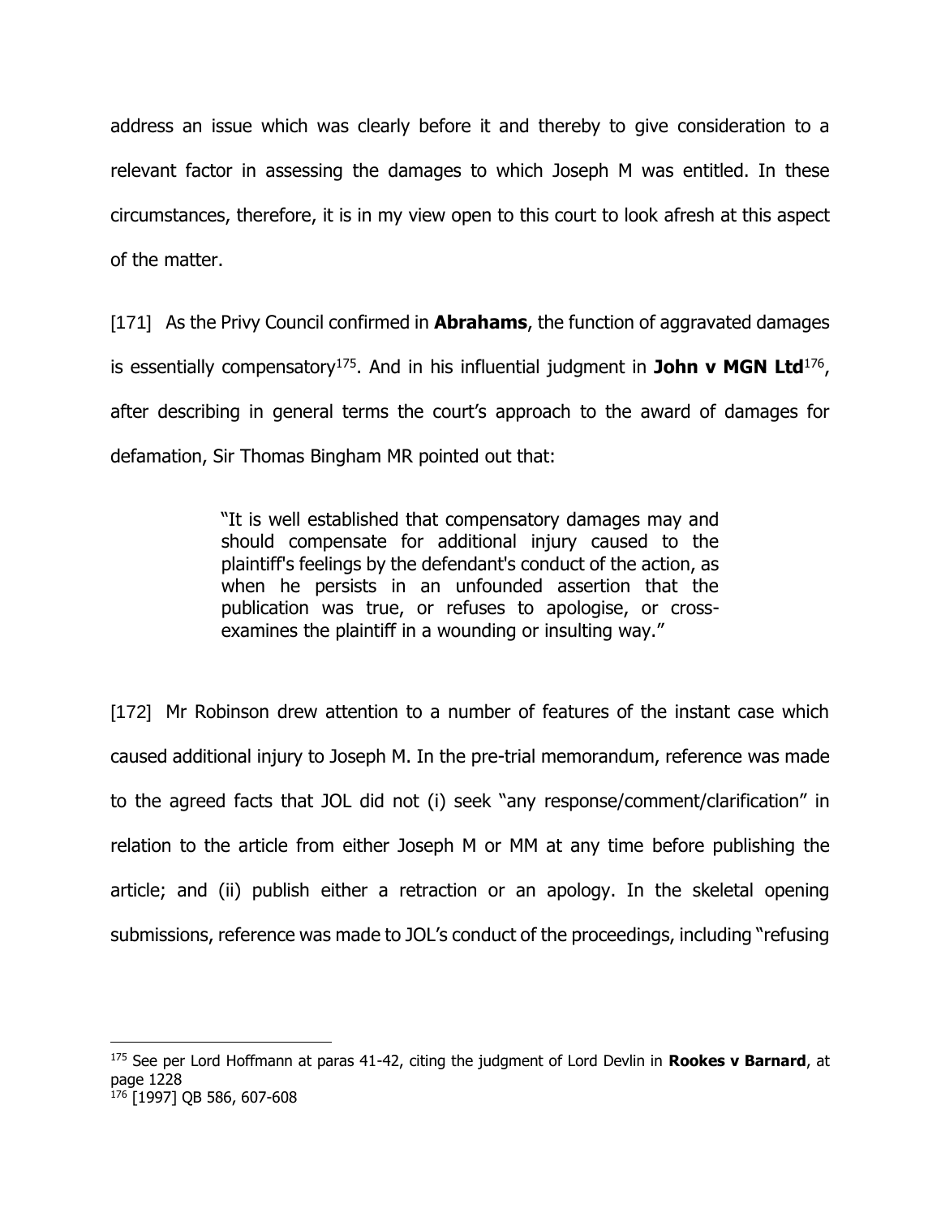address an issue which was clearly before it and thereby to give consideration to a relevant factor in assessing the damages to which Joseph M was entitled. In these circumstances, therefore, it is in my view open to this court to look afresh at this aspect of the matter.

[171] As the Privy Council confirmed in **Abrahams**, the function of aggravated damages is essentially compensatory[175]. And in his influential judgment in **John v MGN Ltd**[176], after describing in general terms the court's approach to the award of damages for defamation, Sir Thomas Bingham MR pointed out that:

> "It is well established that compensatory damages may and should compensate for additional injury caused to the plaintiff's feelings by the defendant's conduct of the action, as when he persists in an unfounded assertion that the publication was true, or refuses to apologise, or cross-examines the plaintiff in a wounding or insulting way."

[172] Mr Robinson drew attention to a number of features of the instant case which caused additional injury to Joseph M. In the pre-trial memorandum, reference was made to the agreed facts that JOL did not (i) seek "any response/comment/clarification" in relation to the article from either Joseph M or MM at any time before publishing the article; and (ii) publish either a retraction or an apology. In the skeletal opening submissions, reference was made to JOL's conduct of the proceedings, including "refusing

---

[175] See per Lord Hoffmann at paras 41-42, citing the judgment of Lord Devlin in **Rookes v Barnard**, at page 1228

[176] [1997] QB 586, 607-608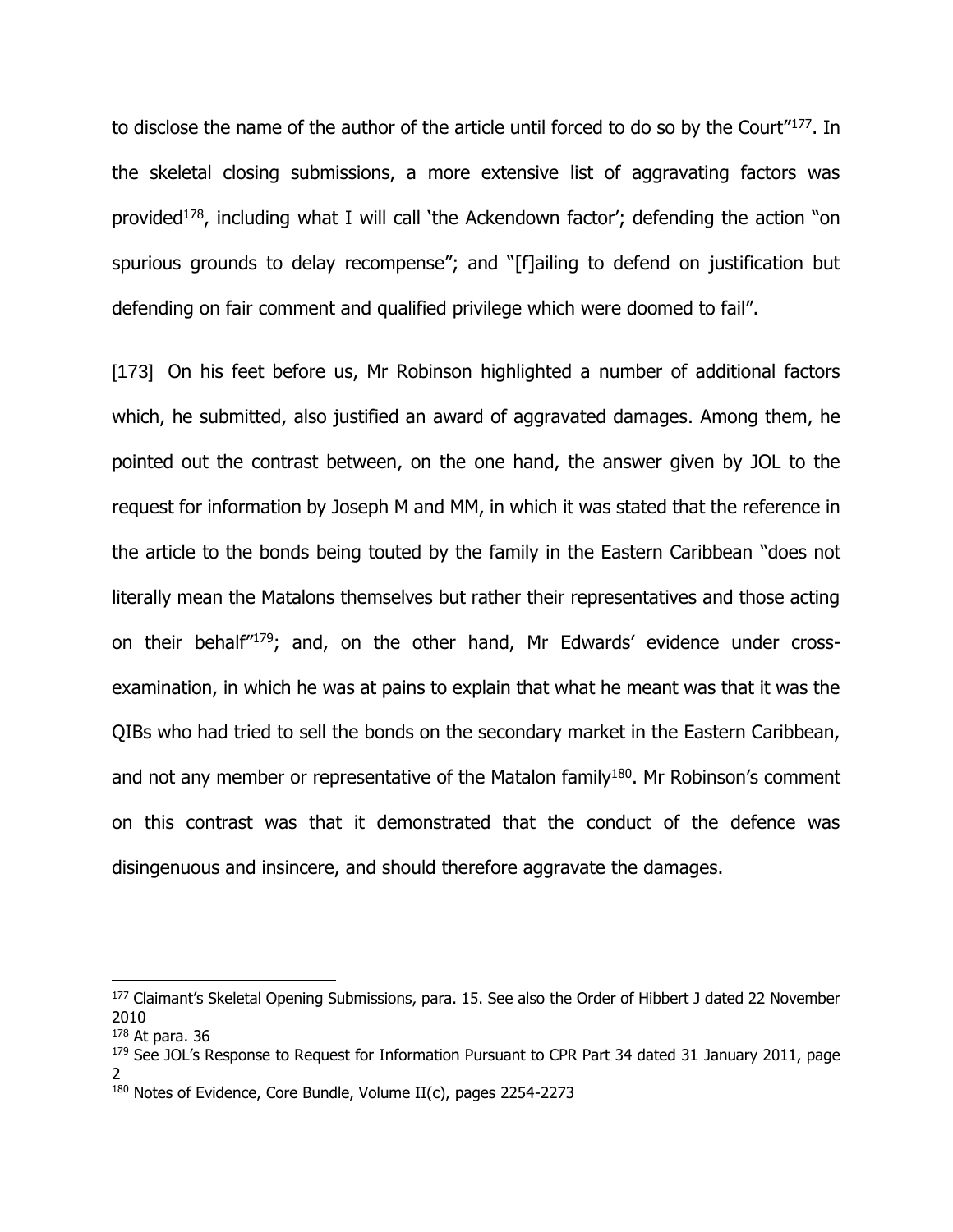to disclose the name of the author of the article until forced to do so by the Court"[177]. In the skeletal closing submissions, a more extensive list of aggravating factors was provided[178], including what I will call 'the Ackendown factor'; defending the action "on spurious grounds to delay recompense"; and "[f]ailing to defend on justification but defending on fair comment and qualified privilege which were doomed to fail".

[173] On his feet before us, Mr Robinson highlighted a number of additional factors which, he submitted, also justified an award of aggravated damages. Among them, he pointed out the contrast between, on the one hand, the answer given by JOL to the request for information by Joseph M and MM, in which it was stated that the reference in the article to the bonds being touted by the family in the Eastern Caribbean "does not literally mean the Matalons themselves but rather their representatives and those acting on their behalf"[179]; and, on the other hand, Mr Edwards' evidence under cross-examination, in which he was at pains to explain that what he meant was that it was the QIBs who had tried to sell the bonds on the secondary market in the Eastern Caribbean, and not any member or representative of the Matalon family[180]. Mr Robinson's comment on this contrast was that it demonstrated that the conduct of the defence was disingenuous and insincere, and should therefore aggravate the damages.

---

[177] Claimant's Skeletal Opening Submissions, para. 15. See also the Order of Hibbert J dated 22 November 2010

[178] At para. 36

[179] See JOL's Response to Request for Information Pursuant to CPR Part 34 dated 31 January 2011, page 2

[180] Notes of Evidence, Core Bundle, Volume II(c), pages 2254-2273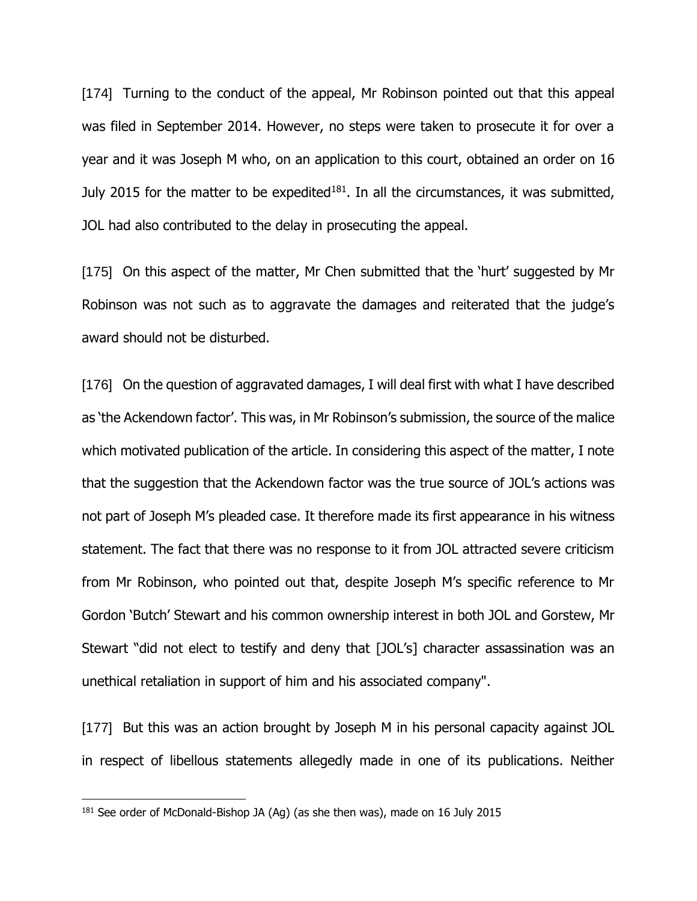[174] Turning to the conduct of the appeal, Mr Robinson pointed out that this appeal was filed in September 2014. However, no steps were taken to prosecute it for over a year and it was Joseph M who, on an application to this court, obtained an order on 16 July 2015 for the matter to be expedited[181]. In all the circumstances, it was submitted, JOL had also contributed to the delay in prosecuting the appeal.

[175] On this aspect of the matter, Mr Chen submitted that the 'hurt' suggested by Mr Robinson was not such as to aggravate the damages and reiterated that the judge's award should not be disturbed.

[176] On the question of aggravated damages, I will deal first with what I have described as 'the Ackendown factor'. This was, in Mr Robinson's submission, the source of the malice which motivated publication of the article. In considering this aspect of the matter, I note that the suggestion that the Ackendown factor was the true source of JOL's actions was not part of Joseph M's pleaded case. It therefore made its first appearance in his witness statement. The fact that there was no response to it from JOL attracted severe criticism from Mr Robinson, who pointed out that, despite Joseph M's specific reference to Mr Gordon 'Butch' Stewart and his common ownership interest in both JOL and Gorstew, Mr Stewart "did not elect to testify and deny that [JOL's] character assassination was an unethical retaliation in support of him and his associated company".

[177] But this was an action brought by Joseph M in his personal capacity against JOL in respect of libellous statements allegedly made in one of its publications. Neither

---

[181] See order of McDonald-Bishop JA (Ag) (as she then was), made on 16 July 2015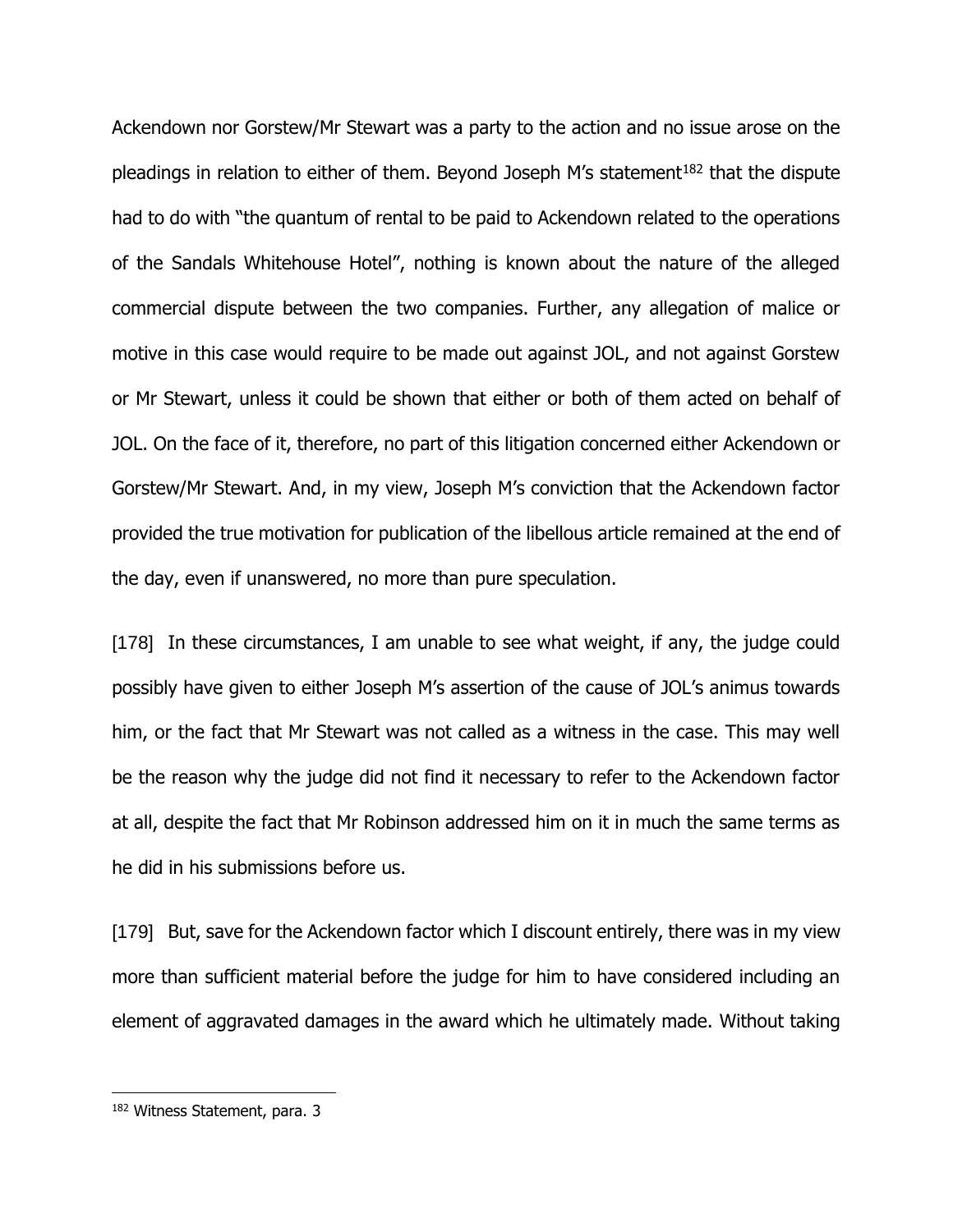Ackendown nor Gorstew/Mr Stewart was a party to the action and no issue arose on the pleadings in relation to either of them. Beyond Joseph M's statement[182] that the dispute had to do with "the quantum of rental to be paid to Ackendown related to the operations of the Sandals Whitehouse Hotel", nothing is known about the nature of the alleged commercial dispute between the two companies. Further, any allegation of malice or motive in this case would require to be made out against JOL, and not against Gorstew or Mr Stewart, unless it could be shown that either or both of them acted on behalf of JOL. On the face of it, therefore, no part of this litigation concerned either Ackendown or Gorstew/Mr Stewart. And, in my view, Joseph M's conviction that the Ackendown factor provided the true motivation for publication of the libellous article remained at the end of the day, even if unanswered, no more than pure speculation.

[178] In these circumstances, I am unable to see what weight, if any, the judge could possibly have given to either Joseph M's assertion of the cause of JOL's animus towards him, or the fact that Mr Stewart was not called as a witness in the case. This may well be the reason why the judge did not find it necessary to refer to the Ackendown factor at all, despite the fact that Mr Robinson addressed him on it in much the same terms as he did in his submissions before us.

[179] But, save for the Ackendown factor which I discount entirely, there was in my view more than sufficient material before the judge for him to have considered including an element of aggravated damages in the award which he ultimately made. Without taking

[182] Witness Statement, para. 3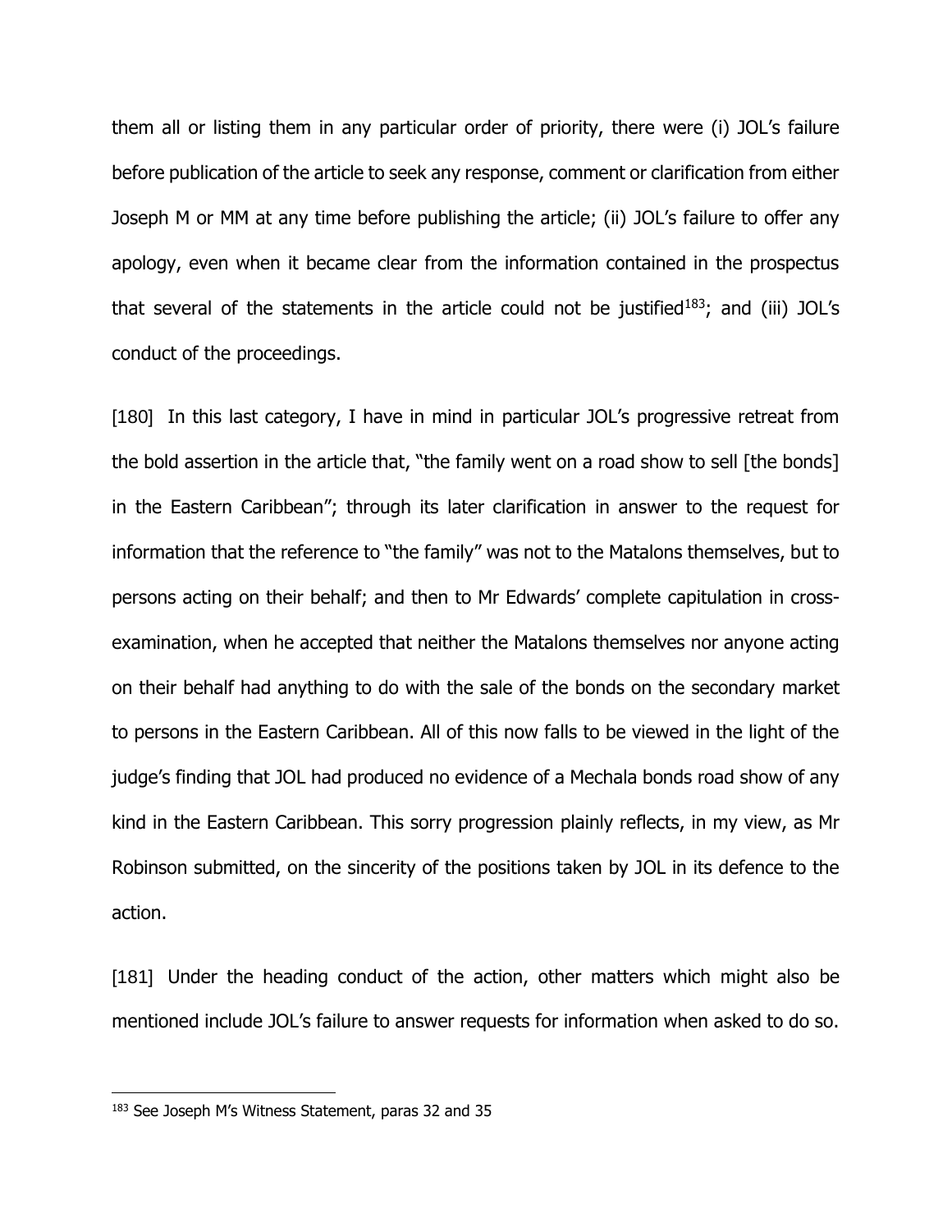them all or listing them in any particular order of priority, there were (i) JOL's failure before publication of the article to seek any response, comment or clarification from either Joseph M or MM at any time before publishing the article; (ii) JOL's failure to offer any apology, even when it became clear from the information contained in the prospectus that several of the statements in the article could not be justified[183]; and (iii) JOL's conduct of the proceedings.

[180] In this last category, I have in mind in particular JOL's progressive retreat from the bold assertion in the article that, "the family went on a road show to sell [the bonds] in the Eastern Caribbean"; through its later clarification in answer to the request for information that the reference to "the family" was not to the Matalons themselves, but to persons acting on their behalf; and then to Mr Edwards' complete capitulation in cross-examination, when he accepted that neither the Matalons themselves nor anyone acting on their behalf had anything to do with the sale of the bonds on the secondary market to persons in the Eastern Caribbean. All of this now falls to be viewed in the light of the judge's finding that JOL had produced no evidence of a Mechala bonds road show of any kind in the Eastern Caribbean. This sorry progression plainly reflects, in my view, as Mr Robinson submitted, on the sincerity of the positions taken by JOL in its defence to the action.

[181] Under the heading conduct of the action, other matters which might also be mentioned include JOL's failure to answer requests for information when asked to do so.

---

[183] See Joseph M's Witness Statement, paras 32 and 35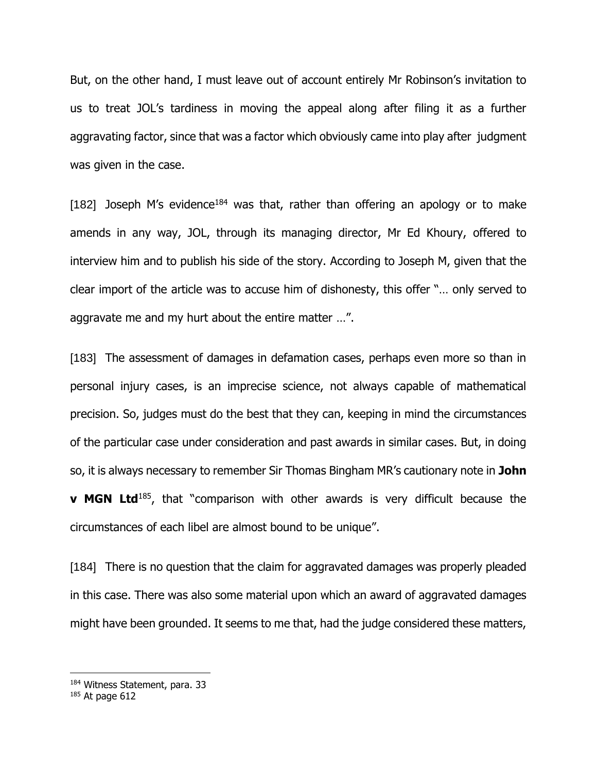But, on the other hand, I must leave out of account entirely Mr Robinson's invitation to us to treat JOL's tardiness in moving the appeal along after filing it as a further aggravating factor, since that was a factor which obviously came into play after judgment was given in the case.

[182] Joseph M's evidence[184] was that, rather than offering an apology or to make amends in any way, JOL, through its managing director, Mr Ed Khoury, offered to interview him and to publish his side of the story. According to Joseph M, given that the clear import of the article was to accuse him of dishonesty, this offer "… only served to aggravate me and my hurt about the entire matter …".

[183] The assessment of damages in defamation cases, perhaps even more so than in personal injury cases, is an imprecise science, not always capable of mathematical precision. So, judges must do the best that they can, keeping in mind the circumstances of the particular case under consideration and past awards in similar cases. But, in doing so, it is always necessary to remember Sir Thomas Bingham MR's cautionary note in **John v MGN Ltd**[185], that "comparison with other awards is very difficult because the circumstances of each libel are almost bound to be unique".

[184] There is no question that the claim for aggravated damages was properly pleaded in this case. There was also some material upon which an award of aggravated damages might have been grounded. It seems to me that, had the judge considered these matters,

---

[184] Witness Statement, para. 33

[185] At page 612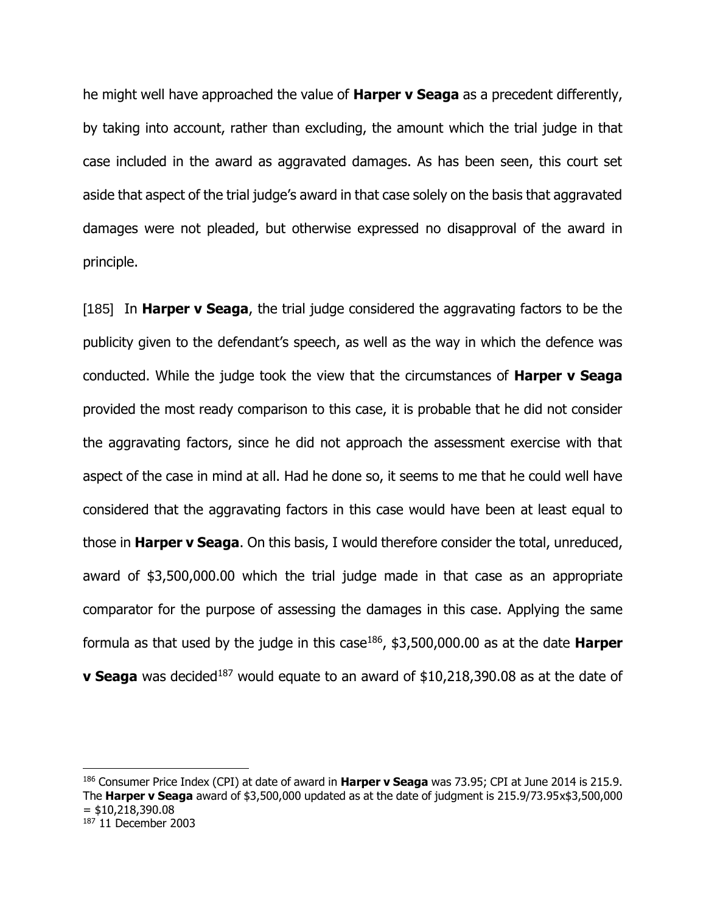he might well have approached the value of **Harper v Seaga** as a precedent differently, by taking into account, rather than excluding, the amount which the trial judge in that case included in the award as aggravated damages. As has been seen, this court set aside that aspect of the trial judge's award in that case solely on the basis that aggravated damages were not pleaded, but otherwise expressed no disapproval of the award in principle.

[185] In **Harper v Seaga**, the trial judge considered the aggravating factors to be the publicity given to the defendant's speech, as well as the way in which the defence was conducted. While the judge took the view that the circumstances of **Harper v Seaga** provided the most ready comparison to this case, it is probable that he did not consider the aggravating factors, since he did not approach the assessment exercise with that aspect of the case in mind at all. Had he done so, it seems to me that he could well have considered that the aggravating factors in this case would have been at least equal to those in **Harper v Seaga**. On this basis, I would therefore consider the total, unreduced, award of $3,500,000.00 which the trial judge made in that case as an appropriate comparator for the purpose of assessing the damages in this case. Applying the same formula as that used by the judge in this case[186], $3,500,000.00 as at the date **Harper v Seaga** was decided[187] would equate to an award of $10,218,390.08 as at the date of

---

[186] Consumer Price Index (CPI) at date of award in **Harper v Seaga** was 73.95; CPI at June 2014 is 215.9. The **Harper v Seaga** award of $3,500,000 updated as at the date of judgment is 215.9/73.95x$3,500,000 = $10,218,390.08

[187] 11 December 2003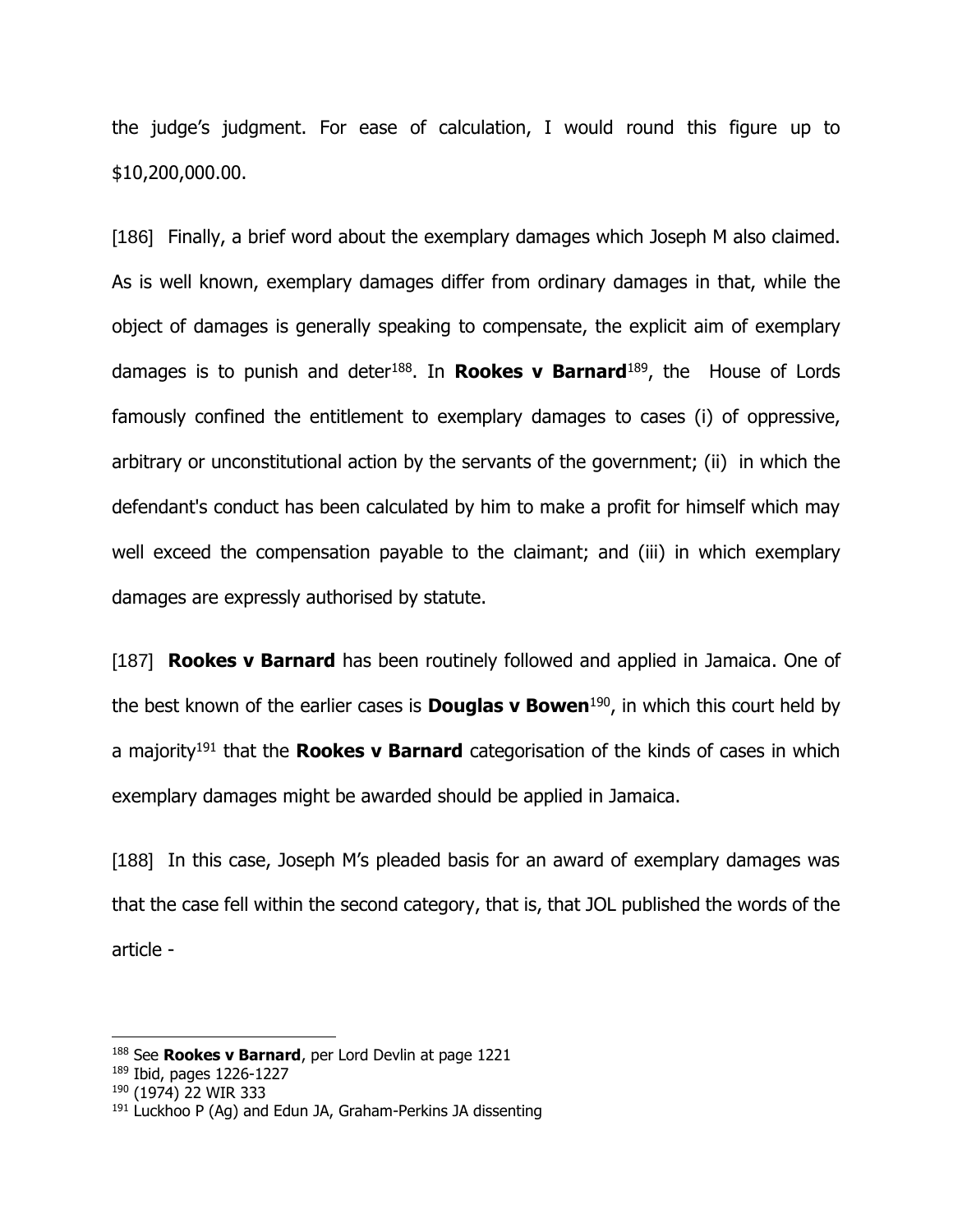the judge's judgment. For ease of calculation, I would round this figure up to $10,200,000.00.

[186] Finally, a brief word about the exemplary damages which Joseph M also claimed. As is well known, exemplary damages differ from ordinary damages in that, while the object of damages is generally speaking to compensate, the explicit aim of exemplary damages is to punish and deter[188]. In **Rookes v Barnard**[189], the House of Lords famously confined the entitlement to exemplary damages to cases (i) of oppressive, arbitrary or unconstitutional action by the servants of the government; (ii) in which the defendant's conduct has been calculated by him to make a profit for himself which may well exceed the compensation payable to the claimant; and (iii) in which exemplary damages are expressly authorised by statute.

[187] **Rookes v Barnard** has been routinely followed and applied in Jamaica. One of the best known of the earlier cases is **Douglas v Bowen**[190], in which this court held by a majority[191] that the **Rookes v Barnard** categorisation of the kinds of cases in which exemplary damages might be awarded should be applied in Jamaica.

[188] In this case, Joseph M's pleaded basis for an award of exemplary damages was that the case fell within the second category, that is, that JOL published the words of the article -

---

[188] See **Rookes v Barnard**, per Lord Devlin at page 1221

[189] Ibid, pages 1226-1227

[190] (1974) 22 WIR 333

[191] Luckhoo P (Ag) and Edun JA, Graham-Perkins JA dissenting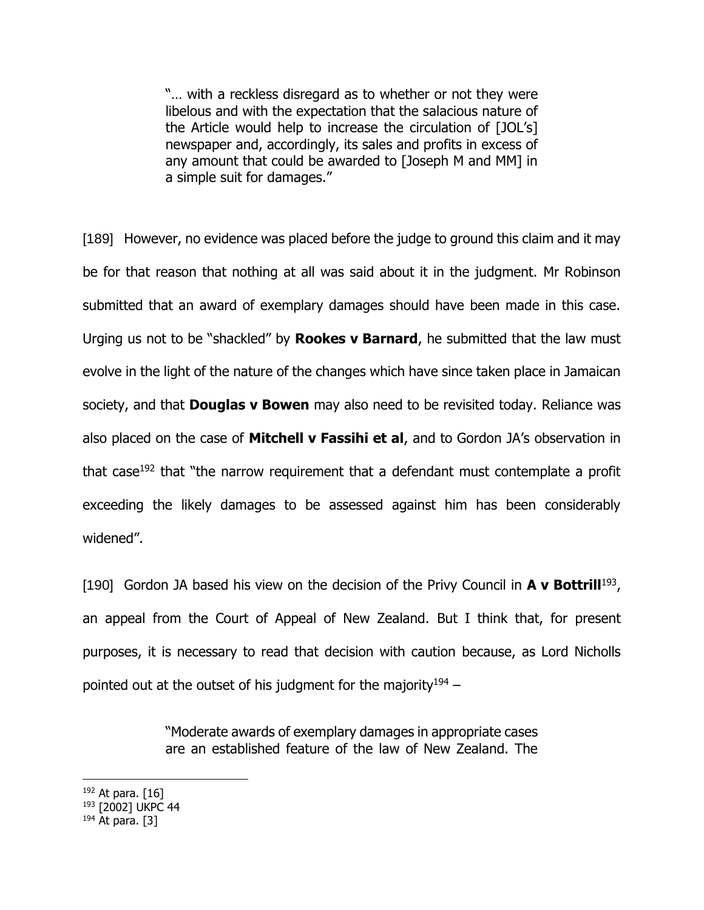> "… with a reckless disregard as to whether or not they were libelous and with the expectation that the salacious nature of the Article would help to increase the circulation of [JOL's] newspaper and, accordingly, its sales and profits in excess of any amount that could be awarded to [Joseph M and MM] in a simple suit for damages."

[189] However, no evidence was placed before the judge to ground this claim and it may be for that reason that nothing at all was said about it in the judgment. Mr Robinson submitted that an award of exemplary damages should have been made in this case. Urging us not to be "shackled" by **Rookes v Barnard**, he submitted that the law must evolve in the light of the nature of the changes which have since taken place in Jamaican society, and that **Douglas v Bowen** may also need to be revisited today. Reliance was also placed on the case of **Mitchell v Fassihi et al**, and to Gordon JA's observation in that case[192] that "the narrow requirement that a defendant must contemplate a profit exceeding the likely damages to be assessed against him has been considerably widened".

[190] Gordon JA based his view on the decision of the Privy Council in **A v Bottrill**[193], an appeal from the Court of Appeal of New Zealand. But I think that, for present purposes, it is necessary to read that decision with caution because, as Lord Nicholls pointed out at the outset of his judgment for the majority[194] –

> "Moderate awards of exemplary damages in appropriate cases are an established feature of the law of New Zealand. The

---

[192] At para. [16]

[193] [2002] UKPC 44

[194] At para. [3]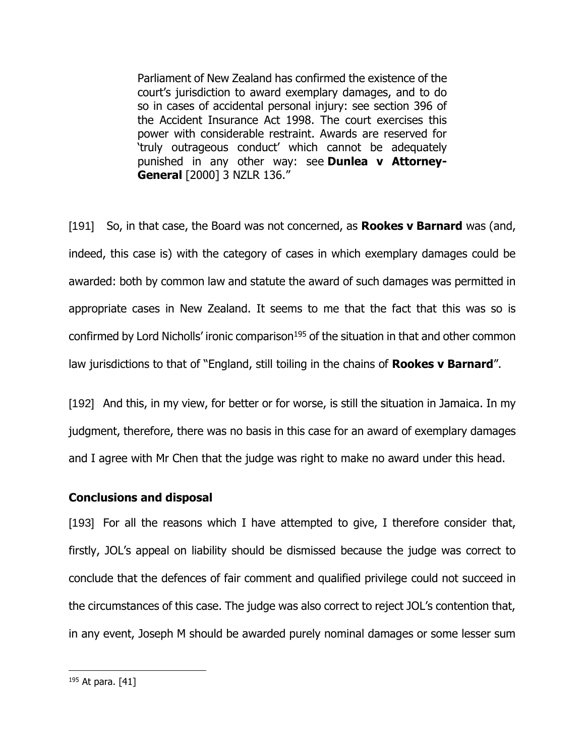> Parliament of New Zealand has confirmed the existence of the court's jurisdiction to award exemplary damages, and to do so in cases of accidental personal injury: see section 396 of the Accident Insurance Act 1998. The court exercises this power with considerable restraint. Awards are reserved for 'truly outrageous conduct' which cannot be adequately punished in any other way: see **Dunlea v Attorney-General** [2000] 3 NZLR 136."

[191] So, in that case, the Board was not concerned, as **Rookes v Barnard** was (and, indeed, this case is) with the category of cases in which exemplary damages could be awarded: both by common law and statute the award of such damages was permitted in appropriate cases in New Zealand. It seems to me that the fact that this was so is confirmed by Lord Nicholls' ironic comparison[195] of the situation in that and other common law jurisdictions to that of "England, still toiling in the chains of **Rookes v Barnard**".

[192] And this, in my view, for better or for worse, is still the situation in Jamaica. In my judgment, therefore, there was no basis in this case for an award of exemplary damages and I agree with Mr Chen that the judge was right to make no award under this head.

## Conclusions and disposal

[193] For all the reasons which I have attempted to give, I therefore consider that, firstly, JOL's appeal on liability should be dismissed because the judge was correct to conclude that the defences of fair comment and qualified privilege could not succeed in the circumstances of this case. The judge was also correct to reject JOL's contention that, in any event, Joseph M should be awarded purely nominal damages or some lesser sum

[195] At para. [41]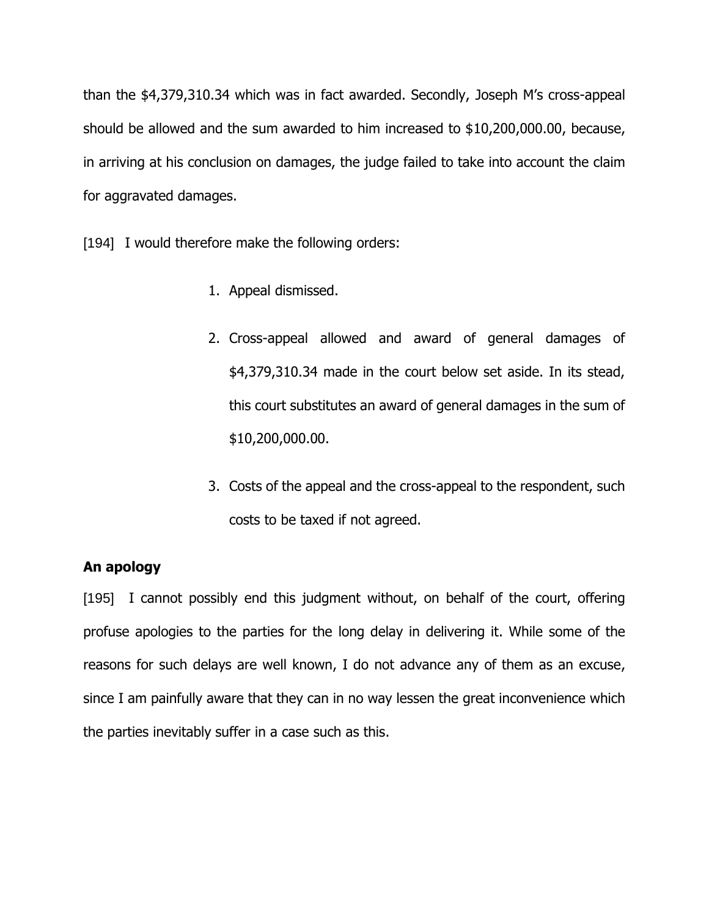than the $4,379,310.34 which was in fact awarded. Secondly, Joseph M's cross-appeal should be allowed and the sum awarded to him increased to $10,200,000.00, because, in arriving at his conclusion on damages, the judge failed to take into account the claim for aggravated damages.

[194] I would therefore make the following orders:

1. Appeal dismissed.
2. Cross-appeal allowed and award of general damages of $4,379,310.34 made in the court below set aside. In its stead, this court substitutes an award of general damages in the sum of $10,200,000.00.
3. Costs of the appeal and the cross-appeal to the respondent, such costs to be taxed if not agreed.

**An apology**

[195] I cannot possibly end this judgment without, on behalf of the court, offering profuse apologies to the parties for the long delay in delivering it. While some of the reasons for such delays are well known, I do not advance any of them as an excuse, since I am painfully aware that they can in no way lessen the great inconvenience which the parties inevitably suffer in a case such as this.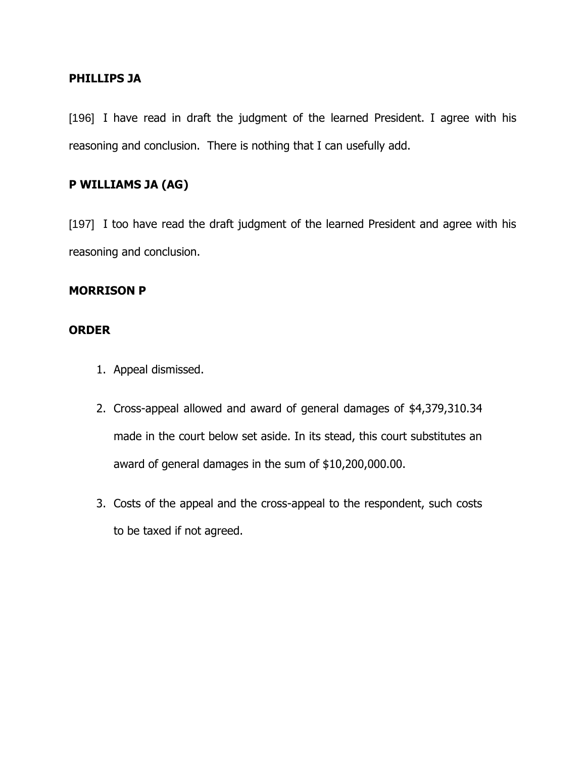**PHILLIPS JA**

[196] I have read in draft the judgment of the learned President. I agree with his reasoning and conclusion. There is nothing that I can usefully add.

**P WILLIAMS JA (AG)**

[197] I too have read the draft judgment of the learned President and agree with his reasoning and conclusion.

**MORRISON P**

**ORDER**

1. Appeal dismissed.
2. Cross-appeal allowed and award of general damages of $4,379,310.34 made in the court below set aside. In its stead, this court substitutes an award of general damages in the sum of $10,200,000.00.
3. Costs of the appeal and the cross-appeal to the respondent, such costs to be taxed if not agreed.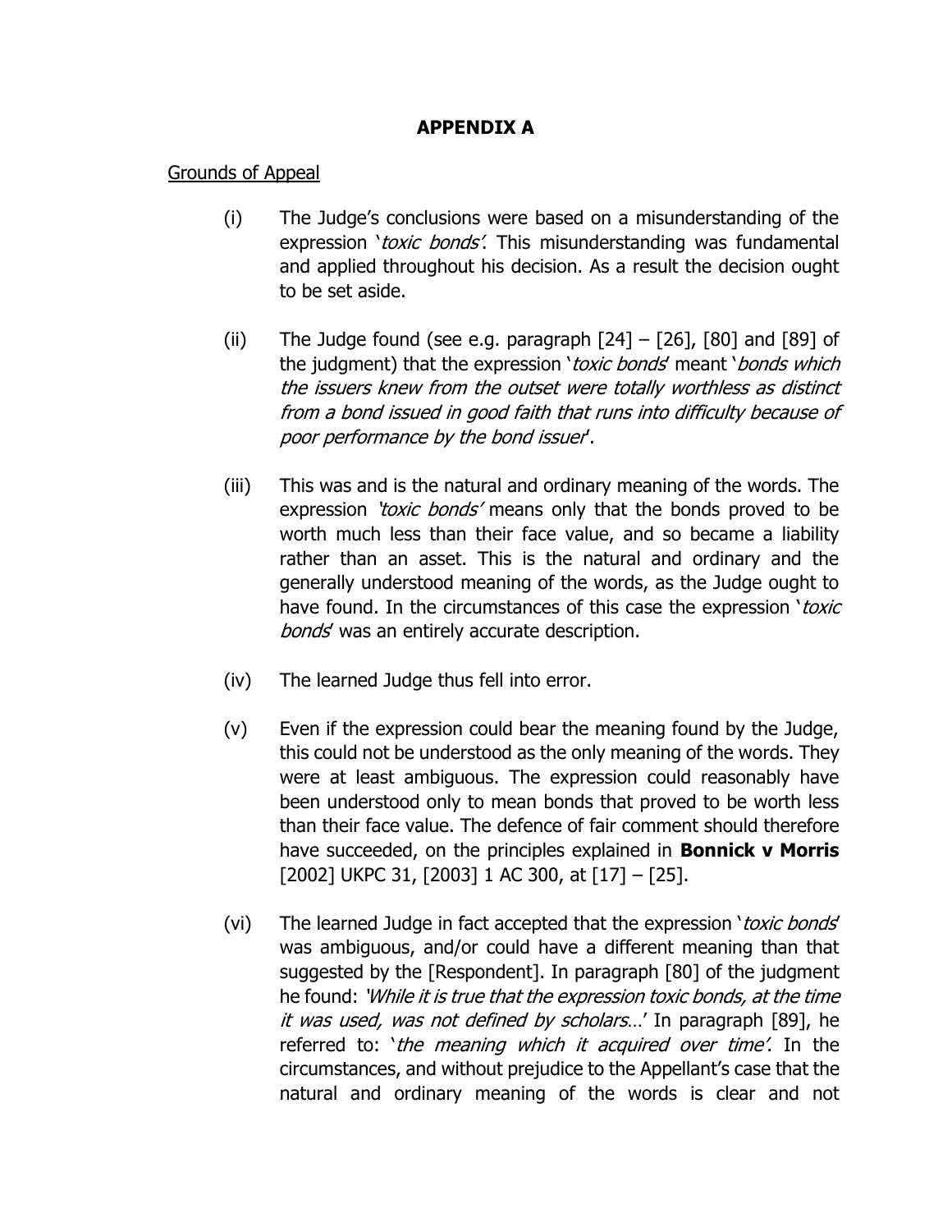## APPENDIX A

Grounds of Appeal

(i) The Judge's conclusions were based on a misunderstanding of the expression '*toxic bonds*'. This misunderstanding was fundamental and applied throughout his decision. As a result the decision ought to be set aside.

(ii) The Judge found (see e.g. paragraph [24] – [26], [80] and [89] of the judgment) that the expression '*toxic bonds*' meant '*bonds which the issuers knew from the outset were totally worthless as distinct from a bond issued in good faith that runs into difficulty because of poor performance by the bond issuer*'.

(iii) This was and is the natural and ordinary meaning of the words. The expression '*toxic bonds*' means only that the bonds proved to be worth much less than their face value, and so became a liability rather than an asset. This is the natural and ordinary and the generally understood meaning of the words, as the Judge ought to have found. In the circumstances of this case the expression '*toxic bonds*' was an entirely accurate description.

(iv) The learned Judge thus fell into error.

(v) Even if the expression could bear the meaning found by the Judge, this could not be understood as the only meaning of the words. They were at least ambiguous. The expression could reasonably have been understood only to mean bonds that proved to be worth less than their face value. The defence of fair comment should therefore have succeeded, on the principles explained in **Bonnick v Morris** [2002] UKPC 31, [2003] 1 AC 300, at [17] – [25].

(vi) The learned Judge in fact accepted that the expression '*toxic bonds*' was ambiguous, and/or could have a different meaning than that suggested by the [Respondent]. In paragraph [80] of the judgment he found: '*While it is true that the expression toxic bonds, at the time it was used, was not defined by scholars…*' In paragraph [89], he referred to: '*the meaning which it acquired over time*'. In the circumstances, and without prejudice to the Appellant's case that the natural and ordinary meaning of the words is clear and not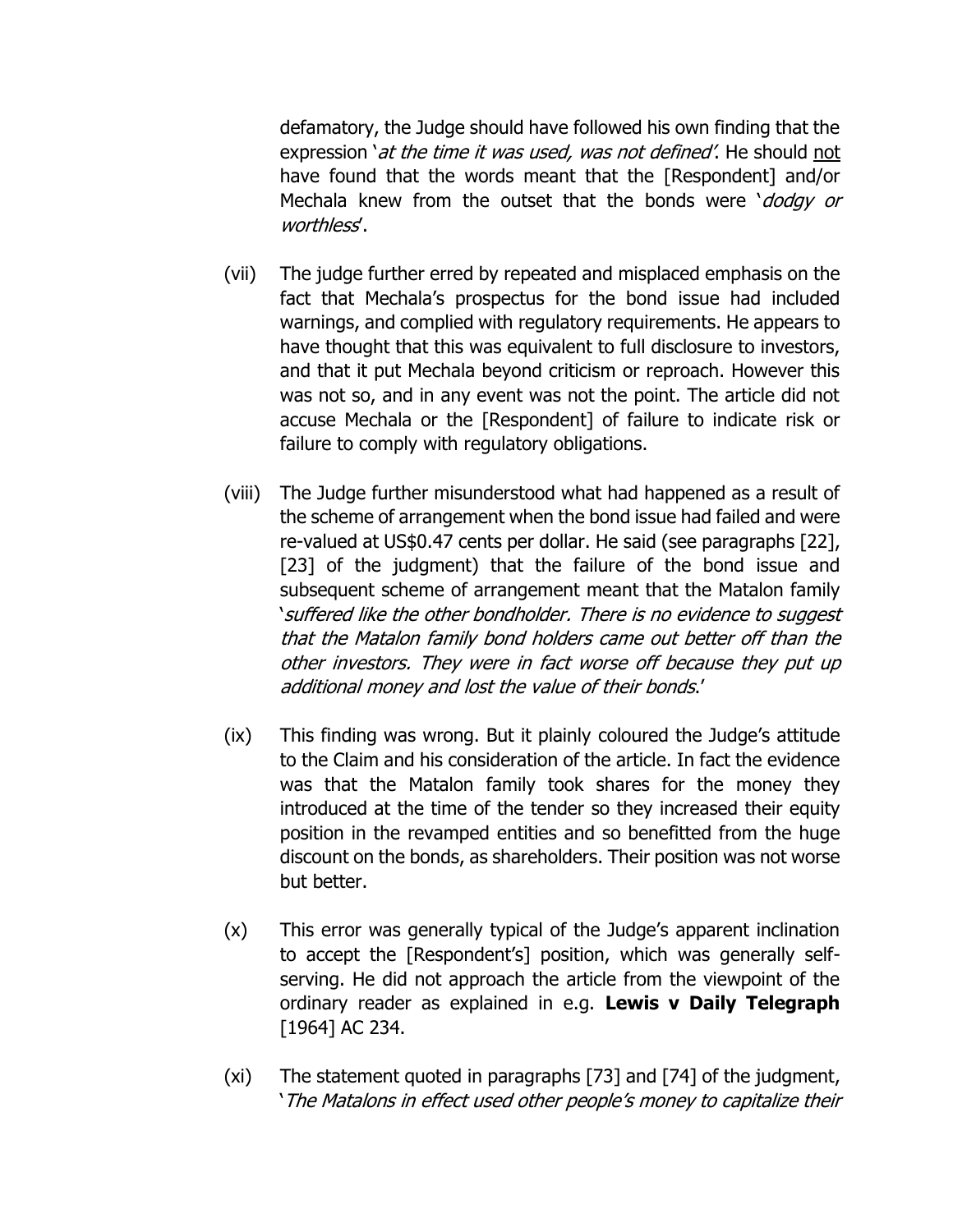defamatory, the Judge should have followed his own finding that the expression '*at the time it was used, was not defined*'. He should not have found that the words meant that the [Respondent] and/or Mechala knew from the outset that the bonds were '*dodgy or worthless*'.

(vii) The judge further erred by repeated and misplaced emphasis on the fact that Mechala's prospectus for the bond issue had included warnings, and complied with regulatory requirements. He appears to have thought that this was equivalent to full disclosure to investors, and that it put Mechala beyond criticism or reproach. However this was not so, and in any event was not the point. The article did not accuse Mechala or the [Respondent] of failure to indicate risk or failure to comply with regulatory obligations.

(viii) The Judge further misunderstood what had happened as a result of the scheme of arrangement when the bond issue had failed and were re-valued at US$0.47 cents per dollar. He said (see paragraphs [22], [23] of the judgment) that the failure of the bond issue and subsequent scheme of arrangement meant that the Matalon family '*suffered like the other bondholder. There is no evidence to suggest that the Matalon family bond holders came out better off than the other investors. They were in fact worse off because they put up additional money and lost the value of their bonds*.'

(ix) This finding was wrong. But it plainly coloured the Judge's attitude to the Claim and his consideration of the article. In fact the evidence was that the Matalon family took shares for the money they introduced at the time of the tender so they increased their equity position in the revamped entities and so benefitted from the huge discount on the bonds, as shareholders. Their position was not worse but better.

(x) This error was generally typical of the Judge's apparent inclination to accept the [Respondent's] position, which was generally self-serving. He did not approach the article from the viewpoint of the ordinary reader as explained in e.g. **Lewis v Daily Telegraph** [1964] AC 234.

(xi) The statement quoted in paragraphs [73] and [74] of the judgment, '*The Matalons in effect used other people's money to capitalize their*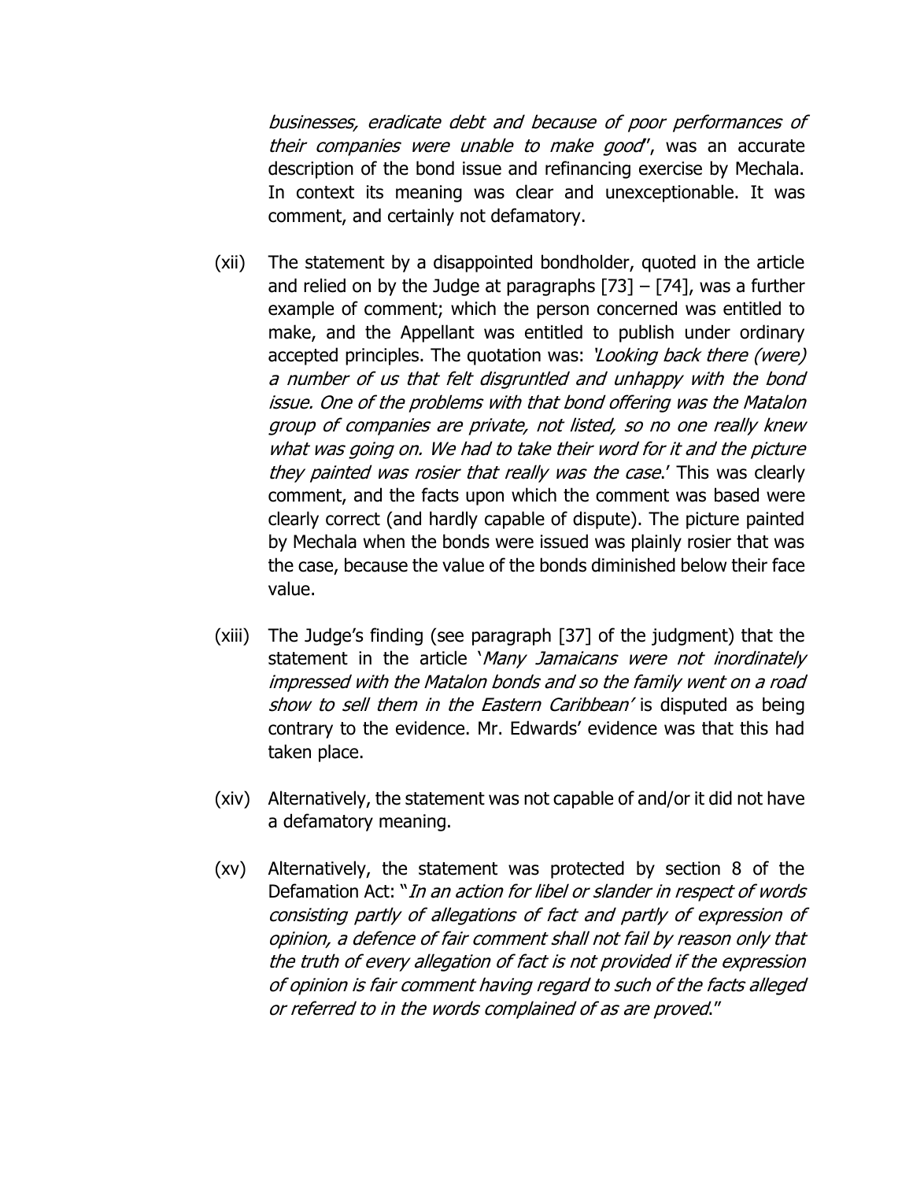*businesses, eradicate debt and because of poor performances of their companies were unable to make good*", was an accurate description of the bond issue and refinancing exercise by Mechala. In context its meaning was clear and unexceptionable. It was comment, and certainly not defamatory.

(xii) The statement by a disappointed bondholder, quoted in the article and relied on by the Judge at paragraphs [73] – [74], was a further example of comment; which the person concerned was entitled to make, and the Appellant was entitled to publish under ordinary accepted principles. The quotation was: '*Looking back there (were) a number of us that felt disgruntled and unhappy with the bond issue. One of the problems with that bond offering was the Matalon group of companies are private, not listed, so no one really knew what was going on. We had to take their word for it and the picture they painted was rosier that really was the case*.' This was clearly comment, and the facts upon which the comment was based were clearly correct (and hardly capable of dispute). The picture painted by Mechala when the bonds were issued was plainly rosier that was the case, because the value of the bonds diminished below their face value.

(xiii) The Judge's finding (see paragraph [37] of the judgment) that the statement in the article '*Many Jamaicans were not inordinately impressed with the Matalon bonds and so the family went on a road show to sell them in the Eastern Caribbean*' is disputed as being contrary to the evidence. Mr. Edwards' evidence was that this had taken place.

(xiv) Alternatively, the statement was not capable of and/or it did not have a defamatory meaning.

(xv) Alternatively, the statement was protected by section 8 of the Defamation Act: "*In an action for libel or slander in respect of words consisting partly of allegations of fact and partly of expression of opinion, a defence of fair comment shall not fail by reason only that the truth of every allegation of fact is not provided if the expression of opinion is fair comment having regard to such of the facts alleged or referred to in the words complained of as are proved*."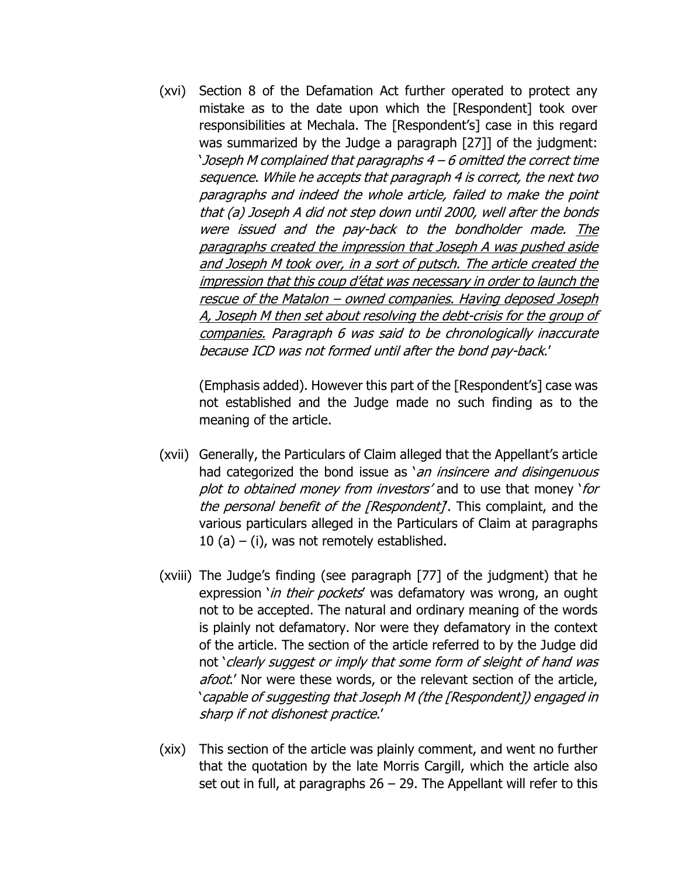(xvi) Section 8 of the Defamation Act further operated to protect any mistake as to the date upon which the [Respondent] took over responsibilities at Mechala. The [Respondent's] case in this regard was summarized by the Judge a paragraph [27]] of the judgment: '*Joseph M complained that paragraphs 4 – 6 omitted the correct time sequence. While he accepts that paragraph 4 is correct, the next two paragraphs and indeed the whole article, failed to make the point that (a) Joseph A did not step down until 2000, well after the bonds were issued and the pay-back to the bondholder made. <u>The paragraphs created the impression that Joseph A was pushed aside and Joseph M took over, in a sort of putsch. The article created the impression that this coup d'état was necessary in order to launch the rescue of the Matalon – owned companies. Having deposed Joseph A, Joseph M then set about resolving the debt-crisis for the group of companies.</u> Paragraph 6 was said to be chronologically inaccurate because ICD was not formed until after the bond pay-back*.'

(Emphasis added). However this part of the [Respondent's] case was not established and the Judge made no such finding as to the meaning of the article.

(xvii) Generally, the Particulars of Claim alleged that the Appellant's article had categorized the bond issue as '*an insincere and disingenuous plot to obtained money from investors*' and to use that money '*for the personal benefit of the [Respondent]*'. This complaint, and the various particulars alleged in the Particulars of Claim at paragraphs 10 (a) – (i), was not remotely established.

(xviii) The Judge's finding (see paragraph [77] of the judgment) that he expression '*in their pockets*' was defamatory was wrong, an ought not to be accepted. The natural and ordinary meaning of the words is plainly not defamatory. Nor were they defamatory in the context of the article. The section of the article referred to by the Judge did not '*clearly suggest or imply that some form of sleight of hand was afoot*.' Nor were these words, or the relevant section of the article, '*capable of suggesting that Joseph M (the [Respondent]) engaged in sharp if not dishonest practice*.'

(xix) This section of the article was plainly comment, and went no further that the quotation by the late Morris Cargill, which the article also set out in full, at paragraphs 26 – 29. The Appellant will refer to this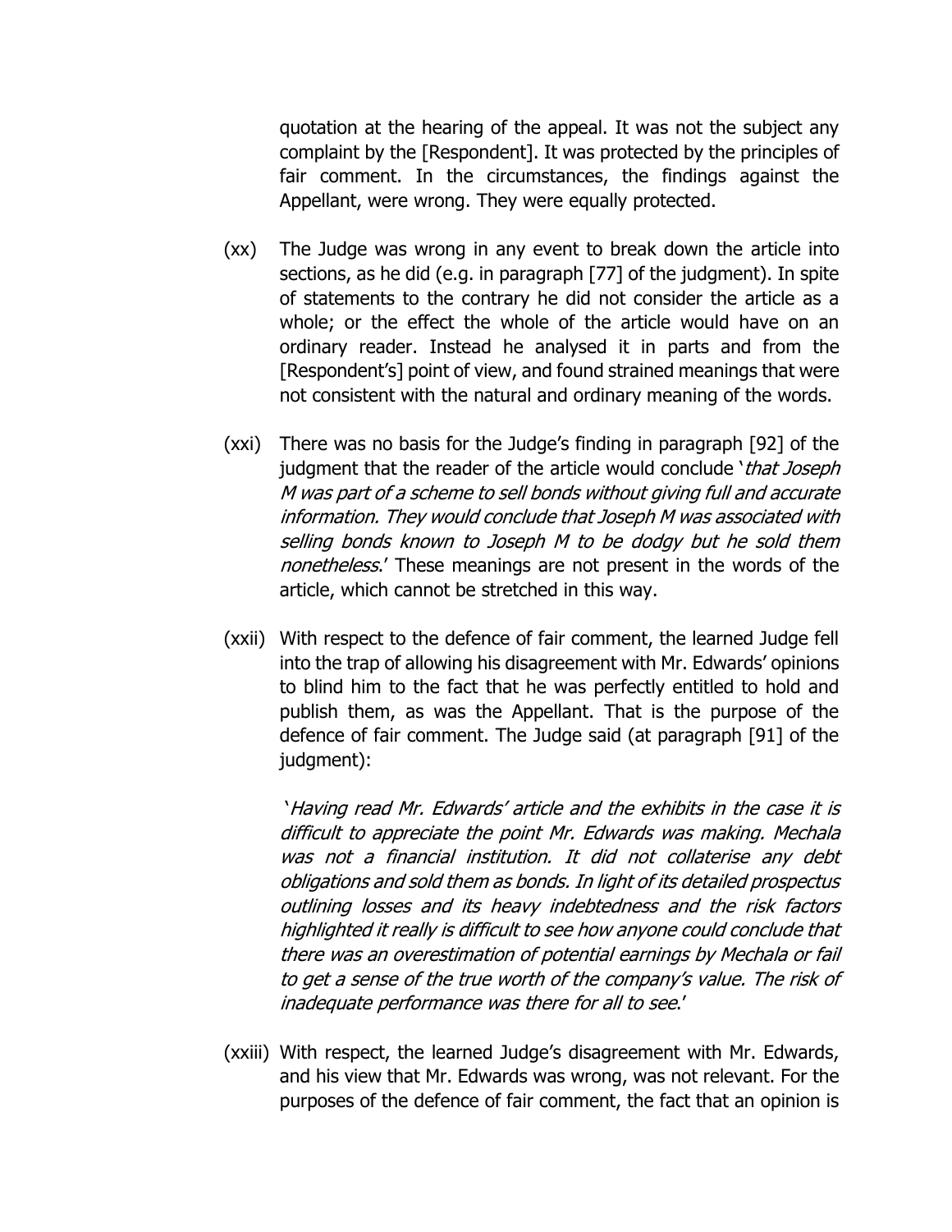quotation at the hearing of the appeal. It was not the subject any complaint by the [Respondent]. It was protected by the principles of fair comment. In the circumstances, the findings against the Appellant, were wrong. They were equally protected.

(xx) The Judge was wrong in any event to break down the article into sections, as he did (e.g. in paragraph [77] of the judgment). In spite of statements to the contrary he did not consider the article as a whole; or the effect the whole of the article would have on an ordinary reader. Instead he analysed it in parts and from the [Respondent's] point of view, and found strained meanings that were not consistent with the natural and ordinary meaning of the words.

(xxi) There was no basis for the Judge's finding in paragraph [92] of the judgment that the reader of the article would conclude '*that Joseph M was part of a scheme to sell bonds without giving full and accurate information. They would conclude that Joseph M was associated with selling bonds known to Joseph M to be dodgy but he sold them nonetheless*.' These meanings are not present in the words of the article, which cannot be stretched in this way.

(xxii) With respect to the defence of fair comment, the learned Judge fell into the trap of allowing his disagreement with Mr. Edwards' opinions to blind him to the fact that he was perfectly entitled to hold and publish them, as was the Appellant. That is the purpose of the defence of fair comment. The Judge said (at paragraph [91] of the judgment):

> '*Having read Mr. Edwards' article and the exhibits in the case it is difficult to appreciate the point Mr. Edwards was making. Mechala was not a financial institution. It did not collaterise any debt obligations and sold them as bonds. In light of its detailed prospectus outlining losses and its heavy indebtedness and the risk factors highlighted it really is difficult to see how anyone could conclude that there was an overestimation of potential earnings by Mechala or fail to get a sense of the true worth of the company's value. The risk of inadequate performance was there for all to see*.'

(xxiii) With respect, the learned Judge's disagreement with Mr. Edwards, and his view that Mr. Edwards was wrong, was not relevant. For the purposes of the defence of fair comment, the fact that an opinion is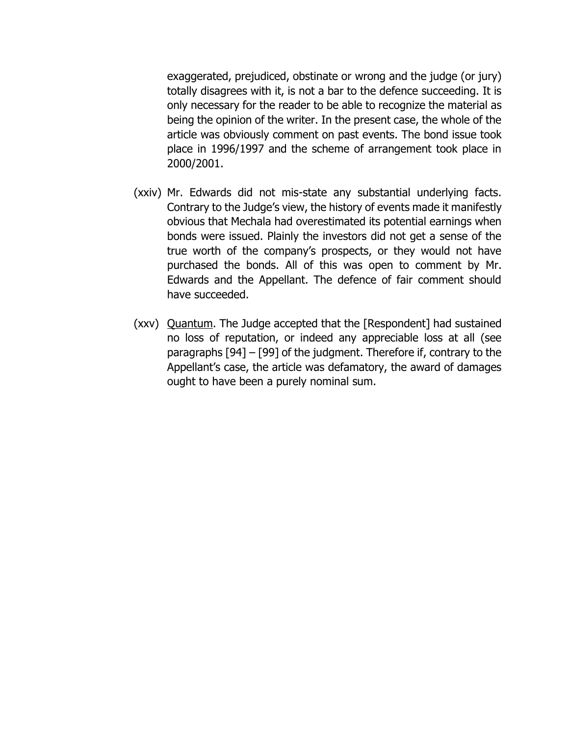exaggerated, prejudiced, obstinate or wrong and the judge (or jury) totally disagrees with it, is not a bar to the defence succeeding. It is only necessary for the reader to be able to recognize the material as being the opinion of the writer. In the present case, the whole of the article was obviously comment on past events. The bond issue took place in 1996/1997 and the scheme of arrangement took place in 2000/2001.

(xxiv) Mr. Edwards did not mis-state any substantial underlying facts. Contrary to the Judge's view, the history of events made it manifestly obvious that Mechala had overestimated its potential earnings when bonds were issued. Plainly the investors did not get a sense of the true worth of the company's prospects, or they would not have purchased the bonds. All of this was open to comment by Mr. Edwards and the Appellant. The defence of fair comment should have succeeded.

(xxv) <u>Quantum</u>. The Judge accepted that the [Respondent] had sustained no loss of reputation, or indeed any appreciable loss at all (see paragraphs [94] – [99] of the judgment. Therefore if, contrary to the Appellant's case, the article was defamatory, the award of damages ought to have been a purely nominal sum.